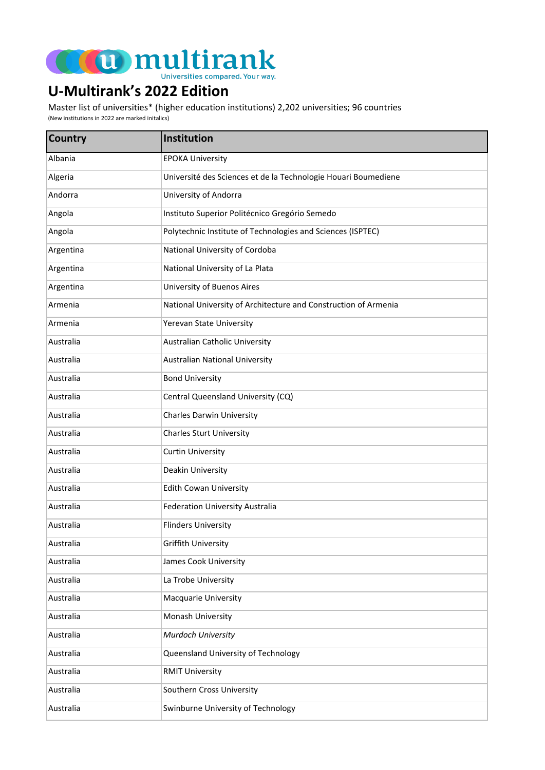multirank

Universities compared. Your way.

# U-Multirank's 2022 Edition

Master list of universities* (higher education institutions) 2,202 universities; 96 countries

(New institutions in 2022 are marked initalics)

| Country | Institution |
|---|---|
| Albania | EPOKA University |
| Algeria | Université des Sciences et de la Technologie Houari Boumediene |
| Andorra | University of Andorra |
| Angola | Instituto Superior Politécnico Gregório Semedo |
| Angola | Polytechnic Institute of Technologies and Sciences (ISPTEC) |
| Argentina | National University of Cordoba |
| Argentina | National University of La Plata |
| Argentina | University of Buenos Aires |
| Armenia | National University of Architecture and Construction of Armenia |
| Armenia | Yerevan State University |
| Australia | Australian Catholic University |
| Australia | Australian National University |
| Australia | Bond University |
| Australia | Central Queensland University (CQ) |
| Australia | Charles Darwin University |
| Australia | Charles Sturt University |
| Australia | Curtin University |
| Australia | Deakin University |
| Australia | Edith Cowan University |
| Australia | Federation University Australia |
| Australia | Flinders University |
| Australia | Griffith University |
| Australia | James Cook University |
| Australia | La Trobe University |
| Australia | Macquarie University |
| Australia | Monash University |
| Australia | *Murdoch University* |
| Australia | Queensland University of Technology |
| Australia | RMIT University |
| Australia | Southern Cross University |
| Australia | Swinburne University of Technology |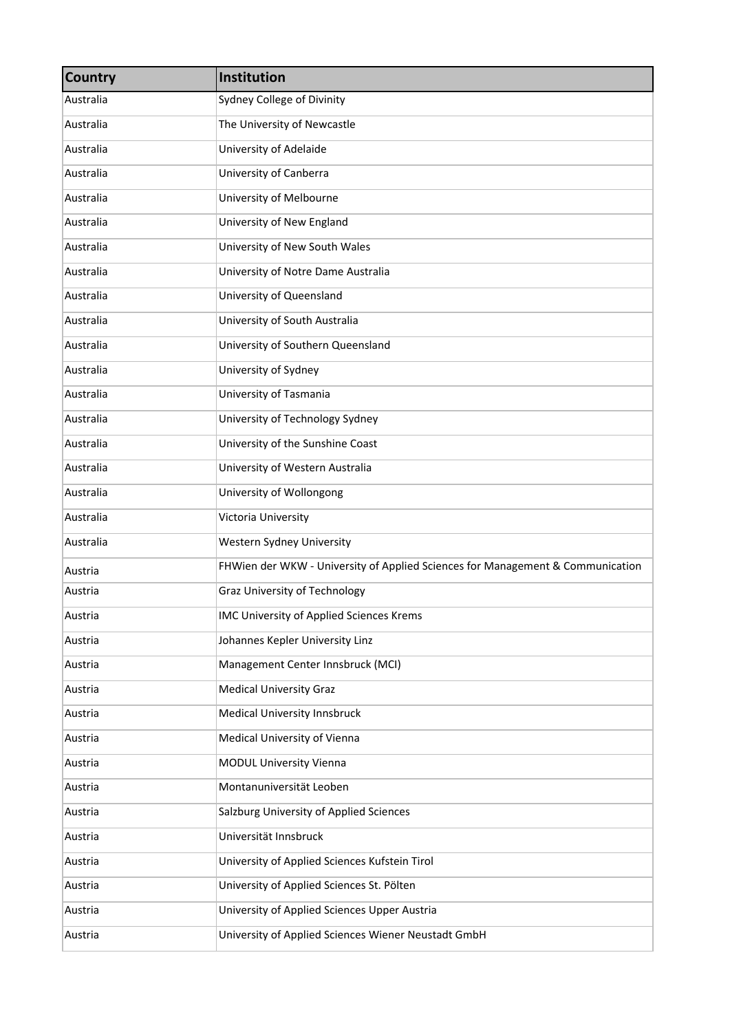| Country | Institution |
|---|---|
| Australia | Sydney College of Divinity |
| Australia | The University of Newcastle |
| Australia | University of Adelaide |
| Australia | University of Canberra |
| Australia | University of Melbourne |
| Australia | University of New England |
| Australia | University of New South Wales |
| Australia | University of Notre Dame Australia |
| Australia | University of Queensland |
| Australia | University of South Australia |
| Australia | University of Southern Queensland |
| Australia | University of Sydney |
| Australia | University of Tasmania |
| Australia | University of Technology Sydney |
| Australia | University of the Sunshine Coast |
| Australia | University of Western Australia |
| Australia | University of Wollongong |
| Australia | Victoria University |
| Australia | Western Sydney University |
| Austria | FHWien der WKW - University of Applied Sciences for Management & Communication |
| Austria | Graz University of Technology |
| Austria | IMC University of Applied Sciences Krems |
| Austria | Johannes Kepler University Linz |
| Austria | Management Center Innsbruck (MCI) |
| Austria | Medical University Graz |
| Austria | Medical University Innsbruck |
| Austria | Medical University of Vienna |
| Austria | MODUL University Vienna |
| Austria | Montanuniversität Leoben |
| Austria | Salzburg University of Applied Sciences |
| Austria | Universität Innsbruck |
| Austria | University of Applied Sciences Kufstein Tirol |
| Austria | University of Applied Sciences St. Pölten |
| Austria | University of Applied Sciences Upper Austria |
| Austria | University of Applied Sciences Wiener Neustadt GmbH |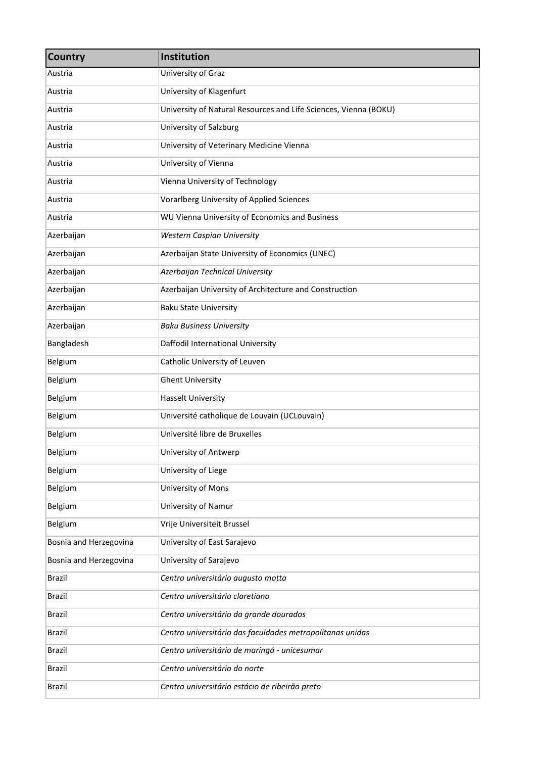| Country | Institution |
| --- | --- |
| Austria | University of Graz |
| Austria | University of Klagenfurt |
| Austria | University of Natural Resources and Life Sciences, Vienna (BOKU) |
| Austria | University of Salzburg |
| Austria | University of Veterinary Medicine Vienna |
| Austria | University of Vienna |
| Austria | Vienna University of Technology |
| Austria | Vorarlberg University of Applied Sciences |
| Austria | WU Vienna University of Economics and Business |
| Azerbaijan | *Western Caspian University* |
| Azerbaijan | Azerbaijan State University of Economics (UNEC) |
| Azerbaijan | *Azerbaijan Technical University* |
| Azerbaijan | Azerbaijan University of Architecture and Construction |
| Azerbaijan | Baku State University |
| Azerbaijan | *Baku Business University* |
| Bangladesh | Daffodil International University |
| Belgium | Catholic University of Leuven |
| Belgium | Ghent University |
| Belgium | Hasselt University |
| Belgium | Université catholique de Louvain (UCLouvain) |
| Belgium | Université libre de Bruxelles |
| Belgium | University of Antwerp |
| Belgium | University of Liege |
| Belgium | University of Mons |
| Belgium | University of Namur |
| Belgium | Vrije Universiteit Brussel |
| Bosnia and Herzegovina | University of East Sarajevo |
| Bosnia and Herzegovina | University of Sarajevo |
| Brazil | *Centro universitário augusto motta* |
| Brazil | *Centro universitário claretiano* |
| Brazil | *Centro universitário da grande dourados* |
| Brazil | *Centro universitário das faculdades metropolitanas unidas* |
| Brazil | *Centro universitário de maringá - unicesumar* |
| Brazil | *Centro universitário do norte* |
| Brazil | *Centro universitário estácio de ribeirão preto* |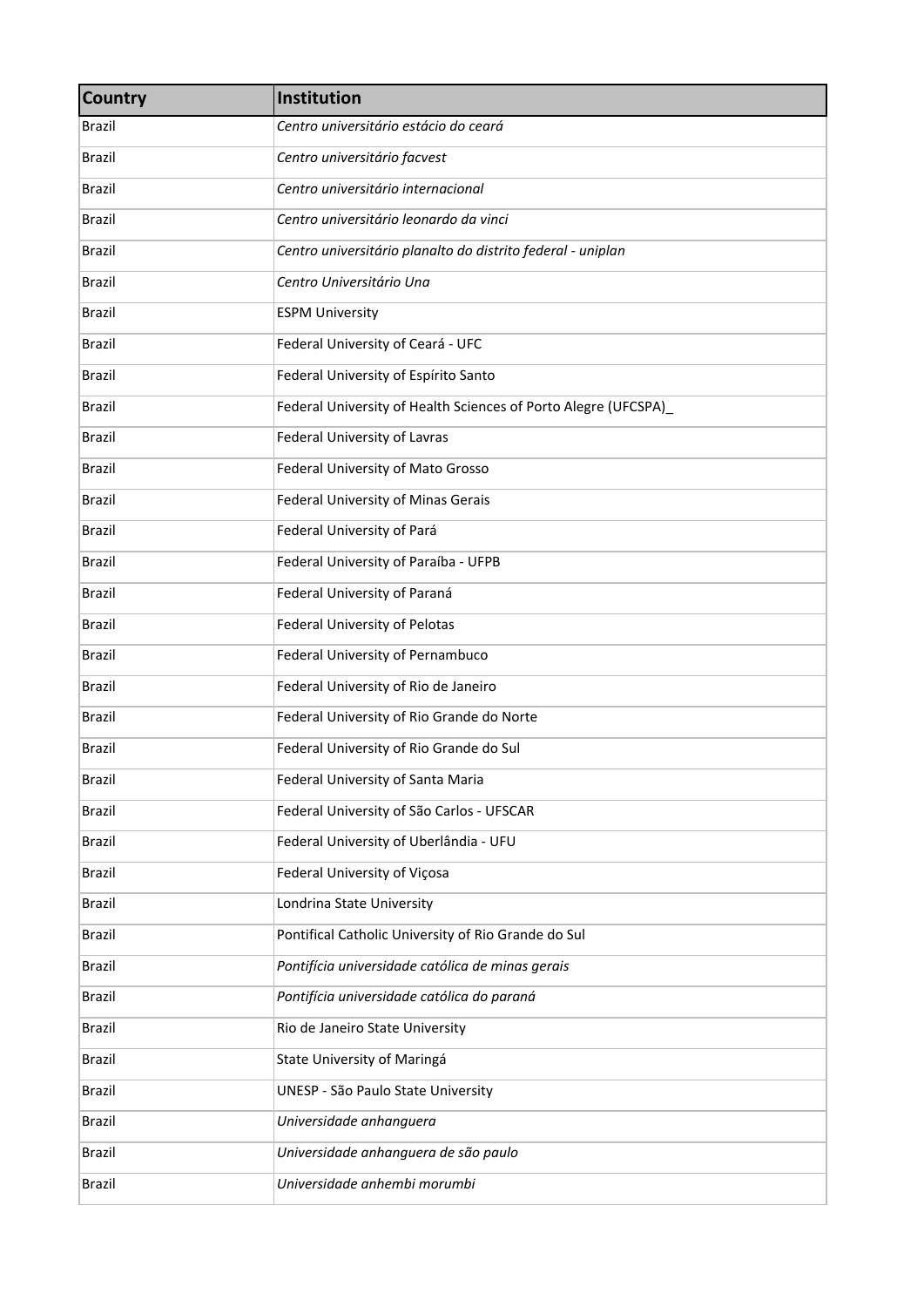| **Country** | **Institution** |
|---|---|
| Brazil | *Centro universitário estácio do ceará* |
| Brazil | *Centro universitário facvest* |
| Brazil | *Centro universitário internacional* |
| Brazil | *Centro universitário leonardo da vinci* |
| Brazil | *Centro universitário planalto do distrito federal - uniplan* |
| Brazil | *Centro Universitário Una* |
| Brazil | ESPM University |
| Brazil | Federal University of Ceará - UFC |
| Brazil | Federal University of Espírito Santo |
| Brazil | Federal University of Health Sciences of Porto Alegre (UFCSPA)_ |
| Brazil | Federal University of Lavras |
| Brazil | Federal University of Mato Grosso |
| Brazil | Federal University of Minas Gerais |
| Brazil | Federal University of Pará |
| Brazil | Federal University of Paraíba - UFPB |
| Brazil | Federal University of Paraná |
| Brazil | Federal University of Pelotas |
| Brazil | Federal University of Pernambuco |
| Brazil | Federal University of Rio de Janeiro |
| Brazil | Federal University of Rio Grande do Norte |
| Brazil | Federal University of Rio Grande do Sul |
| Brazil | Federal University of Santa Maria |
| Brazil | Federal University of São Carlos - UFSCAR |
| Brazil | Federal University of Uberlândia - UFU |
| Brazil | Federal University of Viçosa |
| Brazil | Londrina State University |
| Brazil | Pontifical Catholic University of Rio Grande do Sul |
| Brazil | *Pontifícia universidade católica de minas gerais* |
| Brazil | *Pontifícia universidade católica do paraná* |
| Brazil | Rio de Janeiro State University |
| Brazil | State University of Maringá |
| Brazil | UNESP - São Paulo State University |
| Brazil | *Universidade anhanguera* |
| Brazil | *Universidade anhanguera de são paulo* |
| Brazil | *Universidade anhembi morumbi* |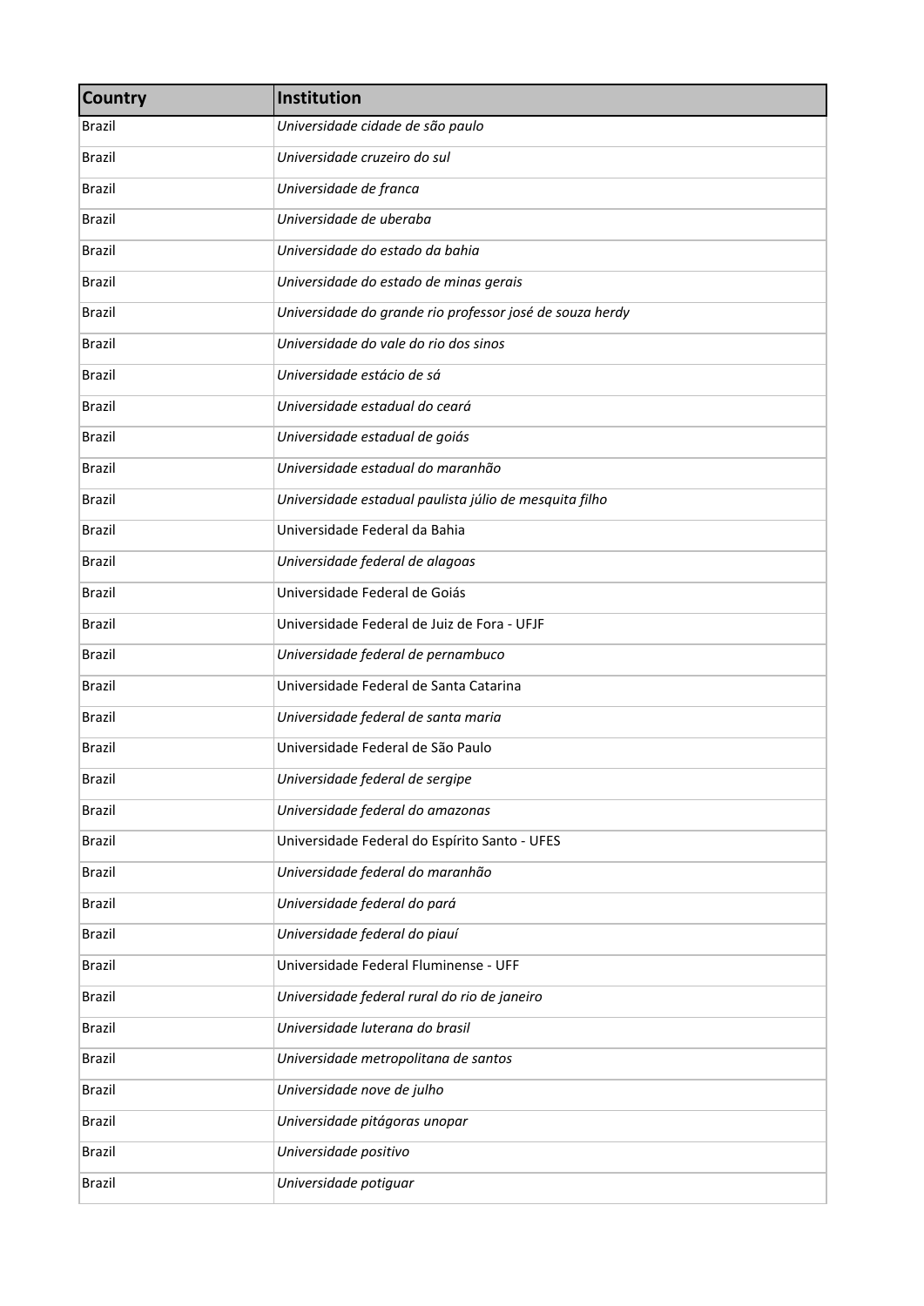| Country | Institution |
|---|---|
| Brazil | *Universidade cidade de são paulo* |
| Brazil | *Universidade cruzeiro do sul* |
| Brazil | *Universidade de franca* |
| Brazil | *Universidade de uberaba* |
| Brazil | *Universidade do estado da bahia* |
| Brazil | *Universidade do estado de minas gerais* |
| Brazil | *Universidade do grande rio professor josé de souza herdy* |
| Brazil | *Universidade do vale do rio dos sinos* |
| Brazil | *Universidade estácio de sá* |
| Brazil | *Universidade estadual do ceará* |
| Brazil | *Universidade estadual de goiás* |
| Brazil | *Universidade estadual do maranhão* |
| Brazil | *Universidade estadual paulista júlio de mesquita filho* |
| Brazil | Universidade Federal da Bahia |
| Brazil | *Universidade federal de alagoas* |
| Brazil | Universidade Federal de Goiás |
| Brazil | Universidade Federal de Juiz de Fora - UFJF |
| Brazil | *Universidade federal de pernambuco* |
| Brazil | Universidade Federal de Santa Catarina |
| Brazil | *Universidade federal de santa maria* |
| Brazil | Universidade Federal de São Paulo |
| Brazil | *Universidade federal de sergipe* |
| Brazil | *Universidade federal do amazonas* |
| Brazil | Universidade Federal do Espírito Santo - UFES |
| Brazil | *Universidade federal do maranhão* |
| Brazil | *Universidade federal do pará* |
| Brazil | *Universidade federal do piauí* |
| Brazil | Universidade Federal Fluminense - UFF |
| Brazil | *Universidade federal rural do rio de janeiro* |
| Brazil | *Universidade luterana do brasil* |
| Brazil | *Universidade metropolitana de santos* |
| Brazil | *Universidade nove de julho* |
| Brazil | *Universidade pitágoras unopar* |
| Brazil | *Universidade positivo* |
| Brazil | *Universidade potiguar* |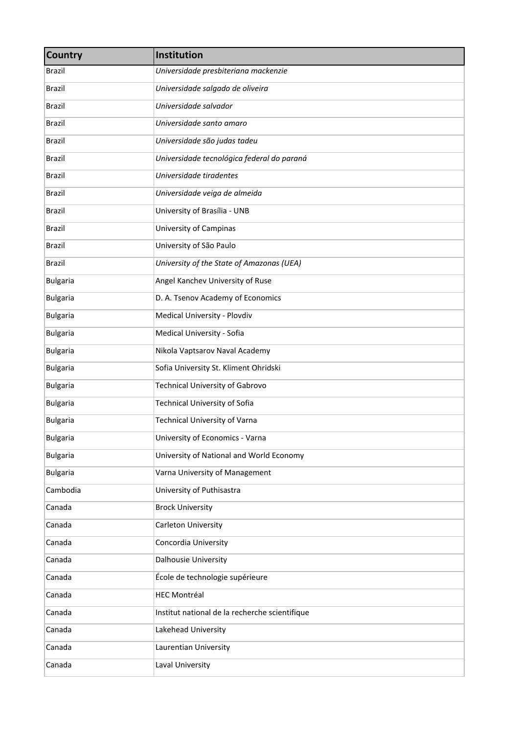| **Country** | **Institution** |
|---|---|
| Brazil | *Universidade presbiteriana mackenzie* |
| Brazil | *Universidade salgado de oliveira* |
| Brazil | *Universidade salvador* |
| Brazil | *Universidade santo amaro* |
| Brazil | *Universidade são judas tadeu* |
| Brazil | *Universidade tecnológica federal do paraná* |
| Brazil | *Universidade tiradentes* |
| Brazil | *Universidade veiga de almeida* |
| Brazil | University of Brasília - UNB |
| Brazil | University of Campinas |
| Brazil | University of São Paulo |
| Brazil | *University of the State of Amazonas (UEA)* |
| Bulgaria | Angel Kanchev University of Ruse |
| Bulgaria | D. A. Tsenov Academy of Economics |
| Bulgaria | Medical University - Plovdiv |
| Bulgaria | Medical University - Sofia |
| Bulgaria | Nikola Vaptsarov Naval Academy |
| Bulgaria | Sofia University St. Kliment Ohridski |
| Bulgaria | Technical University of Gabrovo |
| Bulgaria | Technical University of Sofia |
| Bulgaria | Technical University of Varna |
| Bulgaria | University of Economics - Varna |
| Bulgaria | University of National and World Economy |
| Bulgaria | Varna University of Management |
| Cambodia | University of Puthisastra |
| Canada | Brock University |
| Canada | Carleton University |
| Canada | Concordia University |
| Canada | Dalhousie University |
| Canada | École de technologie supérieure |
| Canada | HEC Montréal |
| Canada | Institut national de la recherche scientifique |
| Canada | Lakehead University |
| Canada | Laurentian University |
| Canada | Laval University |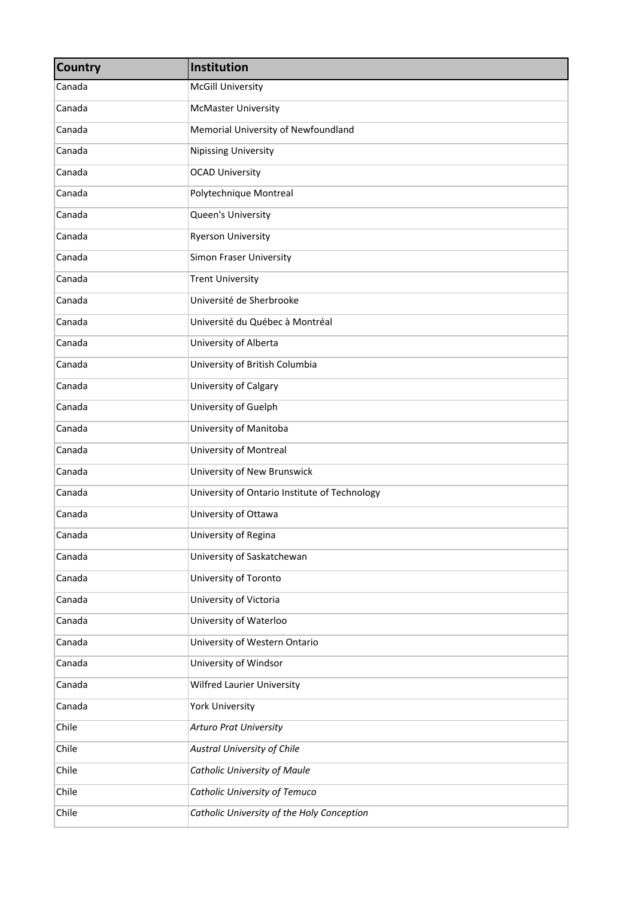| Country | Institution |
|---|---|
| Canada | McGill University |
| Canada | McMaster University |
| Canada | Memorial University of Newfoundland |
| Canada | Nipissing University |
| Canada | OCAD University |
| Canada | Polytechnique Montreal |
| Canada | Queen's University |
| Canada | Ryerson University |
| Canada | Simon Fraser University |
| Canada | Trent University |
| Canada | Université de Sherbrooke |
| Canada | Université du Québec à Montréal |
| Canada | University of Alberta |
| Canada | University of British Columbia |
| Canada | University of Calgary |
| Canada | University of Guelph |
| Canada | University of Manitoba |
| Canada | University of Montreal |
| Canada | University of New Brunswick |
| Canada | University of Ontario Institute of Technology |
| Canada | University of Ottawa |
| Canada | University of Regina |
| Canada | University of Saskatchewan |
| Canada | University of Toronto |
| Canada | University of Victoria |
| Canada | University of Waterloo |
| Canada | University of Western Ontario |
| Canada | University of Windsor |
| Canada | Wilfred Laurier University |
| Canada | York University |
| Chile | *Arturo Prat University* |
| Chile | *Austral University of Chile* |
| Chile | *Catholic University of Maule* |
| Chile | *Catholic University of Temuco* |
| Chile | *Catholic University of the Holy Conception* |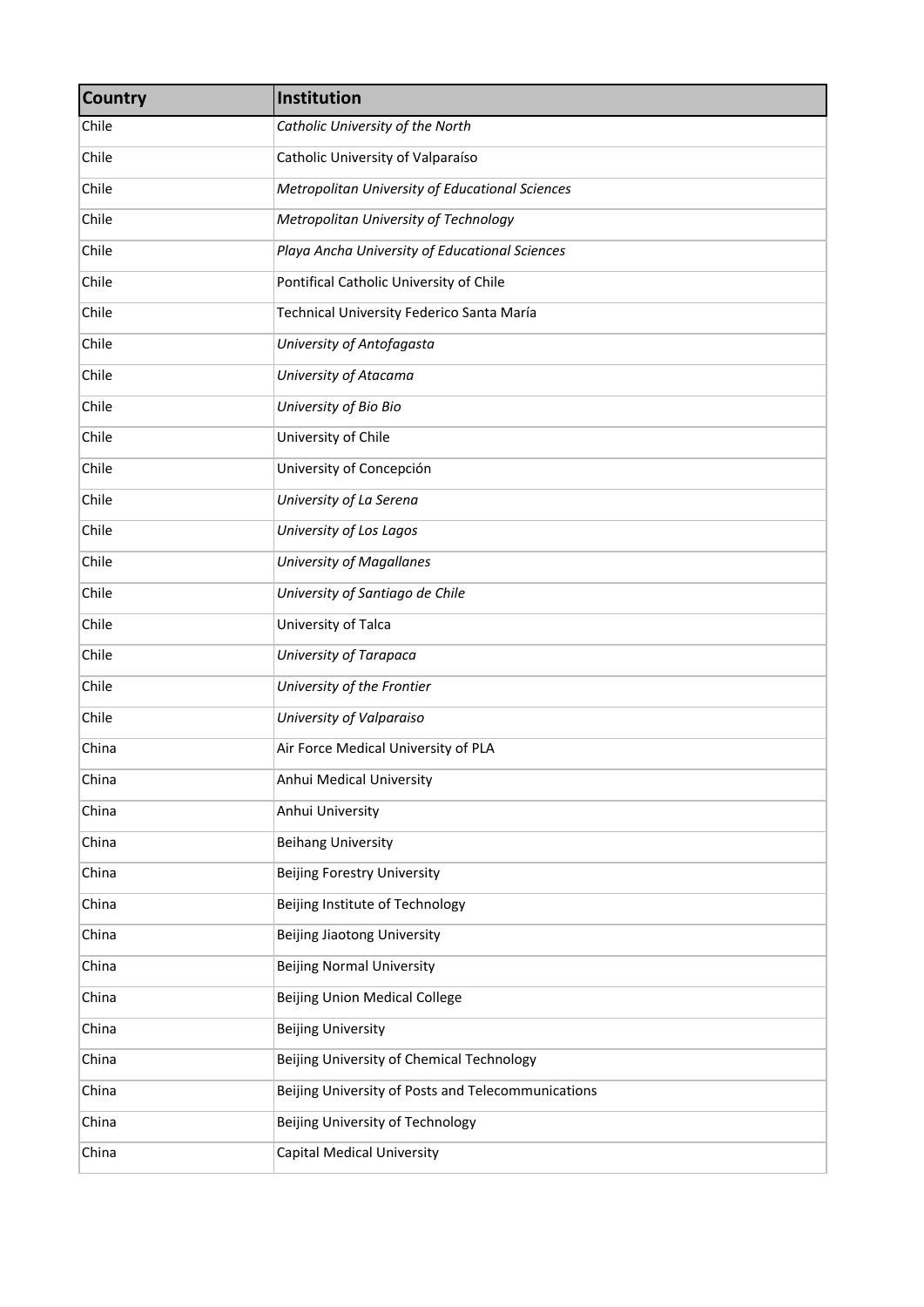| **Country** | **Institution** |
|---|---|
| Chile | *Catholic University of the North* |
| Chile | Catholic University of Valparaíso |
| Chile | *Metropolitan University of Educational Sciences* |
| Chile | *Metropolitan University of Technology* |
| Chile | *Playa Ancha University of Educational Sciences* |
| Chile | Pontifical Catholic University of Chile |
| Chile | Technical University Federico Santa María |
| Chile | *University of Antofagasta* |
| Chile | *University of Atacama* |
| Chile | *University of Bio Bio* |
| Chile | University of Chile |
| Chile | University of Concepción |
| Chile | *University of La Serena* |
| Chile | *University of Los Lagos* |
| Chile | *University of Magallanes* |
| Chile | *University of Santiago de Chile* |
| Chile | University of Talca |
| Chile | *University of Tarapaca* |
| Chile | *University of the Frontier* |
| Chile | *University of Valparaiso* |
| China | Air Force Medical University of PLA |
| China | Anhui Medical University |
| China | Anhui University |
| China | Beihang University |
| China | Beijing Forestry University |
| China | Beijing Institute of Technology |
| China | Beijing Jiaotong University |
| China | Beijing Normal University |
| China | Beijing Union Medical College |
| China | Beijing University |
| China | Beijing University of Chemical Technology |
| China | Beijing University of Posts and Telecommunications |
| China | Beijing University of Technology |
| China | Capital Medical University |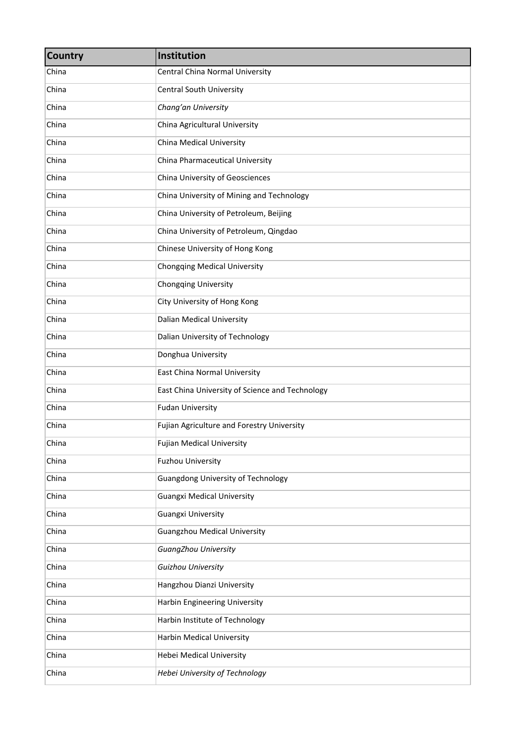| Country | Institution |
|---|---|
| China | Central China Normal University |
| China | Central South University |
| China | *Chang'an University* |
| China | China Agricultural University |
| China | China Medical University |
| China | China Pharmaceutical University |
| China | China University of Geosciences |
| China | China University of Mining and Technology |
| China | China University of Petroleum, Beijing |
| China | China University of Petroleum, Qingdao |
| China | Chinese University of Hong Kong |
| China | Chongqing Medical University |
| China | Chongqing University |
| China | City University of Hong Kong |
| China | Dalian Medical University |
| China | Dalian University of Technology |
| China | Donghua University |
| China | East China Normal University |
| China | East China University of Science and Technology |
| China | Fudan University |
| China | Fujian Agriculture and Forestry University |
| China | Fujian Medical University |
| China | Fuzhou University |
| China | Guangdong University of Technology |
| China | Guangxi Medical University |
| China | Guangxi University |
| China | Guangzhou Medical University |
| China | *GuangZhou University* |
| China | *Guizhou University* |
| China | Hangzhou Dianzi University |
| China | Harbin Engineering University |
| China | Harbin Institute of Technology |
| China | Harbin Medical University |
| China | Hebei Medical University |
| China | *Hebei University of Technology* |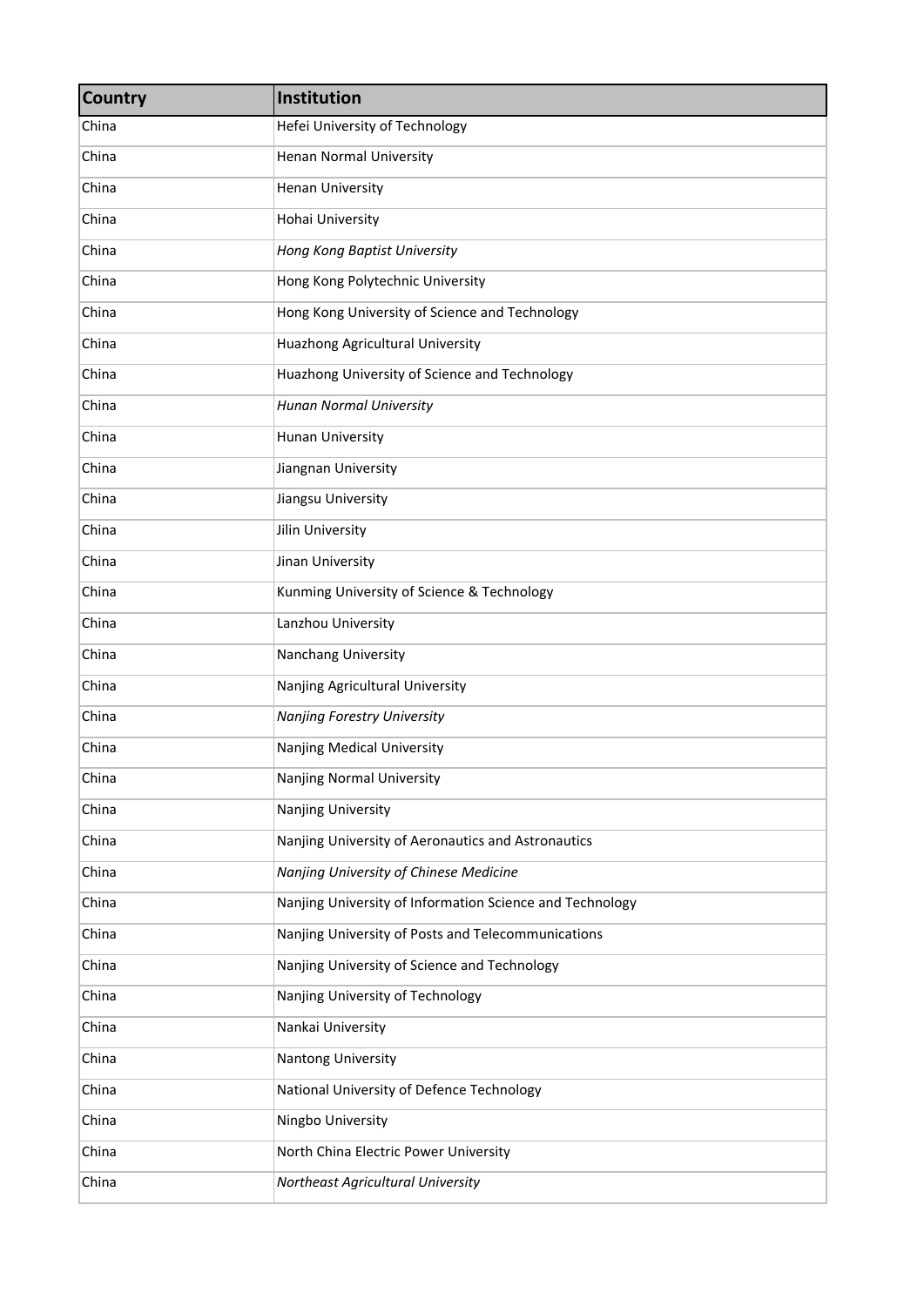| Country | Institution |
| --- | --- |
| China | Hefei University of Technology |
| China | Henan Normal University |
| China | Henan University |
| China | Hohai University |
| China | *Hong Kong Baptist University* |
| China | Hong Kong Polytechnic University |
| China | Hong Kong University of Science and Technology |
| China | Huazhong Agricultural University |
| China | Huazhong University of Science and Technology |
| China | *Hunan Normal University* |
| China | Hunan University |
| China | Jiangnan University |
| China | Jiangsu University |
| China | Jilin University |
| China | Jinan University |
| China | Kunming University of Science & Technology |
| China | Lanzhou University |
| China | Nanchang University |
| China | Nanjing Agricultural University |
| China | *Nanjing Forestry University* |
| China | Nanjing Medical University |
| China | Nanjing Normal University |
| China | Nanjing University |
| China | Nanjing University of Aeronautics and Astronautics |
| China | *Nanjing University of Chinese Medicine* |
| China | Nanjing University of Information Science and Technology |
| China | Nanjing University of Posts and Telecommunications |
| China | Nanjing University of Science and Technology |
| China | Nanjing University of Technology |
| China | Nankai University |
| China | Nantong University |
| China | National University of Defence Technology |
| China | Ningbo University |
| China | North China Electric Power University |
| China | *Northeast Agricultural University* |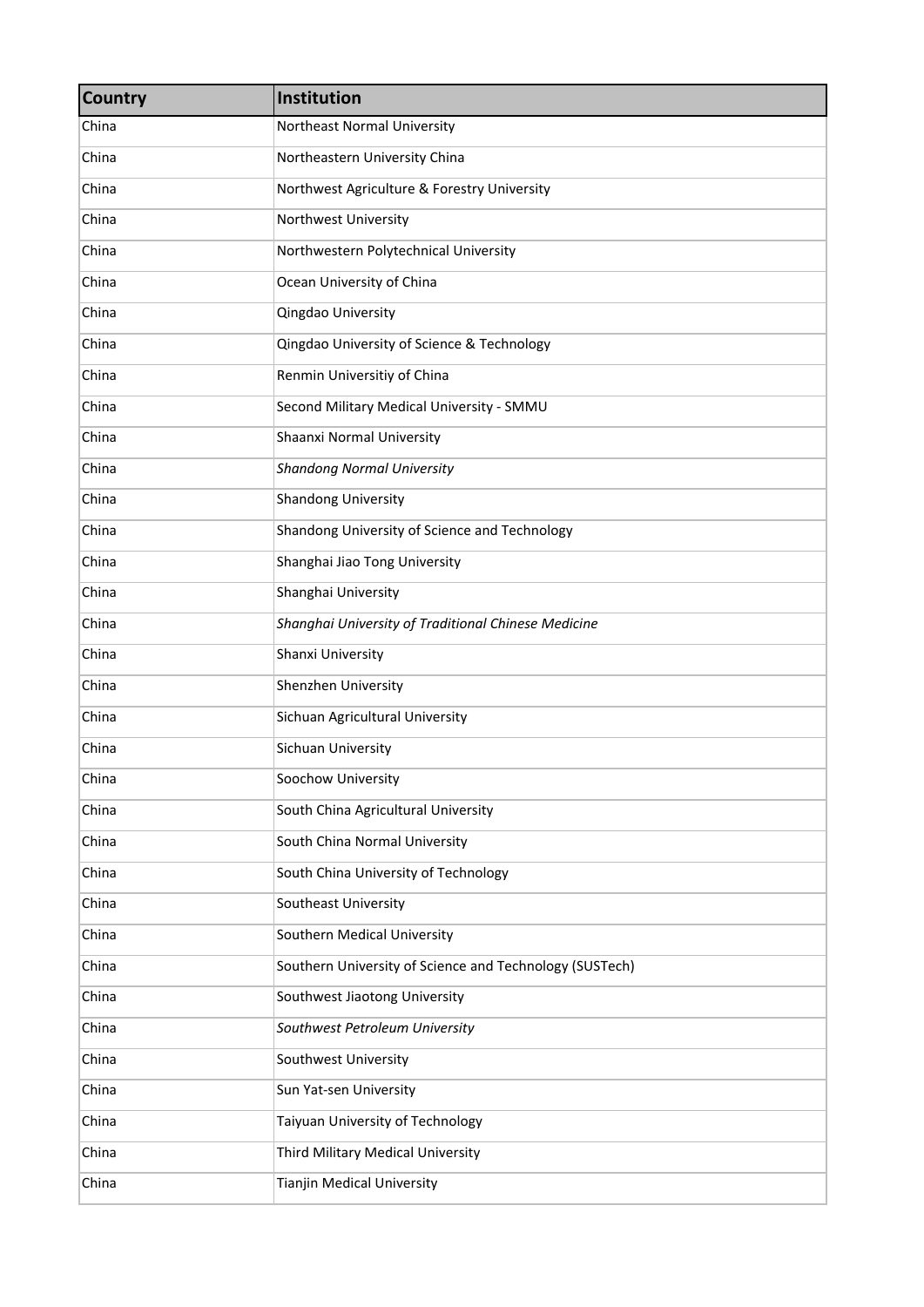| Country | Institution |
| --- | --- |
| China | Northeast Normal University |
| China | Northeastern University China |
| China | Northwest Agriculture & Forestry University |
| China | Northwest University |
| China | Northwestern Polytechnical University |
| China | Ocean University of China |
| China | Qingdao University |
| China | Qingdao University of Science & Technology |
| China | Renmin Universitiy of China |
| China | Second Military Medical University - SMMU |
| China | Shaanxi Normal University |
| China | *Shandong Normal University* |
| China | Shandong University |
| China | Shandong University of Science and Technology |
| China | Shanghai Jiao Tong University |
| China | Shanghai University |
| China | *Shanghai University of Traditional Chinese Medicine* |
| China | Shanxi University |
| China | Shenzhen University |
| China | Sichuan Agricultural University |
| China | Sichuan University |
| China | Soochow University |
| China | South China Agricultural University |
| China | South China Normal University |
| China | South China University of Technology |
| China | Southeast University |
| China | Southern Medical University |
| China | Southern University of Science and Technology (SUSTech) |
| China | Southwest Jiaotong University |
| China | *Southwest Petroleum University* |
| China | Southwest University |
| China | Sun Yat-sen University |
| China | Taiyuan University of Technology |
| China | Third Military Medical University |
| China | Tianjin Medical University |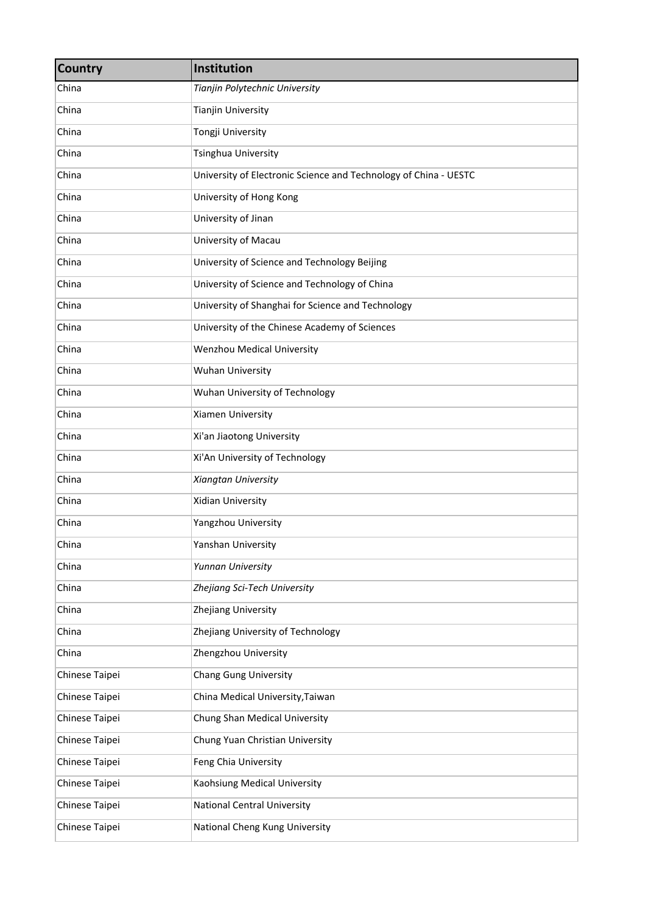| Country | Institution |
|---|---|
| China | *Tianjin Polytechnic University* |
| China | Tianjin University |
| China | Tongji University |
| China | Tsinghua University |
| China | University of Electronic Science and Technology of China - UESTC |
| China | University of Hong Kong |
| China | University of Jinan |
| China | University of Macau |
| China | University of Science and Technology Beijing |
| China | University of Science and Technology of China |
| China | University of Shanghai for Science and Technology |
| China | University of the Chinese Academy of Sciences |
| China | Wenzhou Medical University |
| China | Wuhan University |
| China | Wuhan University of Technology |
| China | Xiamen University |
| China | Xi'an Jiaotong University |
| China | Xi'An University of Technology |
| China | *Xiangtan University* |
| China | Xidian University |
| China | Yangzhou University |
| China | Yanshan University |
| China | *Yunnan University* |
| China | *Zhejiang Sci-Tech University* |
| China | Zhejiang University |
| China | Zhejiang University of Technology |
| China | Zhengzhou University |
| Chinese Taipei | Chang Gung University |
| Chinese Taipei | China Medical University,Taiwan |
| Chinese Taipei | Chung Shan Medical University |
| Chinese Taipei | Chung Yuan Christian University |
| Chinese Taipei | Feng Chia University |
| Chinese Taipei | Kaohsiung Medical University |
| Chinese Taipei | National Central University |
| Chinese Taipei | National Cheng Kung University |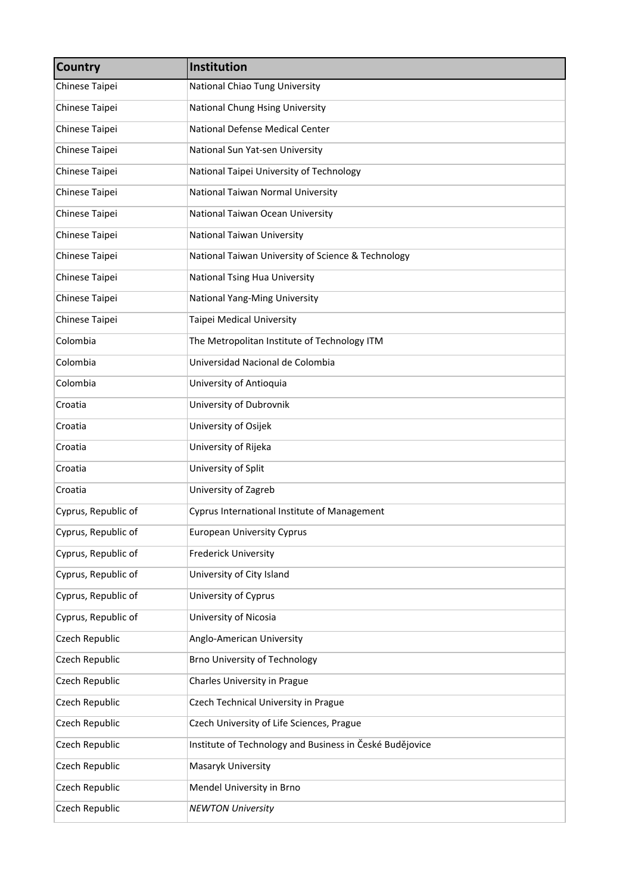| Country | Institution |
|---|---|
| Chinese Taipei | National Chiao Tung University |
| Chinese Taipei | National Chung Hsing University |
| Chinese Taipei | National Defense Medical Center |
| Chinese Taipei | National Sun Yat-sen University |
| Chinese Taipei | National Taipei University of Technology |
| Chinese Taipei | National Taiwan Normal University |
| Chinese Taipei | National Taiwan Ocean University |
| Chinese Taipei | National Taiwan University |
| Chinese Taipei | National Taiwan University of Science & Technology |
| Chinese Taipei | National Tsing Hua University |
| Chinese Taipei | National Yang-Ming University |
| Chinese Taipei | Taipei Medical University |
| Colombia | The Metropolitan Institute of Technology ITM |
| Colombia | Universidad Nacional de Colombia |
| Colombia | University of Antioquia |
| Croatia | University of Dubrovnik |
| Croatia | University of Osijek |
| Croatia | University of Rijeka |
| Croatia | University of Split |
| Croatia | University of Zagreb |
| Cyprus, Republic of | Cyprus International Institute of Management |
| Cyprus, Republic of | European University Cyprus |
| Cyprus, Republic of | Frederick University |
| Cyprus, Republic of | University of City Island |
| Cyprus, Republic of | University of Cyprus |
| Cyprus, Republic of | University of Nicosia |
| Czech Republic | Anglo-American University |
| Czech Republic | Brno University of Technology |
| Czech Republic | Charles University in Prague |
| Czech Republic | Czech Technical University in Prague |
| Czech Republic | Czech University of Life Sciences, Prague |
| Czech Republic | Institute of Technology and Business in České Budějovice |
| Czech Republic | Masaryk University |
| Czech Republic | Mendel University in Brno |
| Czech Republic | *NEWTON University* |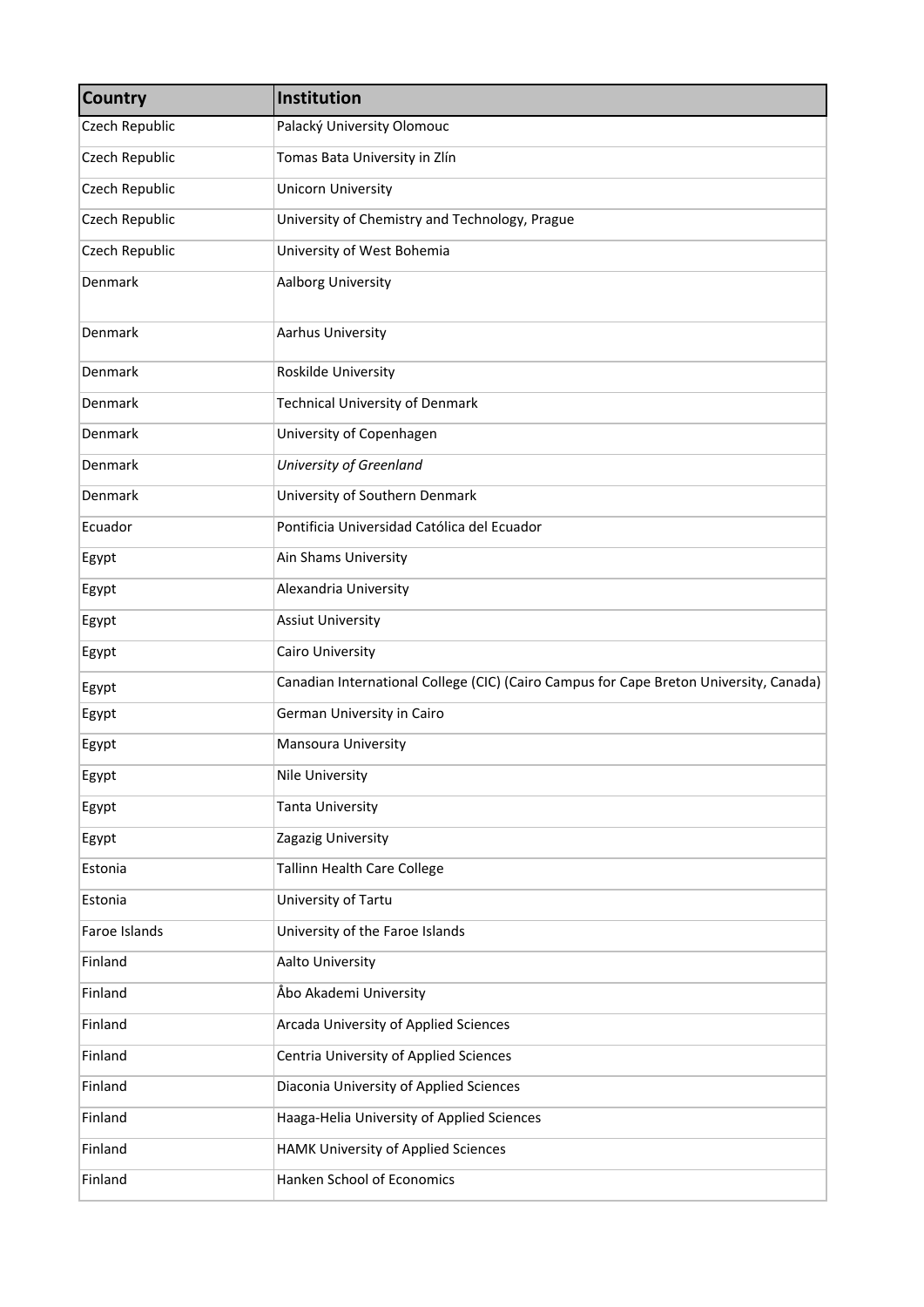| Country | Institution |
|---|---|
| Czech Republic | Palacký University Olomouc |
| Czech Republic | Tomas Bata University in Zlín |
| Czech Republic | Unicorn University |
| Czech Republic | University of Chemistry and Technology, Prague |
| Czech Republic | University of West Bohemia |
| Denmark | Aalborg University |
| Denmark | Aarhus University |
| Denmark | Roskilde University |
| Denmark | Technical University of Denmark |
| Denmark | University of Copenhagen |
| Denmark | *University of Greenland* |
| Denmark | University of Southern Denmark |
| Ecuador | Pontificia Universidad Católica del Ecuador |
| Egypt | Ain Shams University |
| Egypt | Alexandria University |
| Egypt | Assiut University |
| Egypt | Cairo University |
| Egypt | Canadian International College (CIC) (Cairo Campus for Cape Breton University, Canada) |
| Egypt | German University in Cairo |
| Egypt | Mansoura University |
| Egypt | Nile University |
| Egypt | Tanta University |
| Egypt | Zagazig University |
| Estonia | Tallinn Health Care College |
| Estonia | University of Tartu |
| Faroe Islands | University of the Faroe Islands |
| Finland | Aalto University |
| Finland | Åbo Akademi University |
| Finland | Arcada University of Applied Sciences |
| Finland | Centria University of Applied Sciences |
| Finland | Diaconia University of Applied Sciences |
| Finland | Haaga-Helia University of Applied Sciences |
| Finland | HAMK University of Applied Sciences |
| Finland | Hanken School of Economics |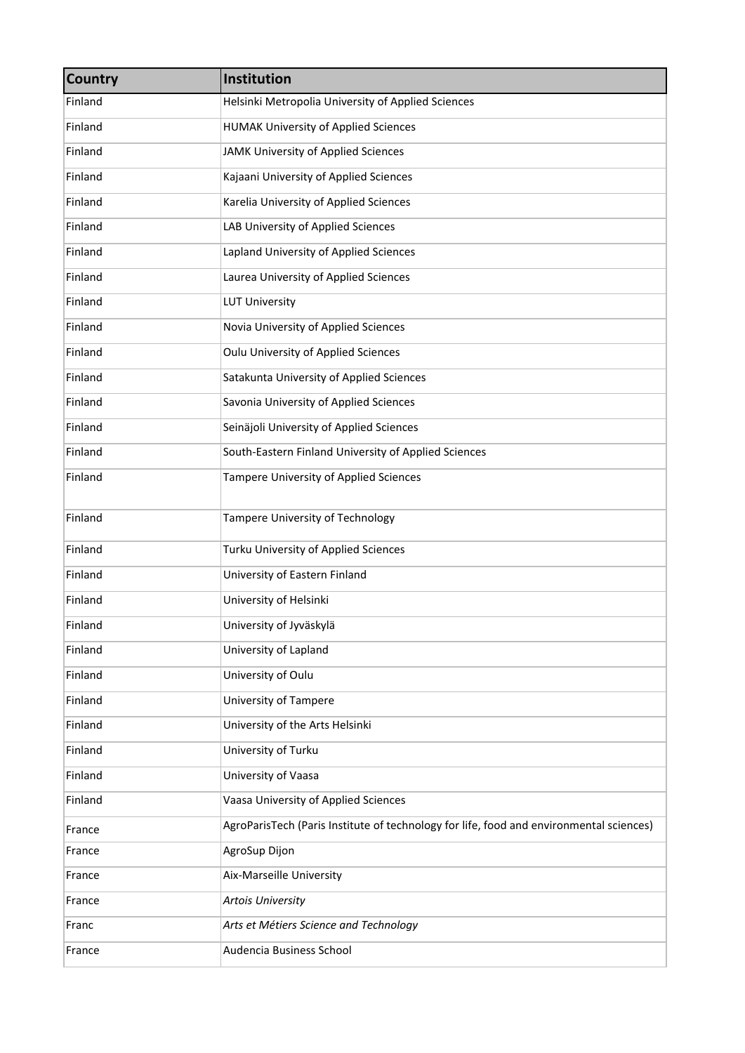| Country | Institution |
|---|---|
| Finland | Helsinki Metropolia University of Applied Sciences |
| Finland | HUMAK University of Applied Sciences |
| Finland | JAMK University of Applied Sciences |
| Finland | Kajaani University of Applied Sciences |
| Finland | Karelia University of Applied Sciences |
| Finland | LAB University of Applied Sciences |
| Finland | Lapland University of Applied Sciences |
| Finland | Laurea University of Applied Sciences |
| Finland | LUT University |
| Finland | Novia University of Applied Sciences |
| Finland | Oulu University of Applied Sciences |
| Finland | Satakunta University of Applied Sciences |
| Finland | Savonia University of Applied Sciences |
| Finland | Seinäjoli University of Applied Sciences |
| Finland | South-Eastern Finland University of Applied Sciences |
| Finland | Tampere University of Applied Sciences |
| Finland | Tampere University of Technology |
| Finland | Turku University of Applied Sciences |
| Finland | University of Eastern Finland |
| Finland | University of Helsinki |
| Finland | University of Jyväskylä |
| Finland | University of Lapland |
| Finland | University of Oulu |
| Finland | University of Tampere |
| Finland | University of the Arts Helsinki |
| Finland | University of Turku |
| Finland | University of Vaasa |
| Finland | Vaasa University of Applied Sciences |
| France | AgroParisTech (Paris Institute of technology for life, food and environmental sciences) |
| France | AgroSup Dijon |
| France | Aix-Marseille University |
| France | *Artois University* |
| Franc | *Arts et Métiers Science and Technology* |
| France | Audencia Business School |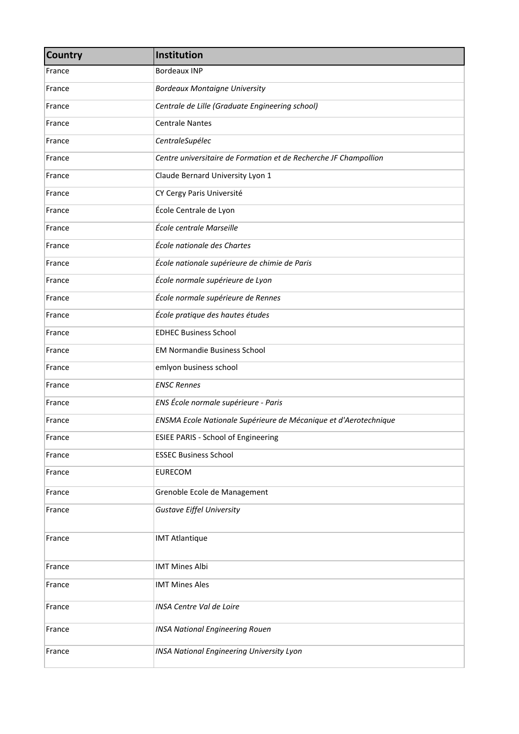| Country | Institution |
|---|---|
| France | Bordeaux INP |
| France | *Bordeaux Montaigne University* |
| France | *Centrale de Lille (Graduate Engineering school)* |
| France | Centrale Nantes |
| France | *CentraleSupélec* |
| France | *Centre universitaire de Formation et de Recherche JF Champollion* |
| France | Claude Bernard University Lyon 1 |
| France | CY Cergy Paris Université |
| France | École Centrale de Lyon |
| France | *École centrale Marseille* |
| France | *École nationale des Chartes* |
| France | *École nationale supérieure de chimie de Paris* |
| France | *École normale supérieure de Lyon* |
| France | *École normale supérieure de Rennes* |
| France | *École pratique des hautes études* |
| France | EDHEC Business School |
| France | EM Normandie Business School |
| France | emlyon business school |
| France | *ENSC Rennes* |
| France | *ENS École normale supérieure - Paris* |
| France | *ENSMA Ecole Nationale Supérieure de Mécanique et d'Aerotechnique* |
| France | ESIEE PARIS - School of Engineering |
| France | ESSEC Business School |
| France | EURECOM |
| France | Grenoble Ecole de Management |
| France | *Gustave Eiffel University* |
| France | IMT Atlantique |
| France | IMT Mines Albi |
| France | IMT Mines Ales |
| France | *INSA Centre Val de Loire* |
| France | *INSA National Engineering Rouen* |
| France | *INSA National Engineering University Lyon* |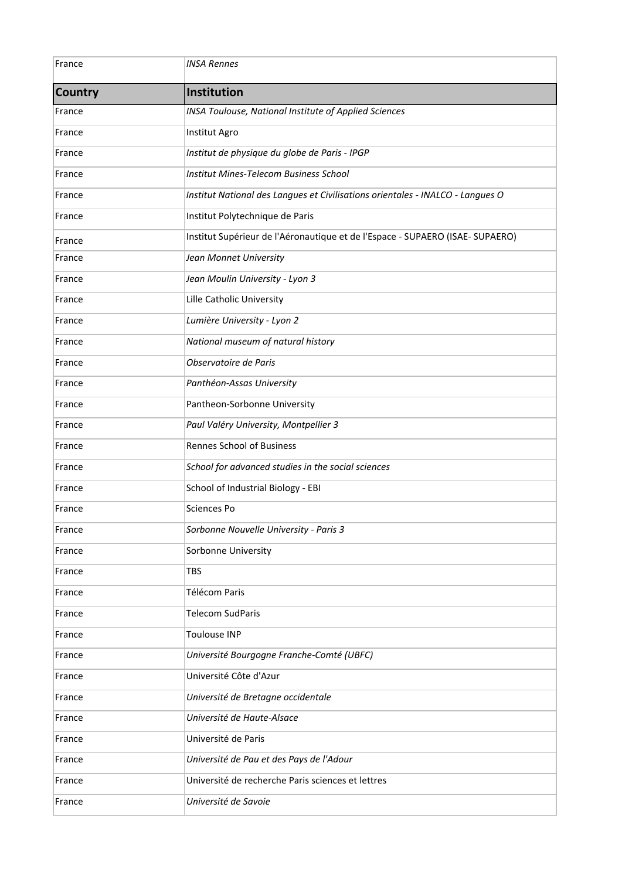| France | *INSA Rennes* |
|---|---|
| **Country** | **Institution** |
| France | *INSA Toulouse, National Institute of Applied Sciences* |
| France | Institut Agro |
| France | *Institut de physique du globe de Paris - IPGP* |
| France | *Institut Mines-Telecom Business School* |
| France | *Institut National des Langues et Civilisations orientales - INALCO - Langues O* |
| France | Institut Polytechnique de Paris |
| France | Institut Supérieur de l'Aéronautique et de l'Espace - SUPAERO (ISAE- SUPAERO) |
| France | *Jean Monnet University* |
| France | *Jean Moulin University - Lyon 3* |
| France | Lille Catholic University |
| France | *Lumière University - Lyon 2* |
| France | *National museum of natural history* |
| France | *Observatoire de Paris* |
| France | *Panthéon-Assas University* |
| France | Pantheon-Sorbonne University |
| France | *Paul Valéry University, Montpellier 3* |
| France | Rennes School of Business |
| France | *School for advanced studies in the social sciences* |
| France | School of Industrial Biology - EBI |
| France | Sciences Po |
| France | *Sorbonne Nouvelle University - Paris 3* |
| France | Sorbonne University |
| France | TBS |
| France | Télécom Paris |
| France | Telecom SudParis |
| France | Toulouse INP |
| France | *Université Bourgogne Franche-Comté (UBFC)* |
| France | Université Côte d'Azur |
| France | *Université de Bretagne occidentale* |
| France | *Université de Haute-Alsace* |
| France | Université de Paris |
| France | *Université de Pau et des Pays de l'Adour* |
| France | Université de recherche Paris sciences et lettres |
| France | *Université de Savoie* |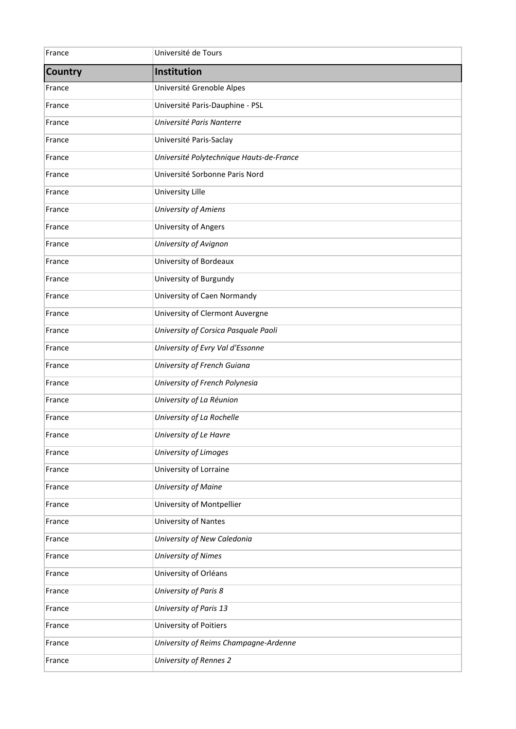| Country | Institution |
| --- | --- |
| France | Université de Tours |
| France | Université Grenoble Alpes |
| France | Université Paris-Dauphine - PSL |
| France | *Université Paris Nanterre* |
| France | Université Paris-Saclay |
| France | *Université Polytechnique Hauts-de-France* |
| France | Université Sorbonne Paris Nord |
| France | University Lille |
| France | *University of Amiens* |
| France | University of Angers |
| France | *University of Avignon* |
| France | University of Bordeaux |
| France | University of Burgundy |
| France | University of Caen Normandy |
| France | University of Clermont Auvergne |
| France | *University of Corsica Pasquale Paoli* |
| France | *University of Evry Val d'Essonne* |
| France | *University of French Guiana* |
| France | *University of French Polynesia* |
| France | *University of La Réunion* |
| France | *University of La Rochelle* |
| France | *University of Le Havre* |
| France | *University of Limoges* |
| France | University of Lorraine |
| France | *University of Maine* |
| France | University of Montpellier |
| France | University of Nantes |
| France | *University of New Caledonia* |
| France | *University of Nimes* |
| France | University of Orléans |
| France | *University of Paris 8* |
| France | *University of Paris 13* |
| France | University of Poitiers |
| France | *University of Reims Champagne-Ardenne* |
| France | *University of Rennes 2* |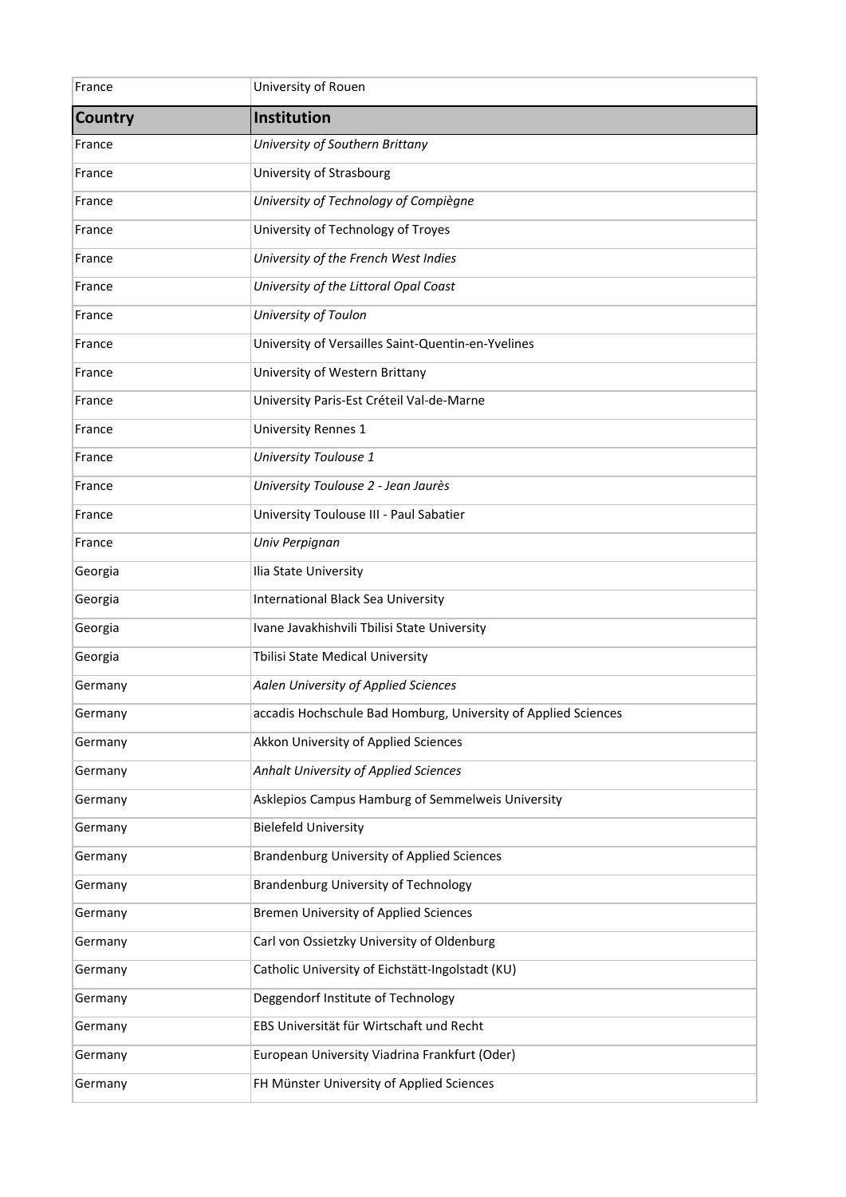| France | University of Rouen |
|---|---|
| **Country** | **Institution** |
| France | *University of Southern Brittany* |
| France | University of Strasbourg |
| France | *University of Technology of Compiègne* |
| France | University of Technology of Troyes |
| France | *University of the French West Indies* |
| France | *University of the Littoral Opal Coast* |
| France | *University of Toulon* |
| France | University of Versailles Saint-Quentin-en-Yvelines |
| France | University of Western Brittany |
| France | University Paris-Est Créteil Val-de-Marne |
| France | University Rennes 1 |
| France | *University Toulouse 1* |
| France | *University Toulouse 2 - Jean Jaurès* |
| France | University Toulouse III - Paul Sabatier |
| France | *Univ Perpignan* |
| Georgia | Ilia State University |
| Georgia | International Black Sea University |
| Georgia | Ivane Javakhishvili Tbilisi State University |
| Georgia | Tbilisi State Medical University |
| Germany | *Aalen University of Applied Sciences* |
| Germany | accadis Hochschule Bad Homburg, University of Applied Sciences |
| Germany | Akkon University of Applied Sciences |
| Germany | *Anhalt University of Applied Sciences* |
| Germany | Asklepios Campus Hamburg of Semmelweis University |
| Germany | Bielefeld University |
| Germany | Brandenburg University of Applied Sciences |
| Germany | Brandenburg University of Technology |
| Germany | Bremen University of Applied Sciences |
| Germany | Carl von Ossietzky University of Oldenburg |
| Germany | Catholic University of Eichstätt-Ingolstadt (KU) |
| Germany | Deggendorf Institute of Technology |
| Germany | EBS Universität für Wirtschaft und Recht |
| Germany | European University Viadrina Frankfurt (Oder) |
| Germany | FH Münster University of Applied Sciences |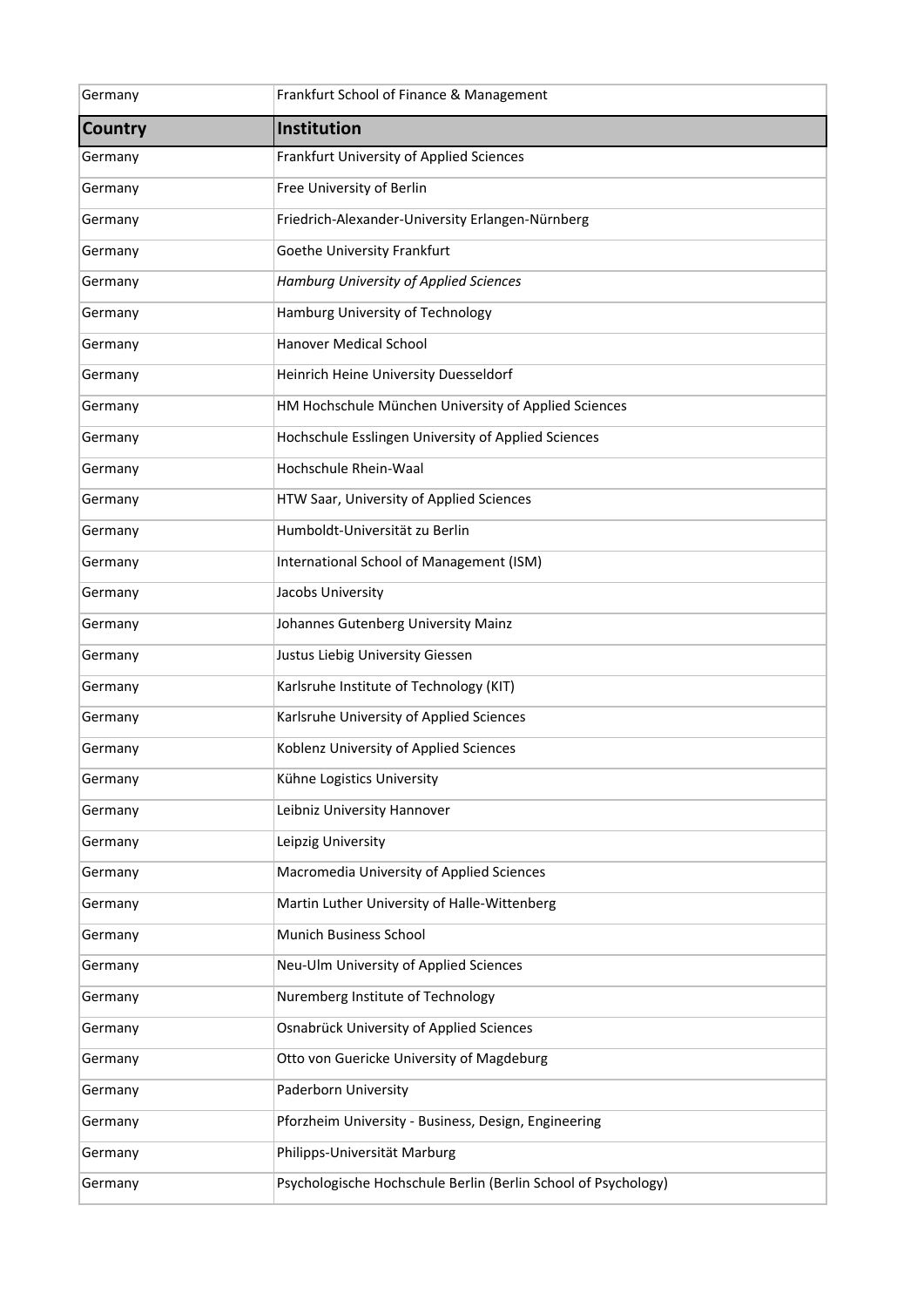| Country | Institution |
| --- | --- |
| Germany | Frankfurt School of Finance & Management |
| Germany | Frankfurt University of Applied Sciences |
| Germany | Free University of Berlin |
| Germany | Friedrich-Alexander-University Erlangen-Nürnberg |
| Germany | Goethe University Frankfurt |
| Germany | *Hamburg University of Applied Sciences* |
| Germany | Hamburg University of Technology |
| Germany | Hanover Medical School |
| Germany | Heinrich Heine University Duesseldorf |
| Germany | HM Hochschule München University of Applied Sciences |
| Germany | Hochschule Esslingen University of Applied Sciences |
| Germany | Hochschule Rhein-Waal |
| Germany | HTW Saar, University of Applied Sciences |
| Germany | Humboldt-Universität zu Berlin |
| Germany | International School of Management (ISM) |
| Germany | Jacobs University |
| Germany | Johannes Gutenberg University Mainz |
| Germany | Justus Liebig University Giessen |
| Germany | Karlsruhe Institute of Technology (KIT) |
| Germany | Karlsruhe University of Applied Sciences |
| Germany | Koblenz University of Applied Sciences |
| Germany | Kühne Logistics University |
| Germany | Leibniz University Hannover |
| Germany | Leipzig University |
| Germany | Macromedia University of Applied Sciences |
| Germany | Martin Luther University of Halle-Wittenberg |
| Germany | Munich Business School |
| Germany | Neu-Ulm University of Applied Sciences |
| Germany | Nuremberg Institute of Technology |
| Germany | Osnabrück University of Applied Sciences |
| Germany | Otto von Guericke University of Magdeburg |
| Germany | Paderborn University |
| Germany | Pforzheim University - Business, Design, Engineering |
| Germany | Philipps-Universität Marburg |
| Germany | Psychologische Hochschule Berlin (Berlin School of Psychology) |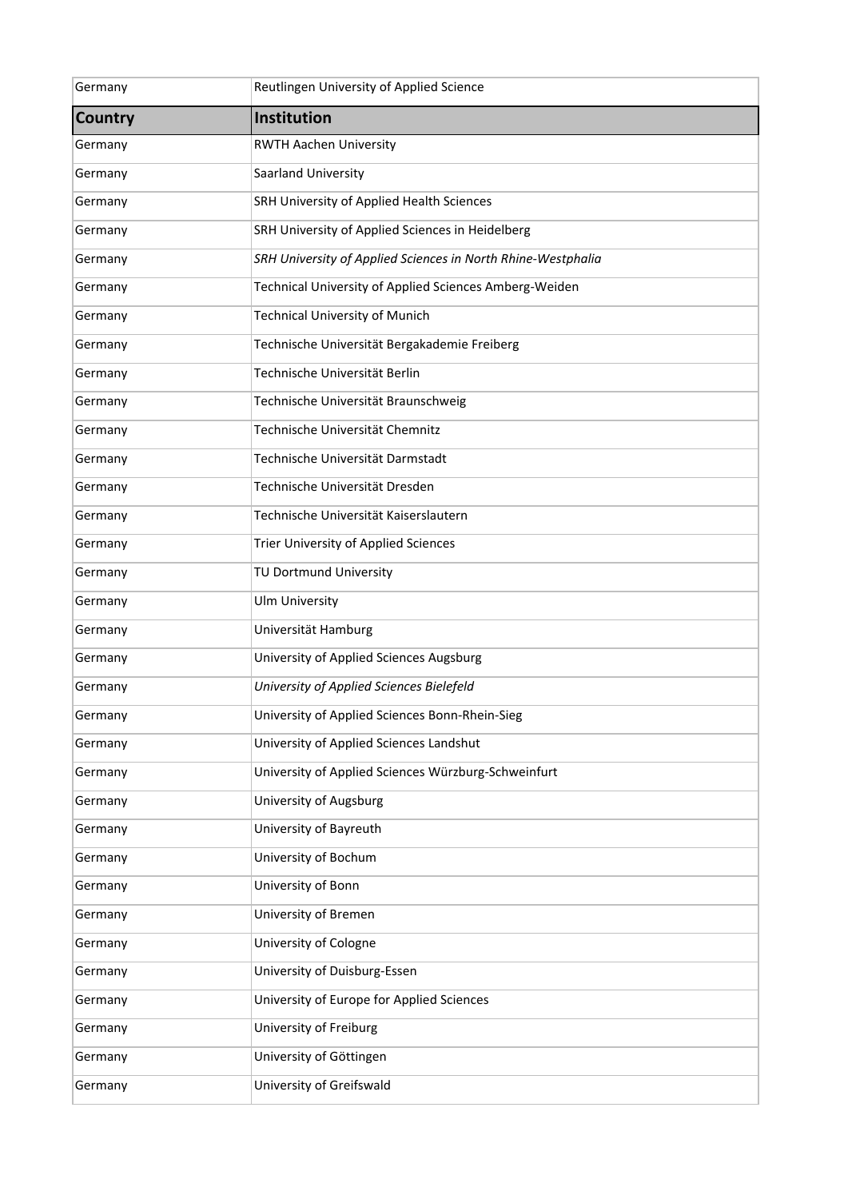| Country | Institution |
|---|---|
| Germany | Reutlingen University of Applied Science |
| **Country** | **Institution** |
| Germany | RWTH Aachen University |
| Germany | Saarland University |
| Germany | SRH University of Applied Health Sciences |
| Germany | SRH University of Applied Sciences in Heidelberg |
| Germany | *SRH University of Applied Sciences in North Rhine-Westphalia* |
| Germany | Technical University of Applied Sciences Amberg-Weiden |
| Germany | Technical University of Munich |
| Germany | Technische Universität Bergakademie Freiberg |
| Germany | Technische Universität Berlin |
| Germany | Technische Universität Braunschweig |
| Germany | Technische Universität Chemnitz |
| Germany | Technische Universität Darmstadt |
| Germany | Technische Universität Dresden |
| Germany | Technische Universität Kaiserslautern |
| Germany | Trier University of Applied Sciences |
| Germany | TU Dortmund University |
| Germany | Ulm University |
| Germany | Universität Hamburg |
| Germany | University of Applied Sciences Augsburg |
| Germany | *University of Applied Sciences Bielefeld* |
| Germany | University of Applied Sciences Bonn-Rhein-Sieg |
| Germany | University of Applied Sciences Landshut |
| Germany | University of Applied Sciences Würzburg-Schweinfurt |
| Germany | University of Augsburg |
| Germany | University of Bayreuth |
| Germany | University of Bochum |
| Germany | University of Bonn |
| Germany | University of Bremen |
| Germany | University of Cologne |
| Germany | University of Duisburg-Essen |
| Germany | University of Europe for Applied Sciences |
| Germany | University of Freiburg |
| Germany | University of Göttingen |
| Germany | University of Greifswald |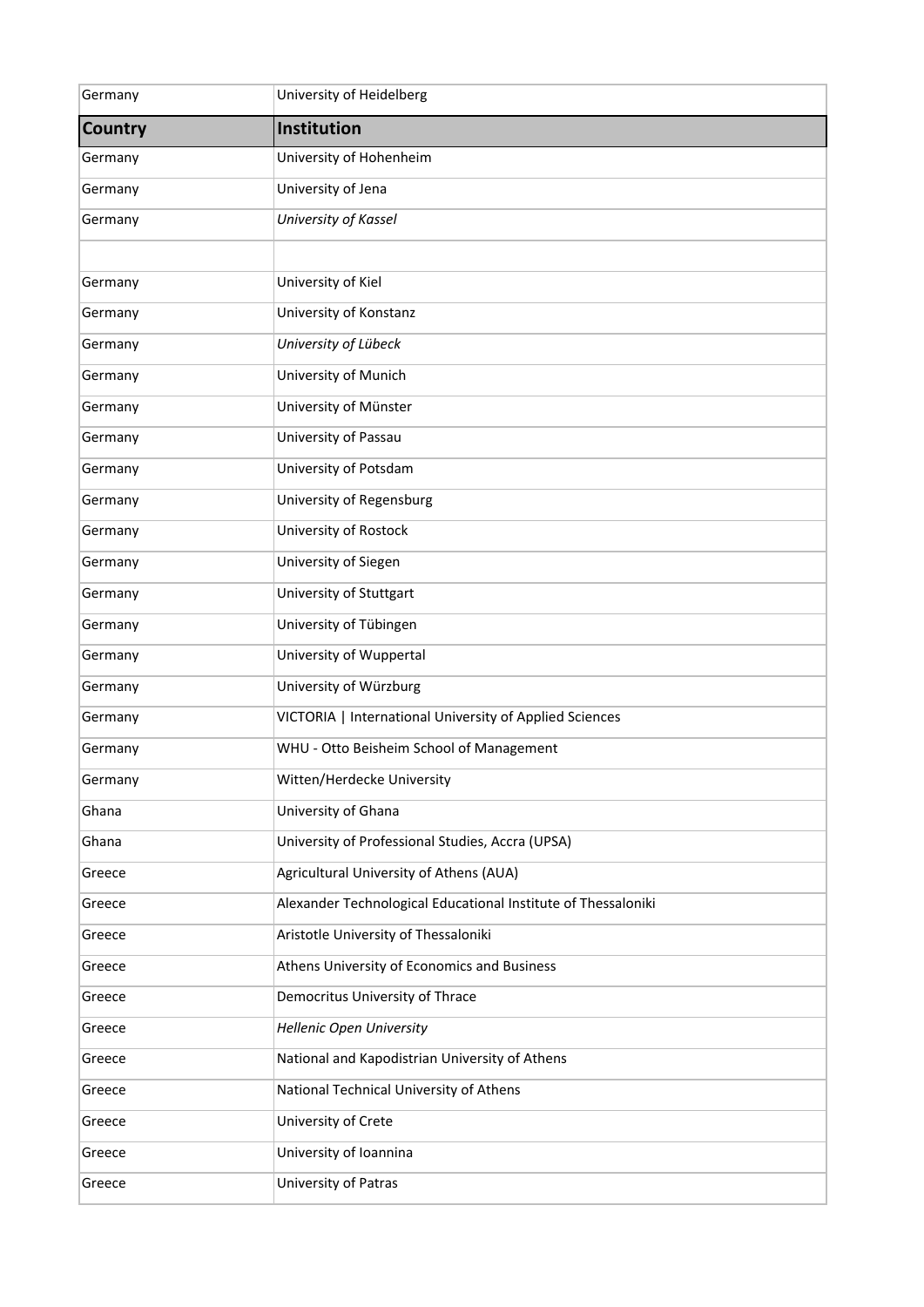| Country | Institution |
| --- | --- |
| Germany | University of Heidelberg |
| Germany | University of Hohenheim |
| Germany | University of Jena |
| Germany | *University of Kassel* |
| | |
| Germany | University of Kiel |
| Germany | University of Konstanz |
| Germany | *University of Lübeck* |
| Germany | University of Munich |
| Germany | University of Münster |
| Germany | University of Passau |
| Germany | University of Potsdam |
| Germany | University of Regensburg |
| Germany | University of Rostock |
| Germany | University of Siegen |
| Germany | University of Stuttgart |
| Germany | University of Tübingen |
| Germany | University of Wuppertal |
| Germany | University of Würzburg |
| Germany | VICTORIA &#124; International University of Applied Sciences |
| Germany | WHU - Otto Beisheim School of Management |
| Germany | Witten/Herdecke University |
| Ghana | University of Ghana |
| Ghana | University of Professional Studies, Accra (UPSA) |
| Greece | Agricultural University of Athens (AUA) |
| Greece | Alexander Technological Educational Institute of Thessaloniki |
| Greece | Aristotle University of Thessaloniki |
| Greece | Athens University of Economics and Business |
| Greece | Democritus University of Thrace |
| Greece | *Hellenic Open University* |
| Greece | National and Kapodistrian University of Athens |
| Greece | National Technical University of Athens |
| Greece | University of Crete |
| Greece | University of Ioannina |
| Greece | University of Patras |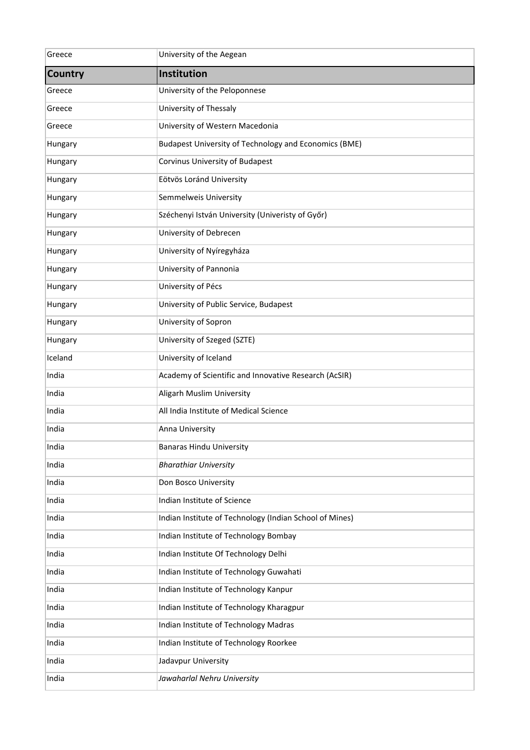| Country | Institution |
|---|---|
| Greece | University of the Aegean |
| Greece | University of the Peloponnese |
| Greece | University of Thessaly |
| Greece | University of Western Macedonia |
| Hungary | Budapest University of Technology and Economics (BME) |
| Hungary | Corvinus University of Budapest |
| Hungary | Eötvös Loránd University |
| Hungary | Semmelweis University |
| Hungary | Széchenyi István University (Univeristy of Győr) |
| Hungary | University of Debrecen |
| Hungary | University of Nyíregyháza |
| Hungary | University of Pannonia |
| Hungary | University of Pécs |
| Hungary | University of Public Service, Budapest |
| Hungary | University of Sopron |
| Hungary | University of Szeged (SZTE) |
| Iceland | University of Iceland |
| India | Academy of Scientific and Innovative Research (AcSIR) |
| India | Aligarh Muslim University |
| India | All India Institute of Medical Science |
| India | Anna University |
| India | Banaras Hindu University |
| India | *Bharathiar University* |
| India | Don Bosco University |
| India | Indian Institute of Science |
| India | Indian Institute of Technology (Indian School of Mines) |
| India | Indian Institute of Technology Bombay |
| India | Indian Institute Of Technology Delhi |
| India | Indian Institute of Technology Guwahati |
| India | Indian Institute of Technology Kanpur |
| India | Indian Institute of Technology Kharagpur |
| India | Indian Institute of Technology Madras |
| India | Indian Institute of Technology Roorkee |
| India | Jadavpur University |
| India | *Jawaharlal Nehru University* |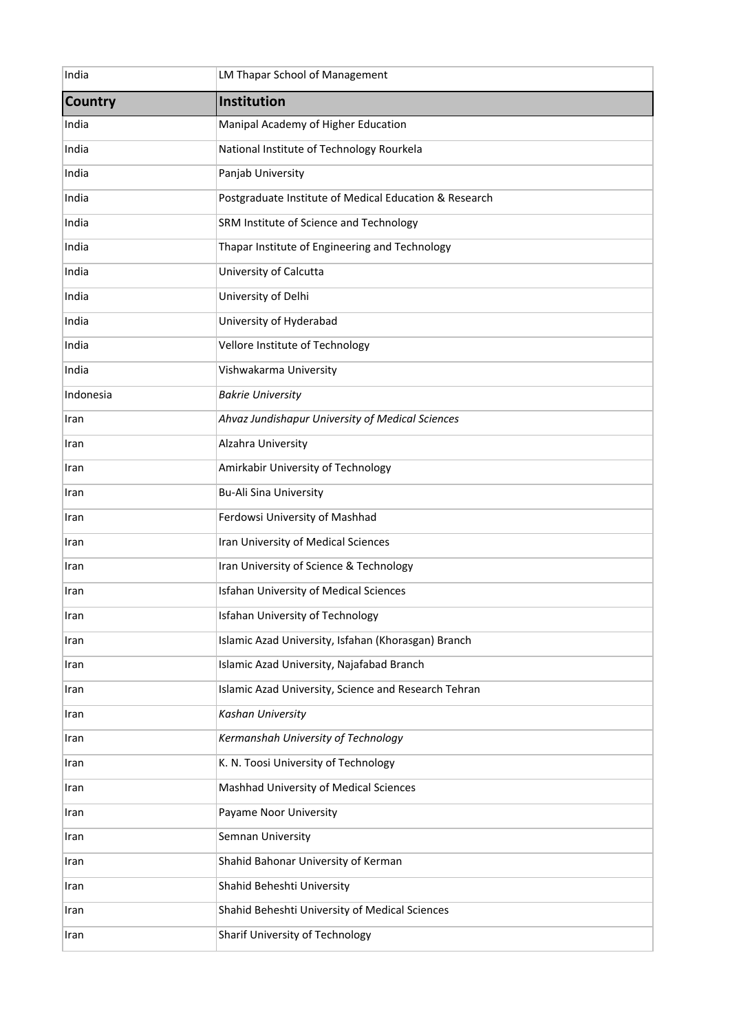| India | LM Thapar School of Management |
|---|---|
| **Country** | **Institution** |
| India | Manipal Academy of Higher Education |
| India | National Institute of Technology Rourkela |
| India | Panjab University |
| India | Postgraduate Institute of Medical Education & Research |
| India | SRM Institute of Science and Technology |
| India | Thapar Institute of Engineering and Technology |
| India | University of Calcutta |
| India | University of Delhi |
| India | University of Hyderabad |
| India | Vellore Institute of Technology |
| India | Vishwakarma University |
| Indonesia | *Bakrie University* |
| Iran | *Ahvaz Jundishapur University of Medical Sciences* |
| Iran | Alzahra University |
| Iran | Amirkabir University of Technology |
| Iran | Bu-Ali Sina University |
| Iran | Ferdowsi University of Mashhad |
| Iran | Iran University of Medical Sciences |
| Iran | Iran University of Science & Technology |
| Iran | Isfahan University of Medical Sciences |
| Iran | Isfahan University of Technology |
| Iran | Islamic Azad University, Isfahan (Khorasgan) Branch |
| Iran | Islamic Azad University, Najafabad Branch |
| Iran | Islamic Azad University, Science and Research Tehran |
| Iran | *Kashan University* |
| Iran | *Kermanshah University of Technology* |
| Iran | K. N. Toosi University of Technology |
| Iran | Mashhad University of Medical Sciences |
| Iran | Payame Noor University |
| Iran | Semnan University |
| Iran | Shahid Bahonar University of Kerman |
| Iran | Shahid Beheshti University |
| Iran | Shahid Beheshti University of Medical Sciences |
| Iran | Sharif University of Technology |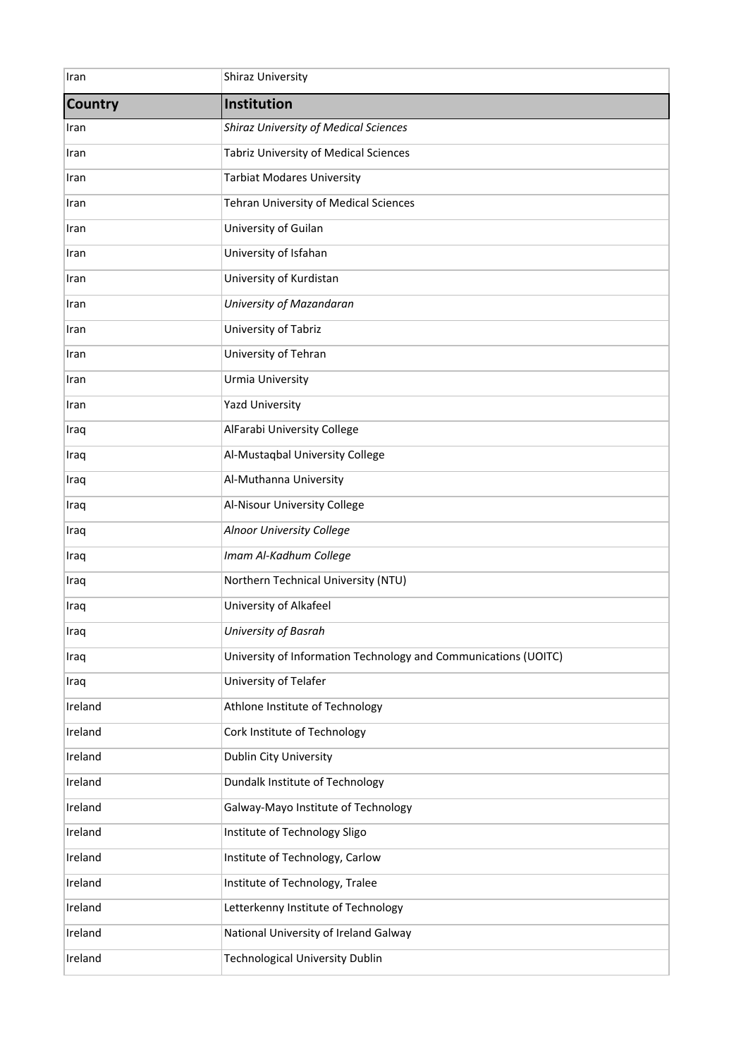| Iran | Shiraz University |
|---|---|
| **Country** | **Institution** |
| Iran | *Shiraz University of Medical Sciences* |
| Iran | Tabriz University of Medical Sciences |
| Iran | Tarbiat Modares University |
| Iran | Tehran University of Medical Sciences |
| Iran | University of Guilan |
| Iran | University of Isfahan |
| Iran | University of Kurdistan |
| Iran | *University of Mazandaran* |
| Iran | University of Tabriz |
| Iran | University of Tehran |
| Iran | Urmia University |
| Iran | Yazd University |
| Iraq | AlFarabi University College |
| Iraq | Al-Mustaqbal University College |
| Iraq | Al-Muthanna University |
| Iraq | Al-Nisour University College |
| Iraq | *Alnoor University College* |
| Iraq | *Imam Al-Kadhum College* |
| Iraq | Northern Technical University (NTU) |
| Iraq | University of Alkafeel |
| Iraq | *University of Basrah* |
| Iraq | University of Information Technology and Communications (UOITC) |
| Iraq | University of Telafer |
| Ireland | Athlone Institute of Technology |
| Ireland | Cork Institute of Technology |
| Ireland | Dublin City University |
| Ireland | Dundalk Institute of Technology |
| Ireland | Galway-Mayo Institute of Technology |
| Ireland | Institute of Technology Sligo |
| Ireland | Institute of Technology, Carlow |
| Ireland | Institute of Technology, Tralee |
| Ireland | Letterkenny Institute of Technology |
| Ireland | National University of Ireland Galway |
| Ireland | Technological University Dublin |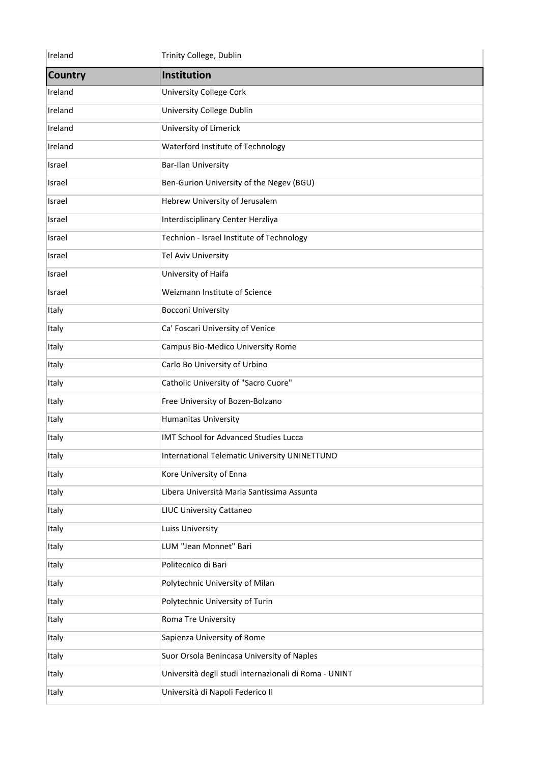| Country | Institution |
|---|---|
| Ireland | Trinity College, Dublin |
| Ireland | University College Cork |
| Ireland | University College Dublin |
| Ireland | University of Limerick |
| Ireland | Waterford Institute of Technology |
| Israel | Bar-Ilan University |
| Israel | Ben-Gurion University of the Negev (BGU) |
| Israel | Hebrew University of Jerusalem |
| Israel | Interdisciplinary Center Herzliya |
| Israel | Technion - Israel Institute of Technology |
| Israel | Tel Aviv University |
| Israel | University of Haifa |
| Israel | Weizmann Institute of Science |
| Italy | Bocconi University |
| Italy | Ca' Foscari University of Venice |
| Italy | Campus Bio-Medico University Rome |
| Italy | Carlo Bo University of Urbino |
| Italy | Catholic University of "Sacro Cuore" |
| Italy | Free University of Bozen-Bolzano |
| Italy | Humanitas University |
| Italy | IMT School for Advanced Studies Lucca |
| Italy | International Telematic University UNINETTUNO |
| Italy | Kore University of Enna |
| Italy | Libera Università Maria Santissima Assunta |
| Italy | LIUC University Cattaneo |
| Italy | Luiss University |
| Italy | LUM "Jean Monnet" Bari |
| Italy | Politecnico di Bari |
| Italy | Polytechnic University of Milan |
| Italy | Polytechnic University of Turin |
| Italy | Roma Tre University |
| Italy | Sapienza University of Rome |
| Italy | Suor Orsola Benincasa University of Naples |
| Italy | Università degli studi internazionali di Roma - UNINT |
| Italy | Università di Napoli Federico II |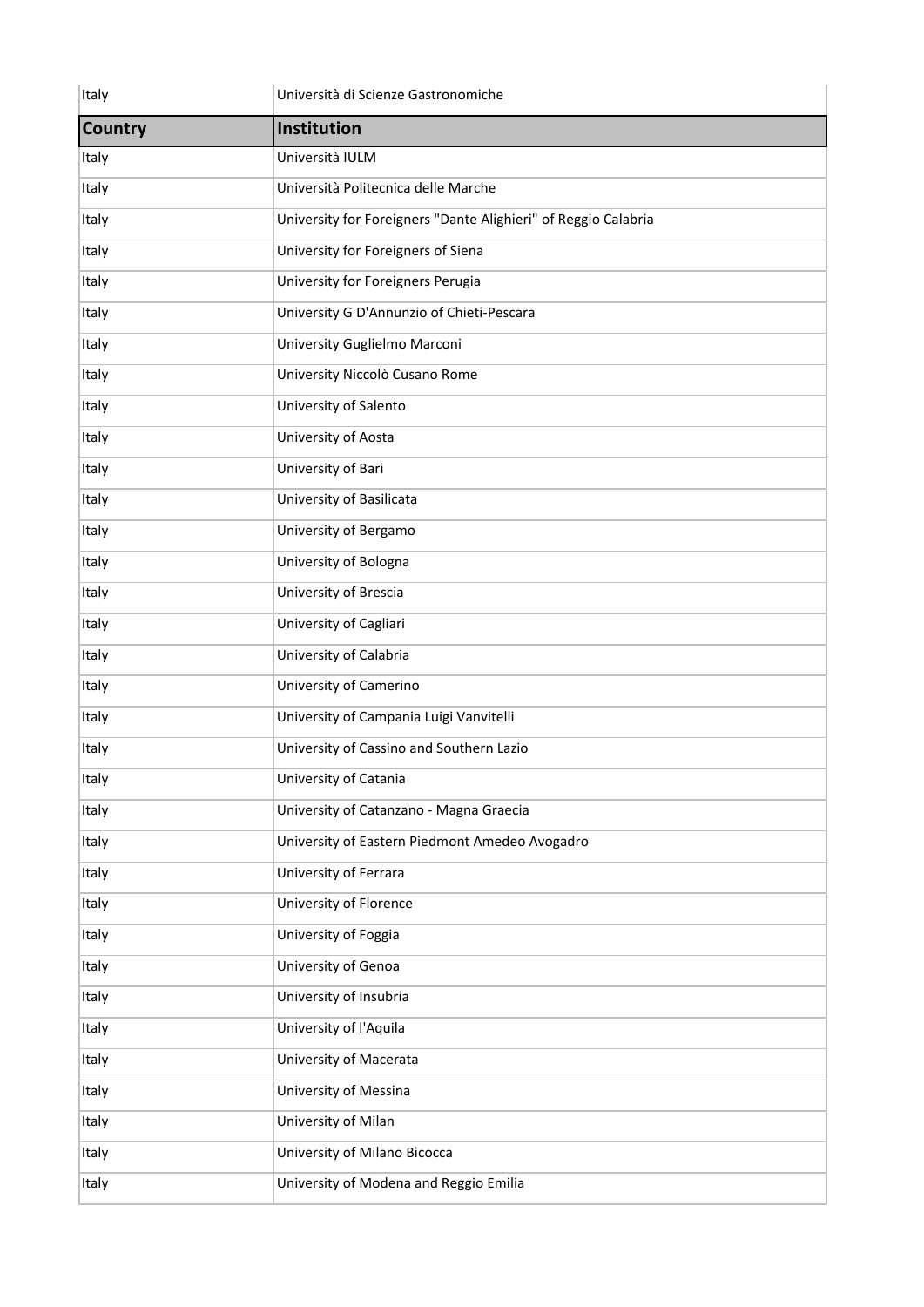| Italy | Università di Scienze Gastronomiche |
|---|---|
| **Country** | **Institution** |
| Italy | Università IULM |
| Italy | Università Politecnica delle Marche |
| Italy | University for Foreigners "Dante Alighieri" of Reggio Calabria |
| Italy | University for Foreigners of Siena |
| Italy | University for Foreigners Perugia |
| Italy | University G D'Annunzio of Chieti-Pescara |
| Italy | University Guglielmo Marconi |
| Italy | University Niccolò Cusano Rome |
| Italy | University of Salento |
| Italy | University of Aosta |
| Italy | University of Bari |
| Italy | University of Basilicata |
| Italy | University of Bergamo |
| Italy | University of Bologna |
| Italy | University of Brescia |
| Italy | University of Cagliari |
| Italy | University of Calabria |
| Italy | University of Camerino |
| Italy | University of Campania Luigi Vanvitelli |
| Italy | University of Cassino and Southern Lazio |
| Italy | University of Catania |
| Italy | University of Catanzano - Magna Graecia |
| Italy | University of Eastern Piedmont Amedeo Avogadro |
| Italy | University of Ferrara |
| Italy | University of Florence |
| Italy | University of Foggia |
| Italy | University of Genoa |
| Italy | University of Insubria |
| Italy | University of l'Aquila |
| Italy | University of Macerata |
| Italy | University of Messina |
| Italy | University of Milan |
| Italy | University of Milano Bicocca |
| Italy | University of Modena and Reggio Emilia |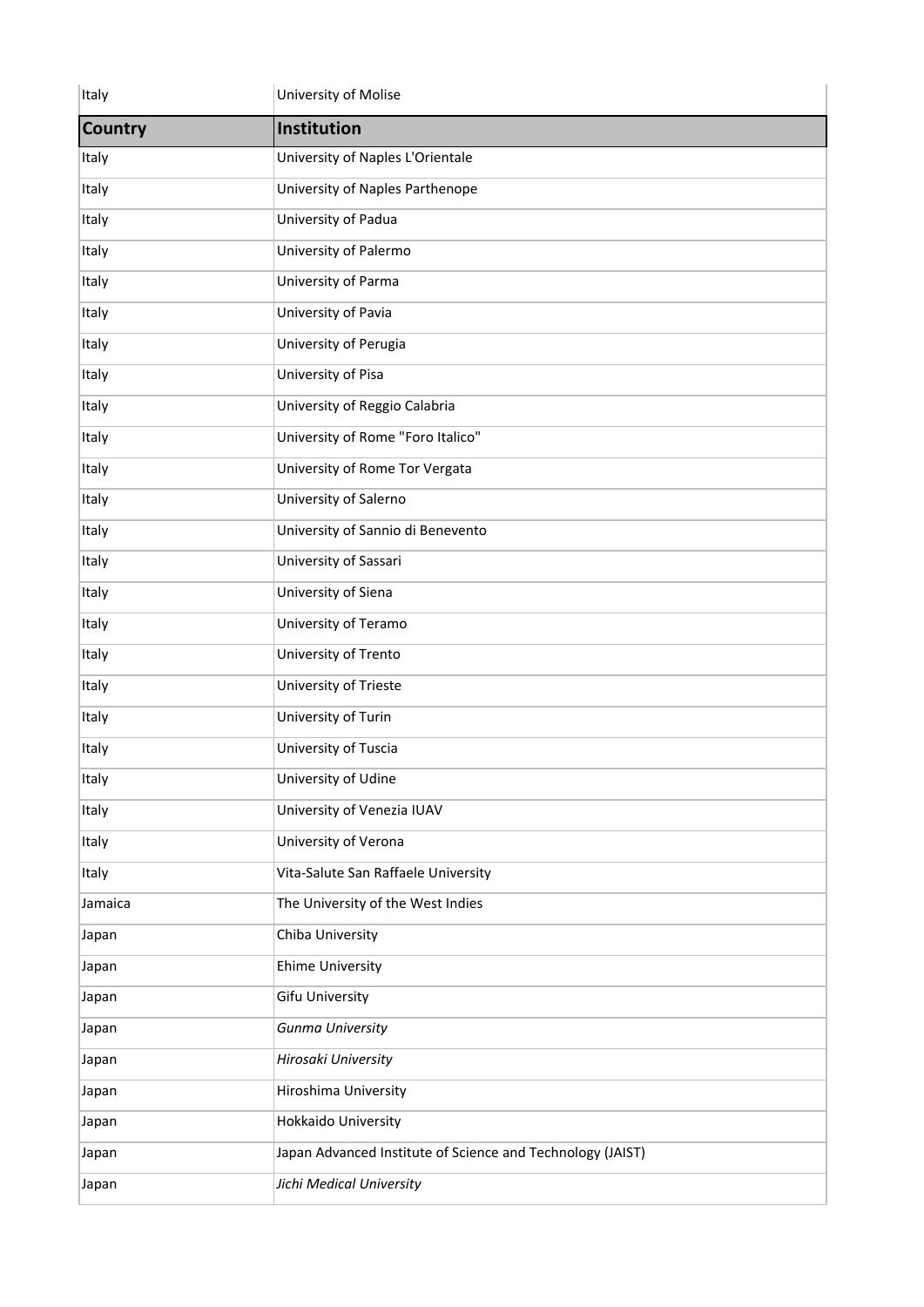| Italy | University of Molise |
|---|---|
| **Country** | **Institution** |
| Italy | University of Naples L'Orientale |
| Italy | University of Naples Parthenope |
| Italy | University of Padua |
| Italy | University of Palermo |
| Italy | University of Parma |
| Italy | University of Pavia |
| Italy | University of Perugia |
| Italy | University of Pisa |
| Italy | University of Reggio Calabria |
| Italy | University of Rome "Foro Italico" |
| Italy | University of Rome Tor Vergata |
| Italy | University of Salerno |
| Italy | University of Sannio di Benevento |
| Italy | University of Sassari |
| Italy | University of Siena |
| Italy | University of Teramo |
| Italy | University of Trento |
| Italy | University of Trieste |
| Italy | University of Turin |
| Italy | University of Tuscia |
| Italy | University of Udine |
| Italy | University of Venezia IUAV |
| Italy | University of Verona |
| Italy | Vita-Salute San Raffaele University |
| Jamaica | The University of the West Indies |
| Japan | Chiba University |
| Japan | Ehime University |
| Japan | Gifu University |
| Japan | *Gunma University* |
| Japan | *Hirosaki University* |
| Japan | Hiroshima University |
| Japan | Hokkaido University |
| Japan | Japan Advanced Institute of Science and Technology (JAIST) |
| Japan | *Jichi Medical University* |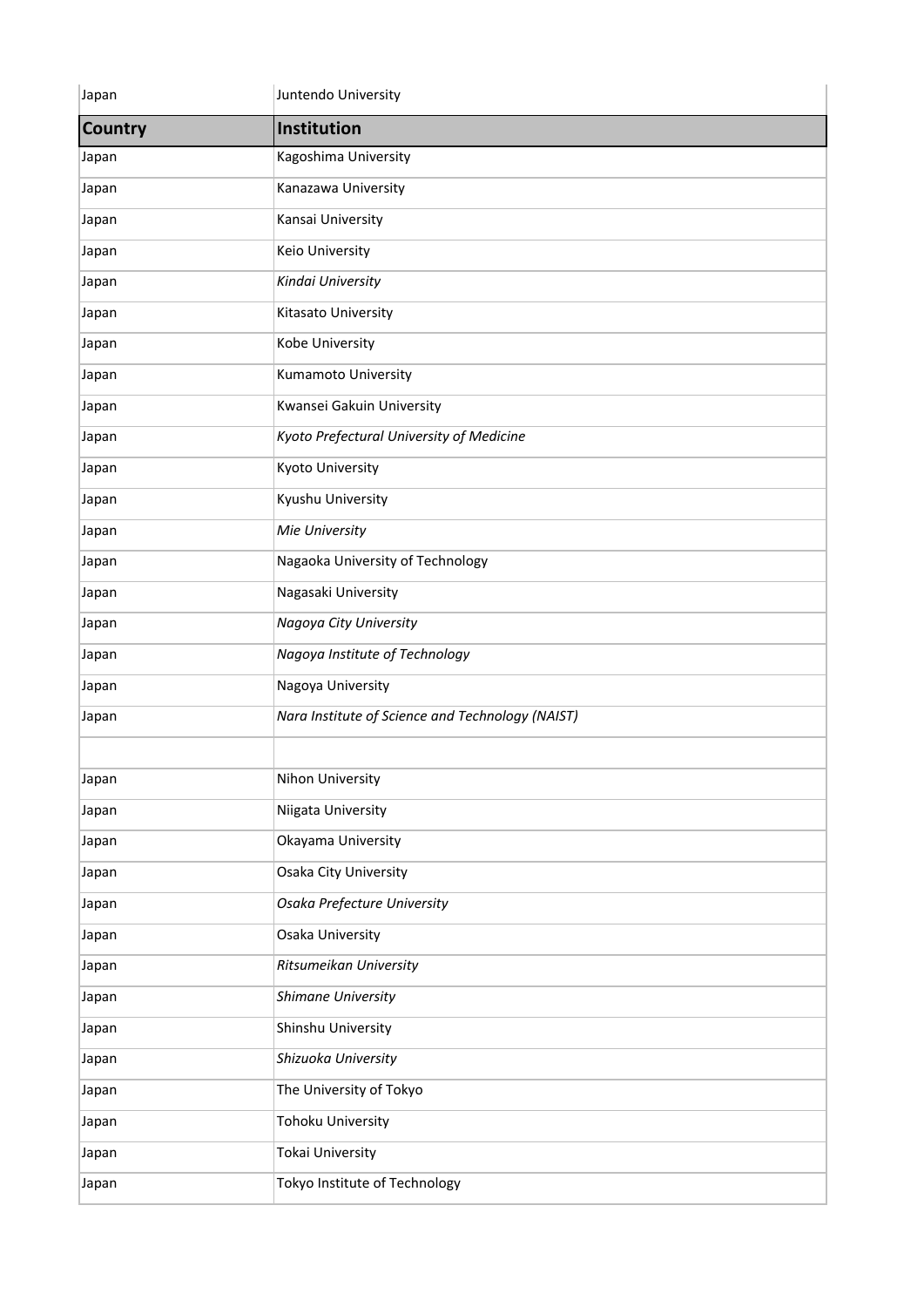| Country | Institution |
| --- | --- |
| Japan | Juntendo University |
| Japan | Kagoshima University |
| Japan | Kanazawa University |
| Japan | Kansai University |
| Japan | Keio University |
| Japan | *Kindai University* |
| Japan | Kitasato University |
| Japan | Kobe University |
| Japan | Kumamoto University |
| Japan | Kwansei Gakuin University |
| Japan | *Kyoto Prefectural University of Medicine* |
| Japan | Kyoto University |
| Japan | Kyushu University |
| Japan | *Mie University* |
| Japan | Nagaoka University of Technology |
| Japan | Nagasaki University |
| Japan | *Nagoya City University* |
| Japan | *Nagoya Institute of Technology* |
| Japan | Nagoya University |
| Japan | *Nara Institute of Science and Technology (NAIST)* |
| | |
| Japan | Nihon University |
| Japan | Niigata University |
| Japan | Okayama University |
| Japan | Osaka City University |
| Japan | *Osaka Prefecture University* |
| Japan | Osaka University |
| Japan | *Ritsumeikan University* |
| Japan | *Shimane University* |
| Japan | Shinshu University |
| Japan | *Shizuoka University* |
| Japan | The University of Tokyo |
| Japan | Tohoku University |
| Japan | Tokai University |
| Japan | Tokyo Institute of Technology |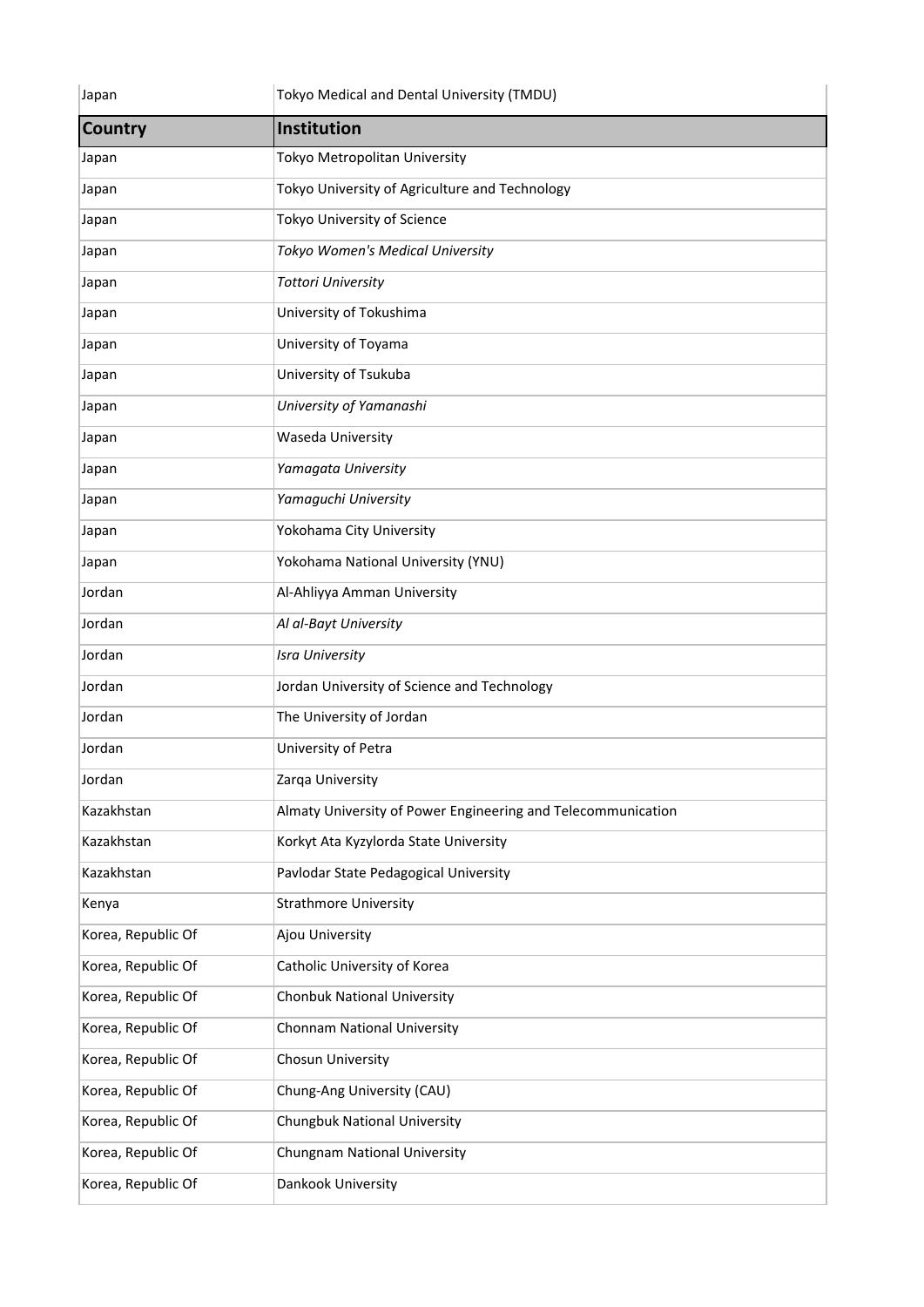| Country | Institution |
|---|---|
| Japan | Tokyo Medical and Dental University (TMDU) |
| Japan | Tokyo Metropolitan University |
| Japan | Tokyo University of Agriculture and Technology |
| Japan | Tokyo University of Science |
| Japan | *Tokyo Women's Medical University* |
| Japan | *Tottori University* |
| Japan | University of Tokushima |
| Japan | University of Toyama |
| Japan | University of Tsukuba |
| Japan | *University of Yamanashi* |
| Japan | Waseda University |
| Japan | *Yamagata University* |
| Japan | *Yamaguchi University* |
| Japan | Yokohama City University |
| Japan | Yokohama National University (YNU) |
| Jordan | Al-Ahliyya Amman University |
| Jordan | *Al al-Bayt University* |
| Jordan | *Isra University* |
| Jordan | Jordan University of Science and Technology |
| Jordan | The University of Jordan |
| Jordan | University of Petra |
| Jordan | Zarqa University |
| Kazakhstan | Almaty University of Power Engineering and Telecommunication |
| Kazakhstan | Korkyt Ata Kyzylorda State University |
| Kazakhstan | Pavlodar State Pedagogical University |
| Kenya | Strathmore University |
| Korea, Republic Of | Ajou University |
| Korea, Republic Of | Catholic University of Korea |
| Korea, Republic Of | Chonbuk National University |
| Korea, Republic Of | Chonnam National University |
| Korea, Republic Of | Chosun University |
| Korea, Republic Of | Chung-Ang University (CAU) |
| Korea, Republic Of | Chungbuk National University |
| Korea, Republic Of | Chungnam National University |
| Korea, Republic Of | Dankook University |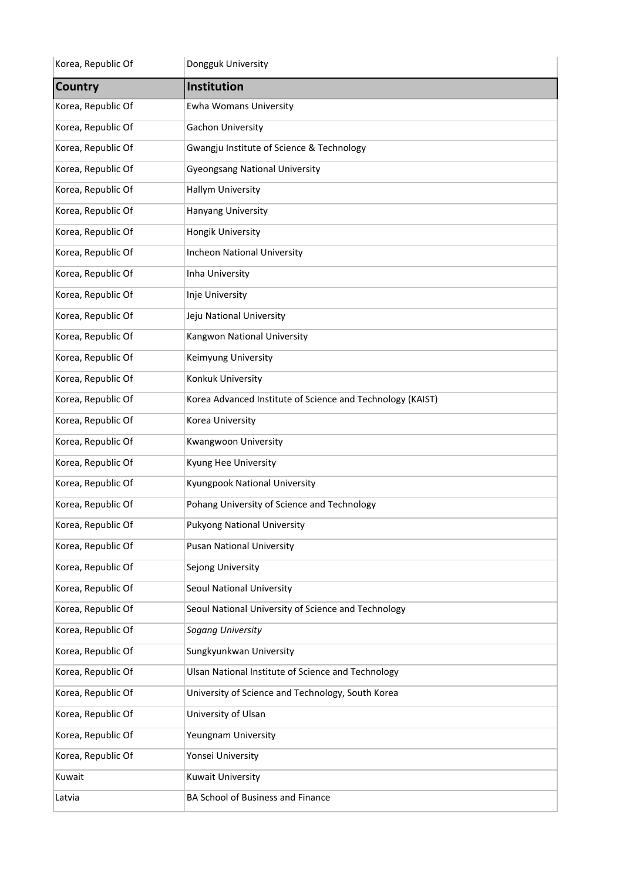| Country | Institution |
| --- | --- |
| Korea, Republic Of | Dongguk University |
| Korea, Republic Of | Ewha Womans University |
| Korea, Republic Of | Gachon University |
| Korea, Republic Of | Gwangju Institute of Science & Technology |
| Korea, Republic Of | Gyeongsang National University |
| Korea, Republic Of | Hallym University |
| Korea, Republic Of | Hanyang University |
| Korea, Republic Of | Hongik University |
| Korea, Republic Of | Incheon National University |
| Korea, Republic Of | Inha University |
| Korea, Republic Of | Inje University |
| Korea, Republic Of | Jeju National University |
| Korea, Republic Of | Kangwon National University |
| Korea, Republic Of | Keimyung University |
| Korea, Republic Of | Konkuk University |
| Korea, Republic Of | Korea Advanced Institute of Science and Technology (KAIST) |
| Korea, Republic Of | Korea University |
| Korea, Republic Of | Kwangwoon University |
| Korea, Republic Of | Kyung Hee University |
| Korea, Republic Of | Kyungpook National University |
| Korea, Republic Of | Pohang University of Science and Technology |
| Korea, Republic Of | Pukyong National University |
| Korea, Republic Of | Pusan National University |
| Korea, Republic Of | Sejong University |
| Korea, Republic Of | Seoul National University |
| Korea, Republic Of | Seoul National University of Science and Technology |
| Korea, Republic Of | *Sogang University* |
| Korea, Republic Of | Sungkyunkwan University |
| Korea, Republic Of | Ulsan National Institute of Science and Technology |
| Korea, Republic Of | University of Science and Technology, South Korea |
| Korea, Republic Of | University of Ulsan |
| Korea, Republic Of | Yeungnam University |
| Korea, Republic Of | Yonsei University |
| Kuwait | Kuwait University |
| Latvia | BA School of Business and Finance |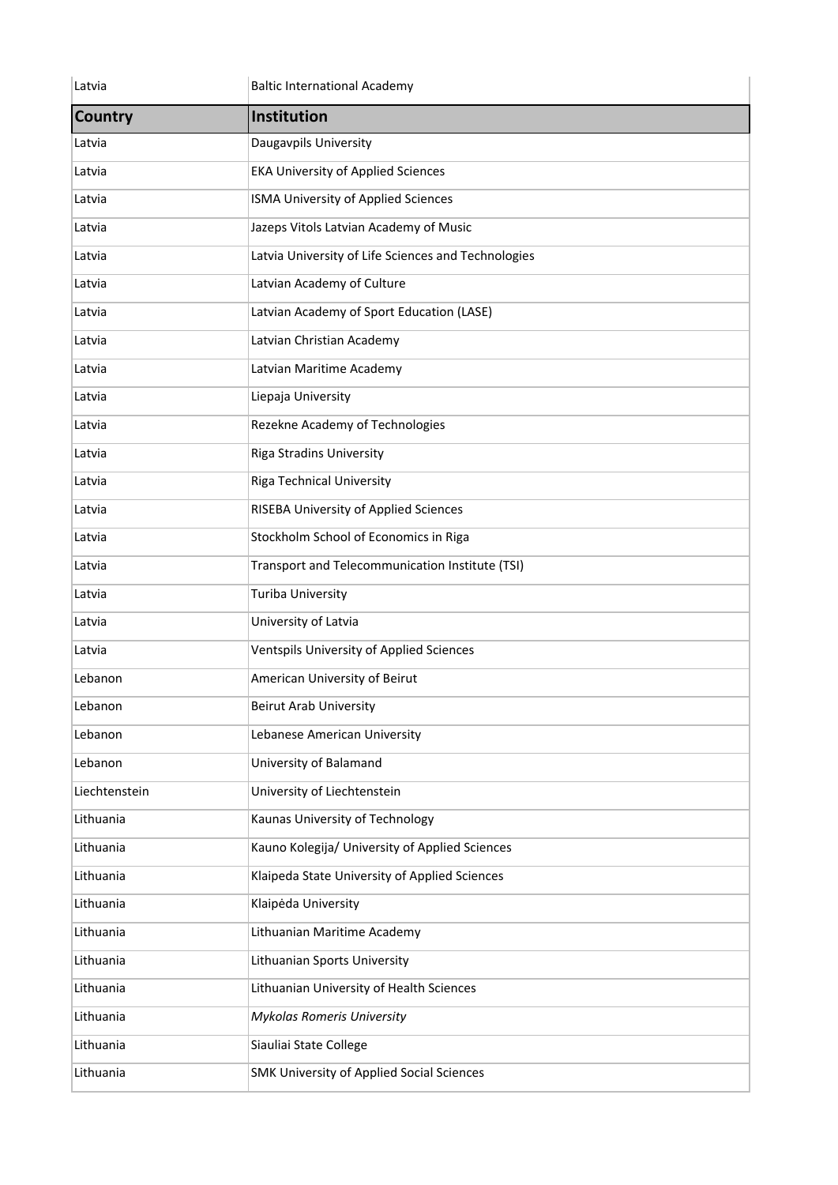| Country | Institution |
| --- | --- |
| Latvia | Baltic International Academy |
| Latvia | Daugavpils University |
| Latvia | EKA University of Applied Sciences |
| Latvia | ISMA University of Applied Sciences |
| Latvia | Jazeps Vitols Latvian Academy of Music |
| Latvia | Latvia University of Life Sciences and Technologies |
| Latvia | Latvian Academy of Culture |
| Latvia | Latvian Academy of Sport Education (LASE) |
| Latvia | Latvian Christian Academy |
| Latvia | Latvian Maritime Academy |
| Latvia | Liepaja University |
| Latvia | Rezekne Academy of Technologies |
| Latvia | Riga Stradins University |
| Latvia | Riga Technical University |
| Latvia | RISEBA University of Applied Sciences |
| Latvia | Stockholm School of Economics in Riga |
| Latvia | Transport and Telecommunication Institute (TSI) |
| Latvia | Turiba University |
| Latvia | University of Latvia |
| Latvia | Ventspils University of Applied Sciences |
| Lebanon | American University of Beirut |
| Lebanon | Beirut Arab University |
| Lebanon | Lebanese American University |
| Lebanon | University of Balamand |
| Liechtenstein | University of Liechtenstein |
| Lithuania | Kaunas University of Technology |
| Lithuania | Kauno Kolegija/ University of Applied Sciences |
| Lithuania | Klaipeda State University of Applied Sciences |
| Lithuania | Klaipėda University |
| Lithuania | Lithuanian Maritime Academy |
| Lithuania | Lithuanian Sports University |
| Lithuania | Lithuanian University of Health Sciences |
| Lithuania | *Mykolas Romeris University* |
| Lithuania | Siauliai State College |
| Lithuania | SMK University of Applied Social Sciences |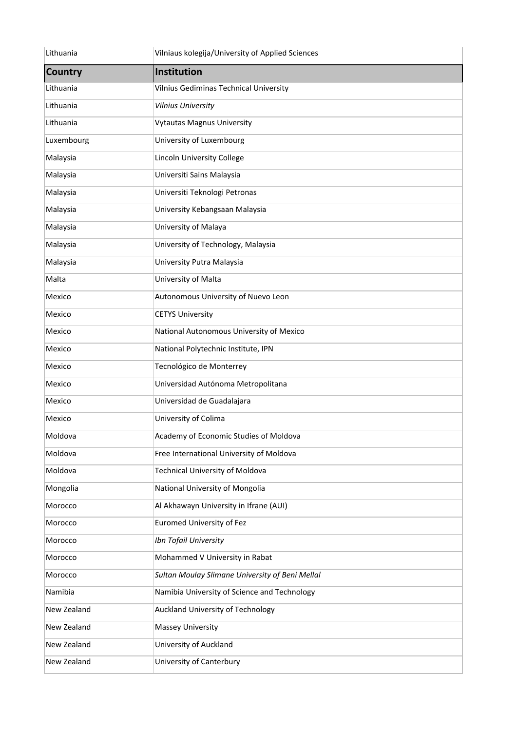| Country | Institution |
|---|---|
| Lithuania | Vilniaus kolegija/University of Applied Sciences |
| Lithuania | Vilnius Gediminas Technical University |
| Lithuania | *Vilnius University* |
| Lithuania | Vytautas Magnus University |
| Luxembourg | University of Luxembourg |
| Malaysia | Lincoln University College |
| Malaysia | Universiti Sains Malaysia |
| Malaysia | Universiti Teknologi Petronas |
| Malaysia | University Kebangsaan Malaysia |
| Malaysia | University of Malaya |
| Malaysia | University of Technology, Malaysia |
| Malaysia | University Putra Malaysia |
| Malta | University of Malta |
| Mexico | Autonomous University of Nuevo Leon |
| Mexico | CETYS University |
| Mexico | National Autonomous University of Mexico |
| Mexico | National Polytechnic Institute, IPN |
| Mexico | Tecnológico de Monterrey |
| Mexico | Universidad Autónoma Metropolitana |
| Mexico | Universidad de Guadalajara |
| Mexico | University of Colima |
| Moldova | Academy of Economic Studies of Moldova |
| Moldova | Free International University of Moldova |
| Moldova | Technical University of Moldova |
| Mongolia | National University of Mongolia |
| Morocco | Al Akhawayn University in Ifrane (AUI) |
| Morocco | Euromed University of Fez |
| Morocco | *Ibn Tofail University* |
| Morocco | Mohammed V University in Rabat |
| Morocco | *Sultan Moulay Slimane University of Beni Mellal* |
| Namibia | Namibia University of Science and Technology |
| New Zealand | Auckland University of Technology |
| New Zealand | Massey University |
| New Zealand | University of Auckland |
| New Zealand | University of Canterbury |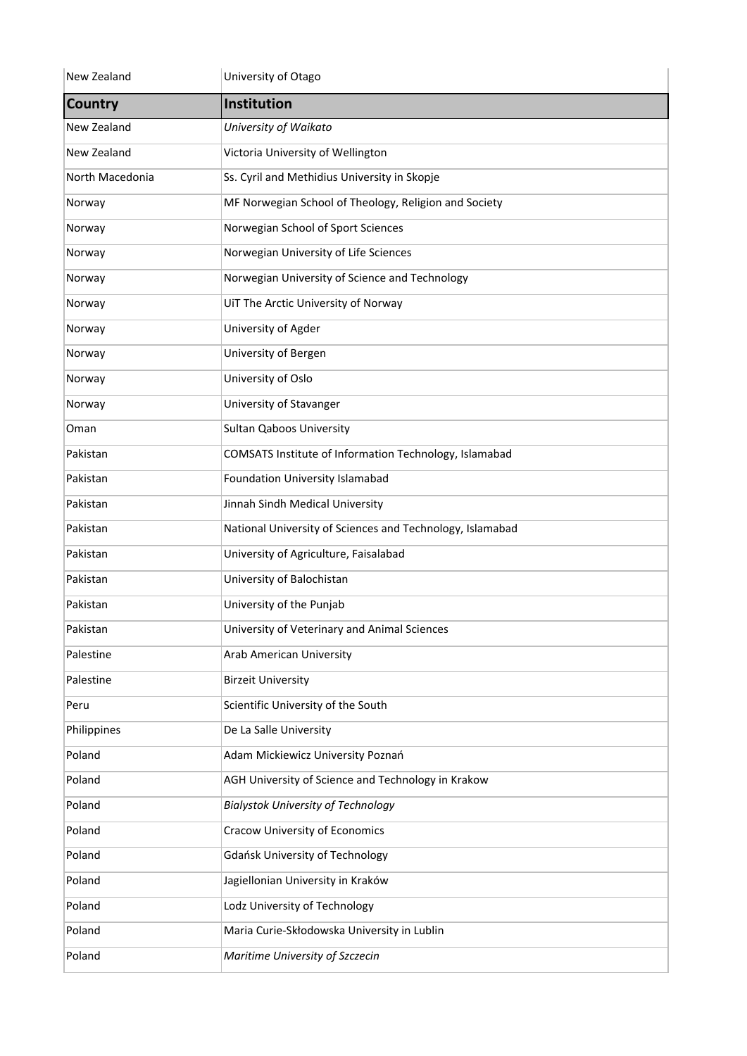| Country | Institution |
|---|---|
| New Zealand | University of Otago |
| New Zealand | *University of Waikato* |
| New Zealand | Victoria University of Wellington |
| North Macedonia | Ss. Cyril and Methidius University in Skopje |
| Norway | MF Norwegian School of Theology, Religion and Society |
| Norway | Norwegian School of Sport Sciences |
| Norway | Norwegian University of Life Sciences |
| Norway | Norwegian University of Science and Technology |
| Norway | UiT The Arctic University of Norway |
| Norway | University of Agder |
| Norway | University of Bergen |
| Norway | University of Oslo |
| Norway | University of Stavanger |
| Oman | Sultan Qaboos University |
| Pakistan | COMSATS Institute of Information Technology, Islamabad |
| Pakistan | Foundation University Islamabad |
| Pakistan | Jinnah Sindh Medical University |
| Pakistan | National University of Sciences and Technology, Islamabad |
| Pakistan | University of Agriculture, Faisalabad |
| Pakistan | University of Balochistan |
| Pakistan | University of the Punjab |
| Pakistan | University of Veterinary and Animal Sciences |
| Palestine | Arab American University |
| Palestine | Birzeit University |
| Peru | Scientific University of the South |
| Philippines | De La Salle University |
| Poland | Adam Mickiewicz University Poznań |
| Poland | AGH University of Science and Technology in Krakow |
| Poland | *Bialystok University of Technology* |
| Poland | Cracow University of Economics |
| Poland | Gdańsk University of Technology |
| Poland | Jagiellonian University in Kraków |
| Poland | Lodz University of Technology |
| Poland | Maria Curie-Skłodowska University in Lublin |
| Poland | *Maritime University of Szczecin* |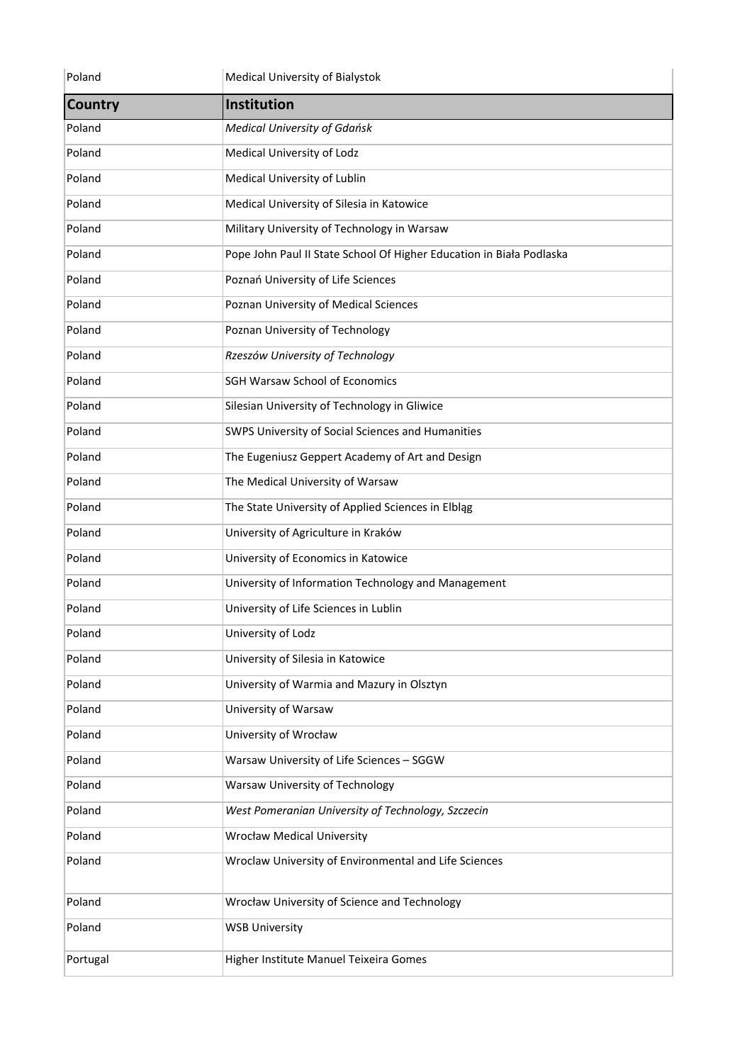| Poland | Medical University of Bialystok |
|---|---|
| **Country** | **Institution** |
| Poland | *Medical University of Gdańsk* |
| Poland | Medical University of Lodz |
| Poland | Medical University of Lublin |
| Poland | Medical University of Silesia in Katowice |
| Poland | Military University of Technology in Warsaw |
| Poland | Pope John Paul II State School Of Higher Education in Biała Podlaska |
| Poland | Poznań University of Life Sciences |
| Poland | Poznan University of Medical Sciences |
| Poland | Poznan University of Technology |
| Poland | *Rzeszów University of Technology* |
| Poland | SGH Warsaw School of Economics |
| Poland | Silesian University of Technology in Gliwice |
| Poland | SWPS University of Social Sciences and Humanities |
| Poland | The Eugeniusz Geppert Academy of Art and Design |
| Poland | The Medical University of Warsaw |
| Poland | The State University of Applied Sciences in Elbląg |
| Poland | University of Agriculture in Kraków |
| Poland | University of Economics in Katowice |
| Poland | University of Information Technology and Management |
| Poland | University of Life Sciences in Lublin |
| Poland | University of Lodz |
| Poland | University of Silesia in Katowice |
| Poland | University of Warmia and Mazury in Olsztyn |
| Poland | University of Warsaw |
| Poland | University of Wrocław |
| Poland | Warsaw University of Life Sciences – SGGW |
| Poland | Warsaw University of Technology |
| Poland | *West Pomeranian University of Technology, Szczecin* |
| Poland | Wrocław Medical University |
| Poland | Wroclaw University of Environmental and Life Sciences |
| Poland | Wrocław University of Science and Technology |
| Poland | WSB University |
| Portugal | Higher Institute Manuel Teixeira Gomes |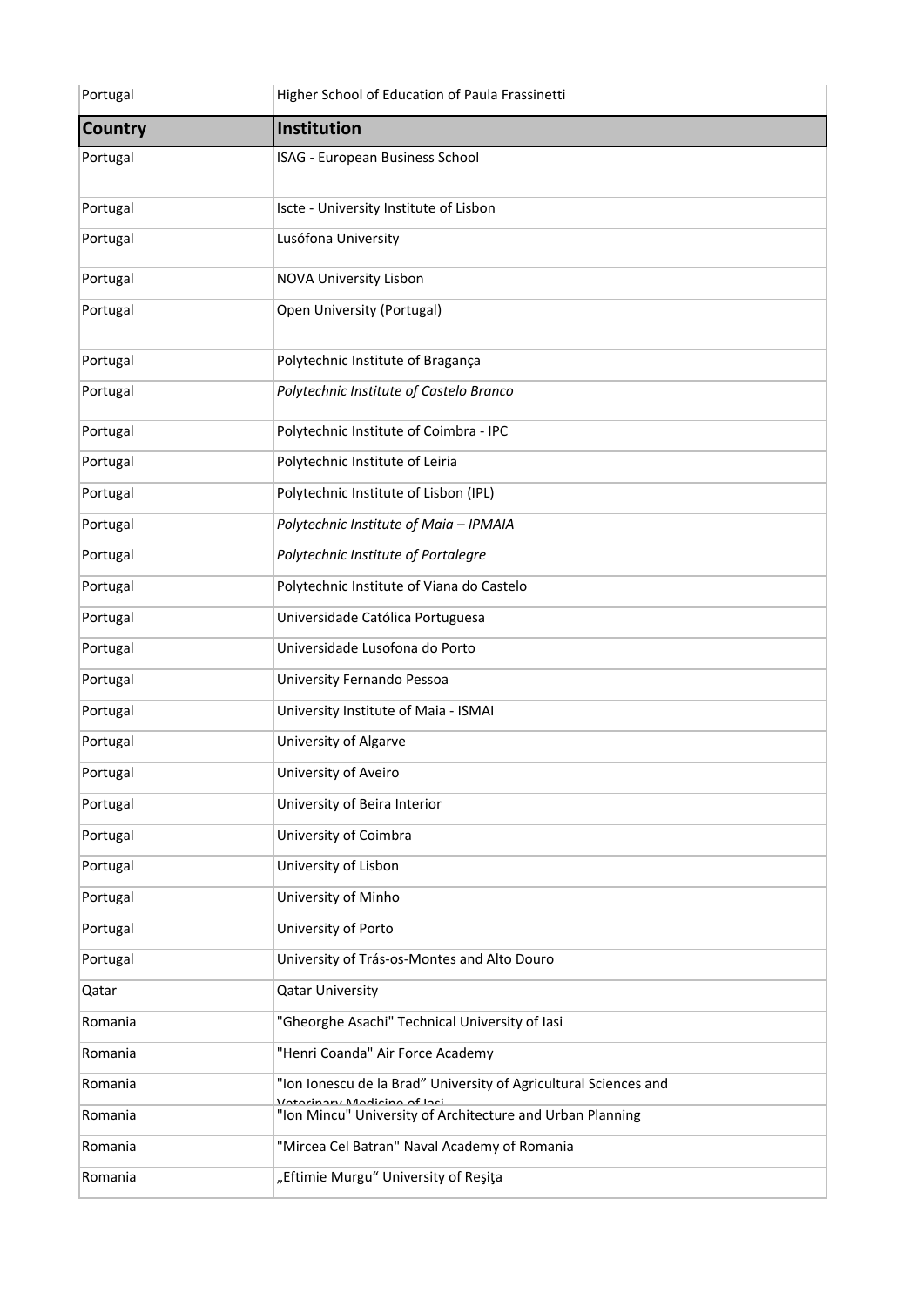| Country | Institution |
| --- | --- |
| Portugal | Higher School of Education of Paula Frassinetti |
| Portugal | ISAG - European Business School |
| Portugal | Iscte - University Institute of Lisbon |
| Portugal | Lusófona University |
| Portugal | NOVA University Lisbon |
| Portugal | Open University (Portugal) |
| Portugal | Polytechnic Institute of Bragança |
| Portugal | *Polytechnic Institute of Castelo Branco* |
| Portugal | Polytechnic Institute of Coimbra - IPC |
| Portugal | Polytechnic Institute of Leiria |
| Portugal | Polytechnic Institute of Lisbon (IPL) |
| Portugal | *Polytechnic Institute of Maia – IPMAIA* |
| Portugal | *Polytechnic Institute of Portalegre* |
| Portugal | Polytechnic Institute of Viana do Castelo |
| Portugal | Universidade Católica Portuguesa |
| Portugal | Universidade Lusofona do Porto |
| Portugal | University Fernando Pessoa |
| Portugal | University Institute of Maia - ISMAI |
| Portugal | University of Algarve |
| Portugal | University of Aveiro |
| Portugal | University of Beira Interior |
| Portugal | University of Coimbra |
| Portugal | University of Lisbon |
| Portugal | University of Minho |
| Portugal | University of Porto |
| Portugal | University of Trás-os-Montes and Alto Douro |
| Qatar | Qatar University |
| Romania | "Gheorghe Asachi" Technical University of Iasi |
| Romania | "Henri Coanda" Air Force Academy |
| Romania | "Ion Ionescu de la Brad" University of Agricultural Sciences and Veterinary Medicine of Iasi |
| Romania | "Ion Mincu" University of Architecture and Urban Planning |
| Romania | "Mircea Cel Batran" Naval Academy of Romania |
| Romania | „Eftimie Murgu" University of Reşiţa |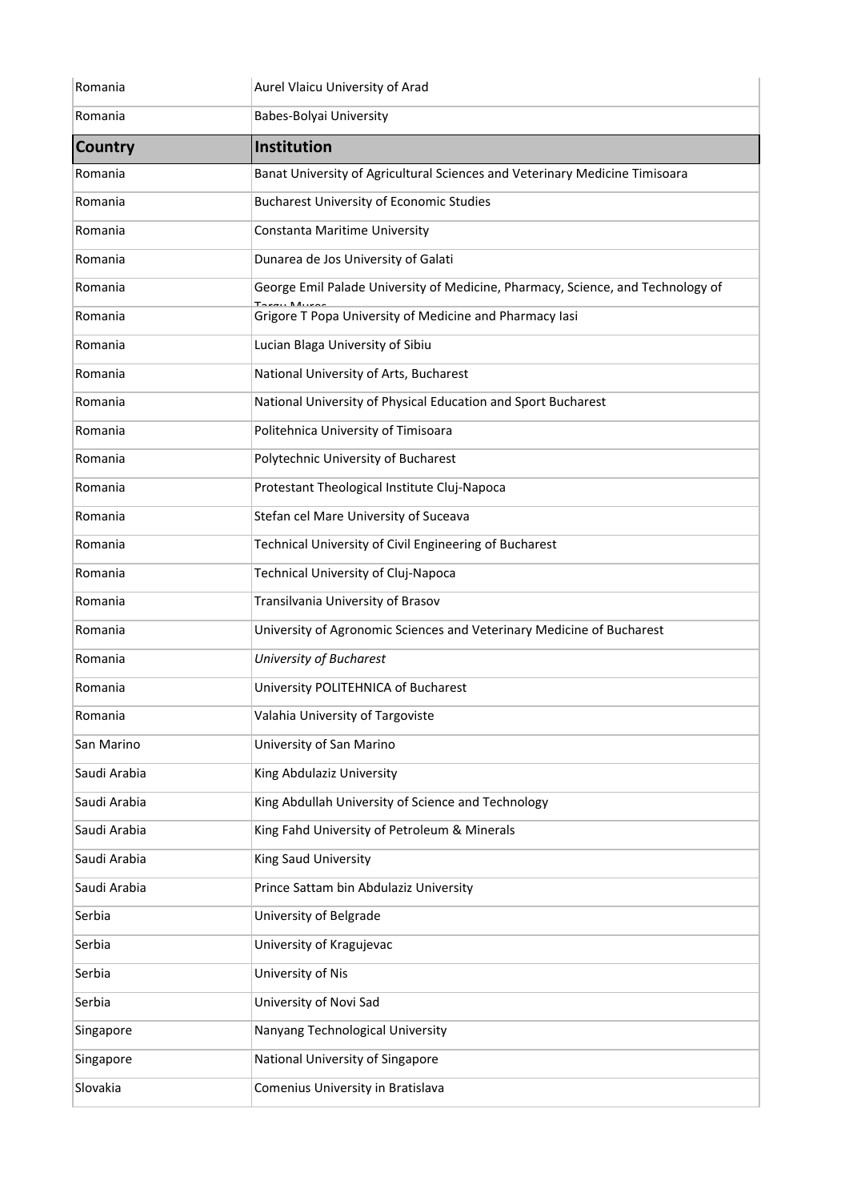| Country | Institution |
|---|---|
| Romania | Aurel Vlaicu University of Arad |
| Romania | Babes-Bolyai University |
| Romania | Banat University of Agricultural Sciences and Veterinary Medicine Timisoara |
| Romania | Bucharest University of Economic Studies |
| Romania | Constanta Maritime University |
| Romania | Dunarea de Jos University of Galati |
| Romania | George Emil Palade University of Medicine, Pharmacy, Science, and Technology of Targu Mures |
| Romania | Grigore T Popa University of Medicine and Pharmacy Iasi |
| Romania | Lucian Blaga University of Sibiu |
| Romania | National University of Arts, Bucharest |
| Romania | National University of Physical Education and Sport Bucharest |
| Romania | Politehnica University of Timisoara |
| Romania | Polytechnic University of Bucharest |
| Romania | Protestant Theological Institute Cluj-Napoca |
| Romania | Stefan cel Mare University of Suceava |
| Romania | Technical University of Civil Engineering of Bucharest |
| Romania | Technical University of Cluj-Napoca |
| Romania | Transilvania University of Brasov |
| Romania | University of Agronomic Sciences and Veterinary Medicine of Bucharest |
| Romania | *University of Bucharest* |
| Romania | University POLITEHNICA of Bucharest |
| Romania | Valahia University of Targoviste |
| San Marino | University of San Marino |
| Saudi Arabia | King Abdulaziz University |
| Saudi Arabia | King Abdullah University of Science and Technology |
| Saudi Arabia | King Fahd University of Petroleum & Minerals |
| Saudi Arabia | King Saud University |
| Saudi Arabia | Prince Sattam bin Abdulaziz University |
| Serbia | University of Belgrade |
| Serbia | University of Kragujevac |
| Serbia | University of Nis |
| Serbia | University of Novi Sad |
| Singapore | Nanyang Technological University |
| Singapore | National University of Singapore |
| Slovakia | Comenius University in Bratislava |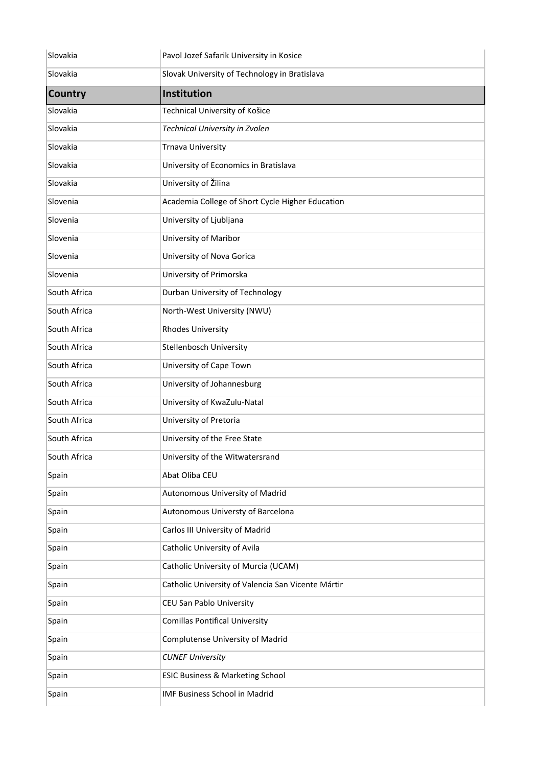| Country | Institution |
|---|---|
| Slovakia | Pavol Jozef Safarik University in Kosice |
| Slovakia | Slovak University of Technology in Bratislava |
| Slovakia | Technical University of Košice |
| Slovakia | *Technical University in Zvolen* |
| Slovakia | Trnava University |
| Slovakia | University of Economics in Bratislava |
| Slovakia | University of Žilina |
| Slovenia | Academia College of Short Cycle Higher Education |
| Slovenia | University of Ljubljana |
| Slovenia | University of Maribor |
| Slovenia | University of Nova Gorica |
| Slovenia | University of Primorska |
| South Africa | Durban University of Technology |
| South Africa | North-West University (NWU) |
| South Africa | Rhodes University |
| South Africa | Stellenbosch University |
| South Africa | University of Cape Town |
| South Africa | University of Johannesburg |
| South Africa | University of KwaZulu-Natal |
| South Africa | University of Pretoria |
| South Africa | University of the Free State |
| South Africa | University of the Witwatersrand |
| Spain | Abat Oliba CEU |
| Spain | Autonomous University of Madrid |
| Spain | Autonomous Universty of Barcelona |
| Spain | Carlos III University of Madrid |
| Spain | Catholic University of Avila |
| Spain | Catholic University of Murcia (UCAM) |
| Spain | Catholic University of Valencia San Vicente Mártir |
| Spain | CEU San Pablo University |
| Spain | Comillas Pontifical University |
| Spain | Complutense University of Madrid |
| Spain | *CUNEF University* |
| Spain | ESIC Business & Marketing School |
| Spain | IMF Business School in Madrid |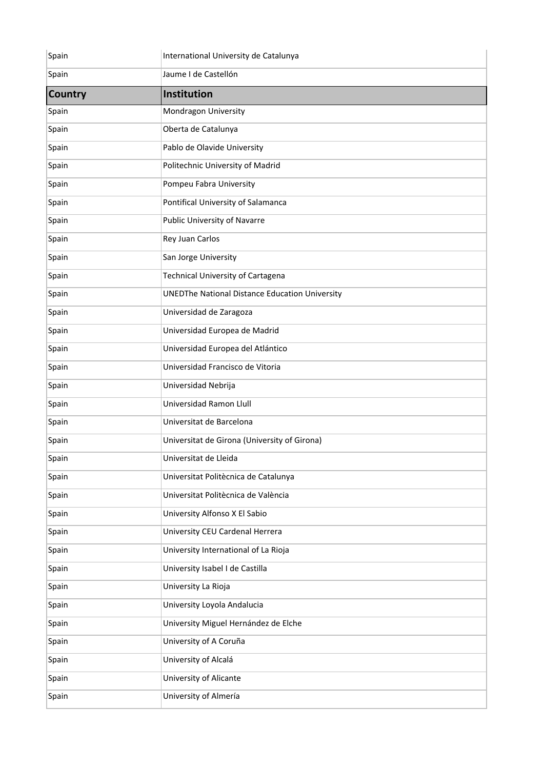| Spain | International University de Catalunya |
|---|---|
| Spain | Jaume I de Castellón |
| **Country** | **Institution** |
| Spain | Mondragon University |
| Spain | Oberta de Catalunya |
| Spain | Pablo de Olavide University |
| Spain | Politechnic University of Madrid |
| Spain | Pompeu Fabra University |
| Spain | Pontifical University of Salamanca |
| Spain | Public University of Navarre |
| Spain | Rey Juan Carlos |
| Spain | San Jorge University |
| Spain | Technical University of Cartagena |
| Spain | UNEDThe National Distance Education University |
| Spain | Universidad de Zaragoza |
| Spain | Universidad Europea de Madrid |
| Spain | Universidad Europea del Atlántico |
| Spain | Universidad Francisco de Vitoria |
| Spain | Universidad Nebrija |
| Spain | Universidad Ramon Llull |
| Spain | Universitat de Barcelona |
| Spain | Universitat de Girona (University of Girona) |
| Spain | Universitat de Lleida |
| Spain | Universitat Politècnica de Catalunya |
| Spain | Universitat Politècnica de València |
| Spain | University Alfonso X El Sabio |
| Spain | University CEU Cardenal Herrera |
| Spain | University International of La Rioja |
| Spain | University Isabel I de Castilla |
| Spain | University La Rioja |
| Spain | University Loyola Andalucia |
| Spain | University Miguel Hernández de Elche |
| Spain | University of A Coruña |
| Spain | University of Alcalá |
| Spain | University of Alicante |
| Spain | University of Almería |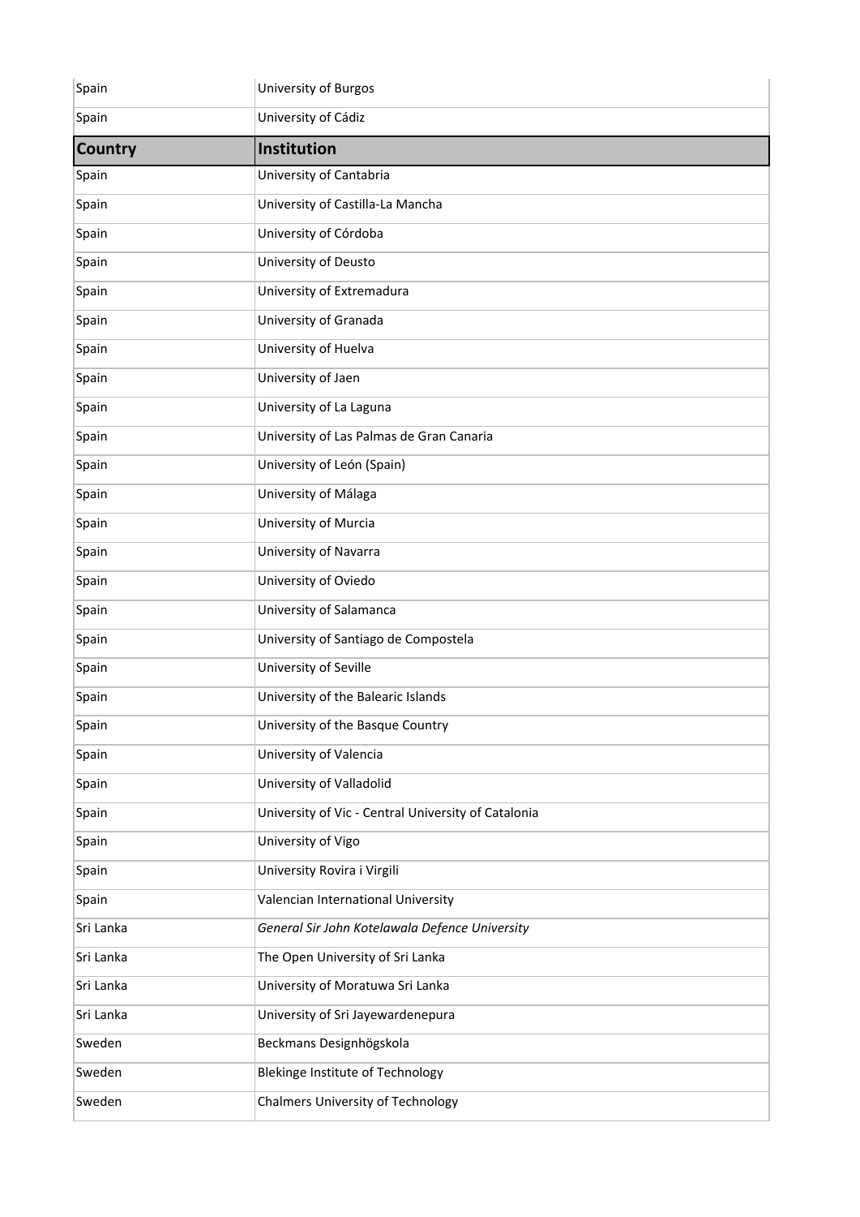| Country | Institution |
| --- | --- |
| Spain | University of Burgos |
| Spain | University of Cádiz |
| Spain | University of Cantabria |
| Spain | University of Castilla-La Mancha |
| Spain | University of Córdoba |
| Spain | University of Deusto |
| Spain | University of Extremadura |
| Spain | University of Granada |
| Spain | University of Huelva |
| Spain | University of Jaen |
| Spain | University of La Laguna |
| Spain | University of Las Palmas de Gran Canaria |
| Spain | University of León (Spain) |
| Spain | University of Málaga |
| Spain | University of Murcia |
| Spain | University of Navarra |
| Spain | University of Oviedo |
| Spain | University of Salamanca |
| Spain | University of Santiago de Compostela |
| Spain | University of Seville |
| Spain | University of the Balearic Islands |
| Spain | University of the Basque Country |
| Spain | University of Valencia |
| Spain | University of Valladolid |
| Spain | University of Vic - Central University of Catalonia |
| Spain | University of Vigo |
| Spain | University Rovira i Virgili |
| Spain | Valencian International University |
| Sri Lanka | *General Sir John Kotelawala Defence University* |
| Sri Lanka | The Open University of Sri Lanka |
| Sri Lanka | University of Moratuwa Sri Lanka |
| Sri Lanka | University of Sri Jayewardenepura |
| Sweden | Beckmans Designhögskola |
| Sweden | Blekinge Institute of Technology |
| Sweden | Chalmers University of Technology |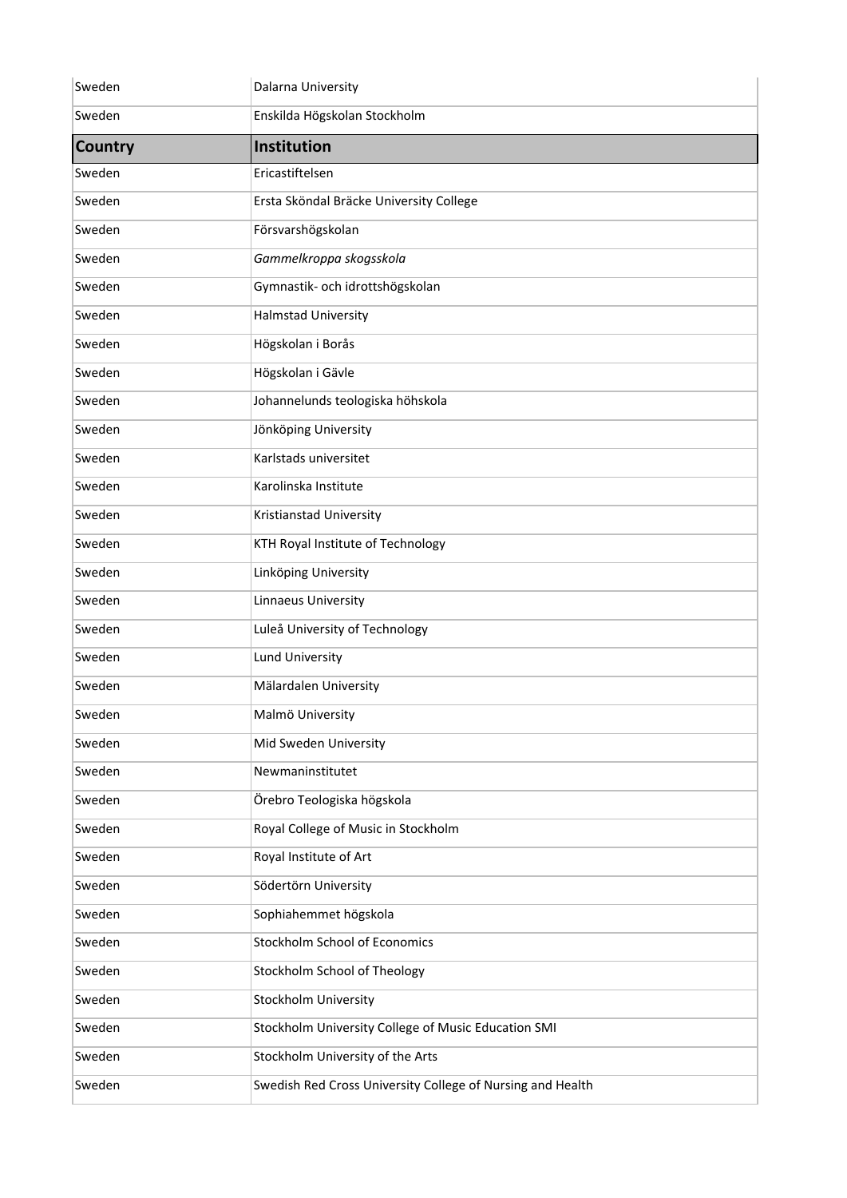| Sweden | Dalarna University |
|---|---|
| Sweden | Enskilda Högskolan Stockholm |
| **Country** | **Institution** |
| Sweden | Ericastiftelsen |
| Sweden | Ersta Sköndal Bräcke University College |
| Sweden | Försvarshögskolan |
| Sweden | *Gammelkroppa skogsskola* |
| Sweden | Gymnastik- och idrottshögskolan |
| Sweden | Halmstad University |
| Sweden | Högskolan i Borås |
| Sweden | Högskolan i Gävle |
| Sweden | Johannelunds teologiska höhskola |
| Sweden | Jönköping University |
| Sweden | Karlstads universitet |
| Sweden | Karolinska Institute |
| Sweden | Kristianstad University |
| Sweden | KTH Royal Institute of Technology |
| Sweden | Linköping University |
| Sweden | Linnaeus University |
| Sweden | Luleå University of Technology |
| Sweden | Lund University |
| Sweden | Mälardalen University |
| Sweden | Malmö University |
| Sweden | Mid Sweden University |
| Sweden | Newmaninstitutet |
| Sweden | Örebro Teologiska högskola |
| Sweden | Royal College of Music in Stockholm |
| Sweden | Royal Institute of Art |
| Sweden | Södertörn University |
| Sweden | Sophiahemmet högskola |
| Sweden | Stockholm School of Economics |
| Sweden | Stockholm School of Theology |
| Sweden | Stockholm University |
| Sweden | Stockholm University College of Music Education SMI |
| Sweden | Stockholm University of the Arts |
| Sweden | Swedish Red Cross University College of Nursing and Health |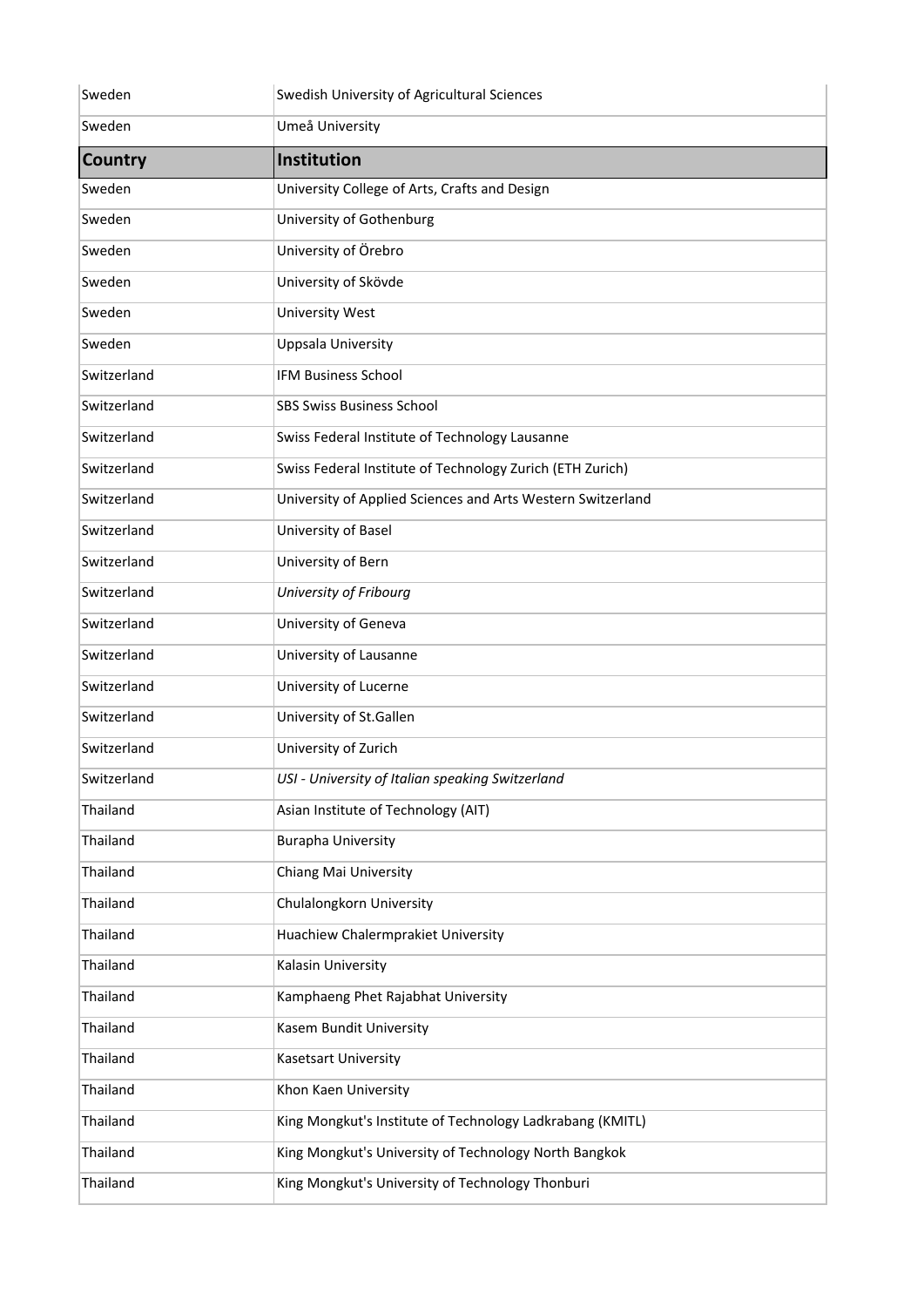| Country | Institution |
|---|---|
| Sweden | Swedish University of Agricultural Sciences |
| Sweden | Umeå University |
| Sweden | University College of Arts, Crafts and Design |
| Sweden | University of Gothenburg |
| Sweden | University of Örebro |
| Sweden | University of Skövde |
| Sweden | University West |
| Sweden | Uppsala University |
| Switzerland | IFM Business School |
| Switzerland | SBS Swiss Business School |
| Switzerland | Swiss Federal Institute of Technology Lausanne |
| Switzerland | Swiss Federal Institute of Technology Zurich (ETH Zurich) |
| Switzerland | University of Applied Sciences and Arts Western Switzerland |
| Switzerland | University of Basel |
| Switzerland | University of Bern |
| Switzerland | *University of Fribourg* |
| Switzerland | University of Geneva |
| Switzerland | University of Lausanne |
| Switzerland | University of Lucerne |
| Switzerland | University of St.Gallen |
| Switzerland | University of Zurich |
| Switzerland | *USI - University of Italian speaking Switzerland* |
| Thailand | Asian Institute of Technology (AIT) |
| Thailand | Burapha University |
| Thailand | Chiang Mai University |
| Thailand | Chulalongkorn University |
| Thailand | Huachiew Chalermprakiet University |
| Thailand | Kalasin University |
| Thailand | Kamphaeng Phet Rajabhat University |
| Thailand | Kasem Bundit University |
| Thailand | Kasetsart University |
| Thailand | Khon Kaen University |
| Thailand | King Mongkut's Institute of Technology Ladkrabang (KMITL) |
| Thailand | King Mongkut's University of Technology North Bangkok |
| Thailand | King Mongkut's University of Technology Thonburi |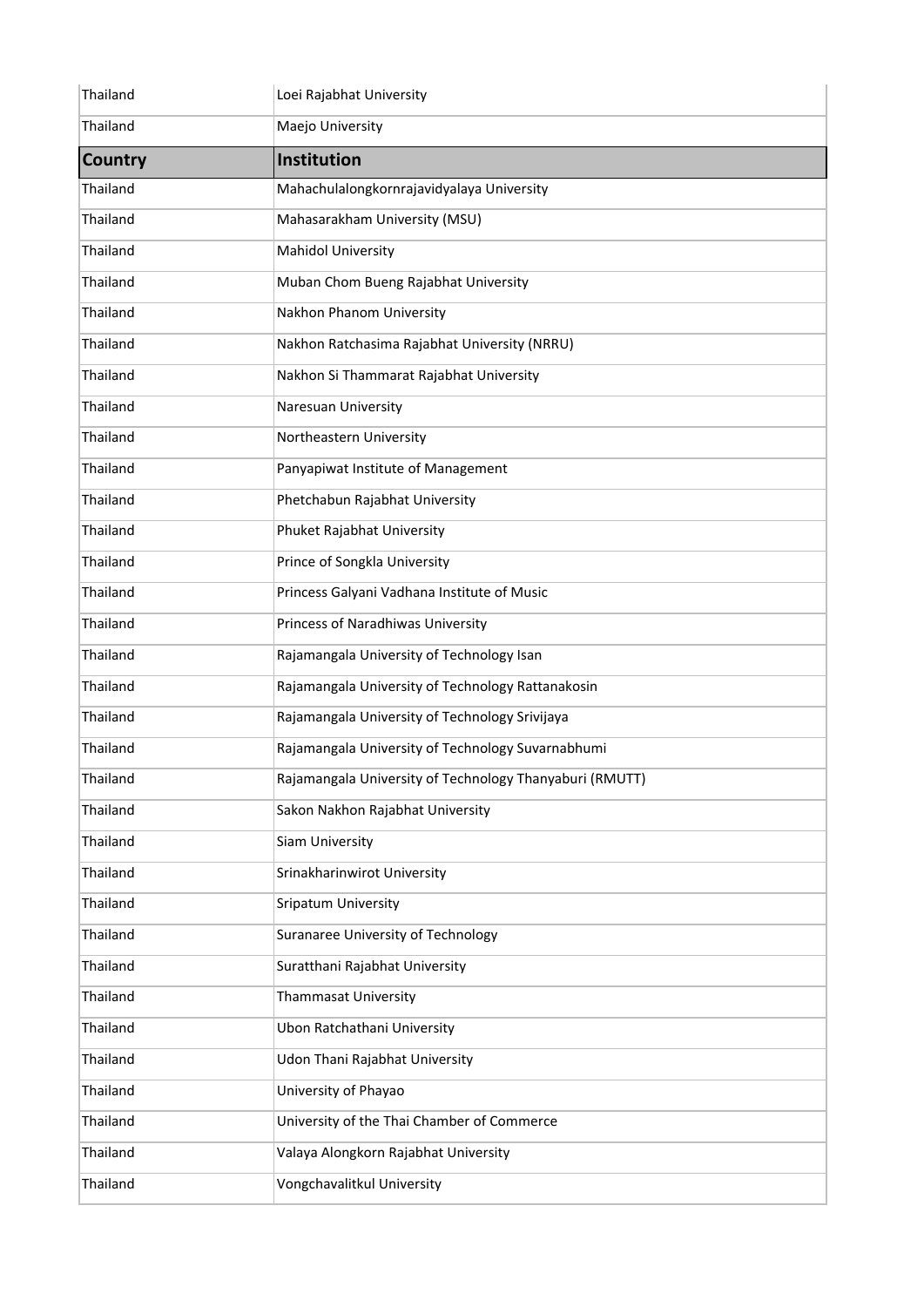| Thailand | Loei Rajabhat University |
| --- | --- |
| Thailand | Maejo University |
| **Country** | **Institution** |
| Thailand | Mahachulalongkornrajavidyalaya University |
| Thailand | Mahasarakham University (MSU) |
| Thailand | Mahidol University |
| Thailand | Muban Chom Bueng Rajabhat University |
| Thailand | Nakhon Phanom University |
| Thailand | Nakhon Ratchasima Rajabhat University (NRRU) |
| Thailand | Nakhon Si Thammarat Rajabhat University |
| Thailand | Naresuan University |
| Thailand | Northeastern University |
| Thailand | Panyapiwat Institute of Management |
| Thailand | Phetchabun Rajabhat University |
| Thailand | Phuket Rajabhat University |
| Thailand | Prince of Songkla University |
| Thailand | Princess Galyani Vadhana Institute of Music |
| Thailand | Princess of Naradhiwas University |
| Thailand | Rajamangala University of Technology Isan |
| Thailand | Rajamangala University of Technology Rattanakosin |
| Thailand | Rajamangala University of Technology Srivijaya |
| Thailand | Rajamangala University of Technology Suvarnabhumi |
| Thailand | Rajamangala University of Technology Thanyaburi (RMUTT) |
| Thailand | Sakon Nakhon Rajabhat University |
| Thailand | Siam University |
| Thailand | Srinakharinwirot University |
| Thailand | Sripatum University |
| Thailand | Suranaree University of Technology |
| Thailand | Suratthani Rajabhat University |
| Thailand | Thammasat University |
| Thailand | Ubon Ratchathani University |
| Thailand | Udon Thani Rajabhat University |
| Thailand | University of Phayao |
| Thailand | University of the Thai Chamber of Commerce |
| Thailand | Valaya Alongkorn Rajabhat University |
| Thailand | Vongchavalitkul University |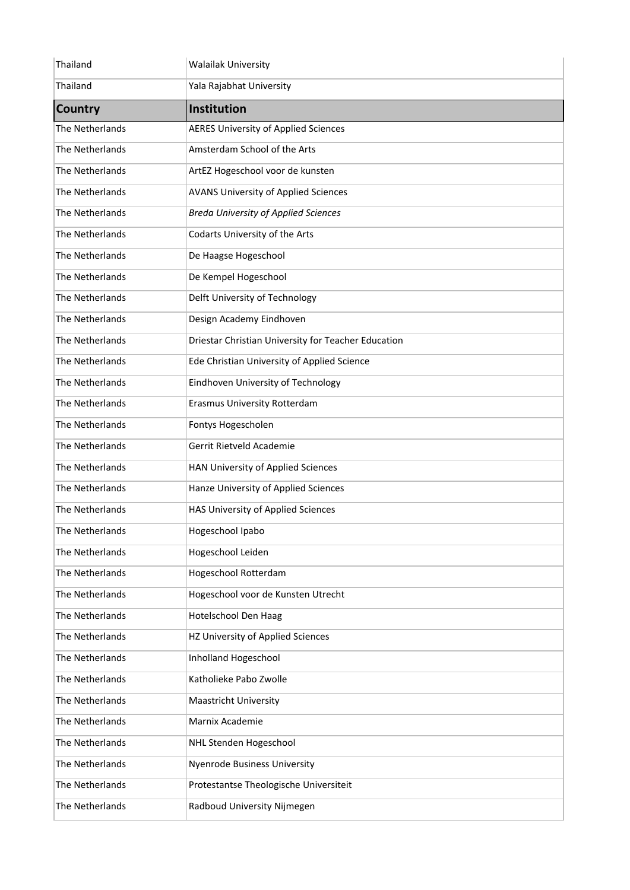| Thailand | Walailak University |
|---|---|
| Thailand | Yala Rajabhat University |

| **Country** | **Institution** |
|---|---|
| The Netherlands | AERES University of Applied Sciences |
| The Netherlands | Amsterdam School of the Arts |
| The Netherlands | ArtEZ Hogeschool voor de kunsten |
| The Netherlands | AVANS University of Applied Sciences |
| The Netherlands | *Breda University of Applied Sciences* |
| The Netherlands | Codarts University of the Arts |
| The Netherlands | De Haagse Hogeschool |
| The Netherlands | De Kempel Hogeschool |
| The Netherlands | Delft University of Technology |
| The Netherlands | Design Academy Eindhoven |
| The Netherlands | Driestar Christian University for Teacher Education |
| The Netherlands | Ede Christian University of Applied Science |
| The Netherlands | Eindhoven University of Technology |
| The Netherlands | Erasmus University Rotterdam |
| The Netherlands | Fontys Hogescholen |
| The Netherlands | Gerrit Rietveld Academie |
| The Netherlands | HAN University of Applied Sciences |
| The Netherlands | Hanze University of Applied Sciences |
| The Netherlands | HAS University of Applied Sciences |
| The Netherlands | Hogeschool Ipabo |
| The Netherlands | Hogeschool Leiden |
| The Netherlands | Hogeschool Rotterdam |
| The Netherlands | Hogeschool voor de Kunsten Utrecht |
| The Netherlands | Hotelschool Den Haag |
| The Netherlands | HZ University of Applied Sciences |
| The Netherlands | Inholland Hogeschool |
| The Netherlands | Katholieke Pabo Zwolle |
| The Netherlands | Maastricht University |
| The Netherlands | Marnix Academie |
| The Netherlands | NHL Stenden Hogeschool |
| The Netherlands | Nyenrode Business University |
| The Netherlands | Protestantse Theologische Universiteit |
| The Netherlands | Radboud University Nijmegen |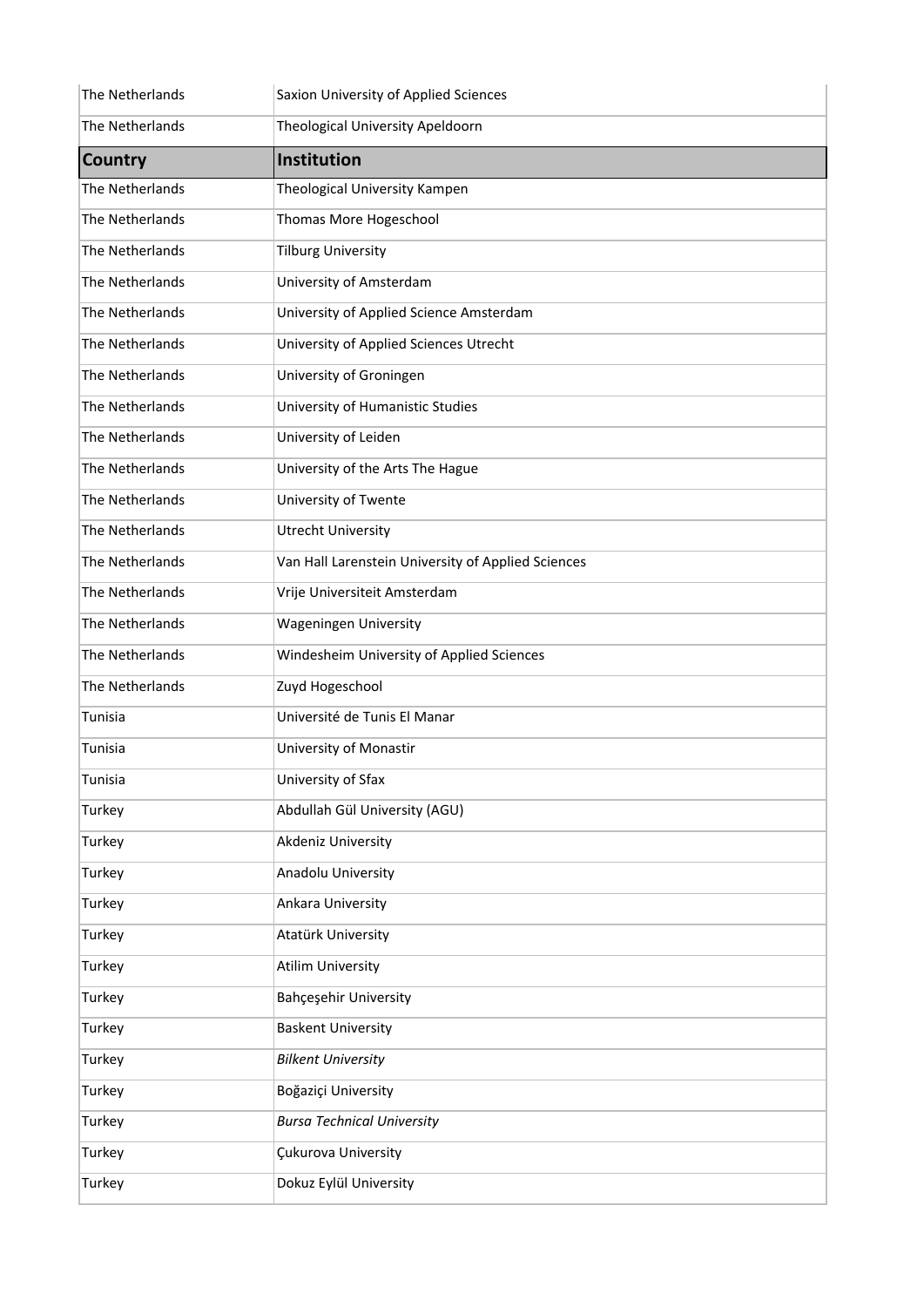| Country | Institution |
|---|---|
| The Netherlands | Saxion University of Applied Sciences |
| The Netherlands | Theological University Apeldoorn |
| The Netherlands | Theological University Kampen |
| The Netherlands | Thomas More Hogeschool |
| The Netherlands | Tilburg University |
| The Netherlands | University of Amsterdam |
| The Netherlands | University of Applied Science Amsterdam |
| The Netherlands | University of Applied Sciences Utrecht |
| The Netherlands | University of Groningen |
| The Netherlands | University of Humanistic Studies |
| The Netherlands | University of Leiden |
| The Netherlands | University of the Arts The Hague |
| The Netherlands | University of Twente |
| The Netherlands | Utrecht University |
| The Netherlands | Van Hall Larenstein University of Applied Sciences |
| The Netherlands | Vrije Universiteit Amsterdam |
| The Netherlands | Wageningen University |
| The Netherlands | Windesheim University of Applied Sciences |
| The Netherlands | Zuyd Hogeschool |
| Tunisia | Université de Tunis El Manar |
| Tunisia | University of Monastir |
| Tunisia | University of Sfax |
| Turkey | Abdullah Gül University (AGU) |
| Turkey | Akdeniz University |
| Turkey | Anadolu University |
| Turkey | Ankara University |
| Turkey | Atatürk University |
| Turkey | Atilim University |
| Turkey | Bahçeşehir University |
| Turkey | Baskent University |
| Turkey | *Bilkent University* |
| Turkey | Boğaziçi University |
| Turkey | *Bursa Technical University* |
| Turkey | Çukurova University |
| Turkey | Dokuz Eylül University |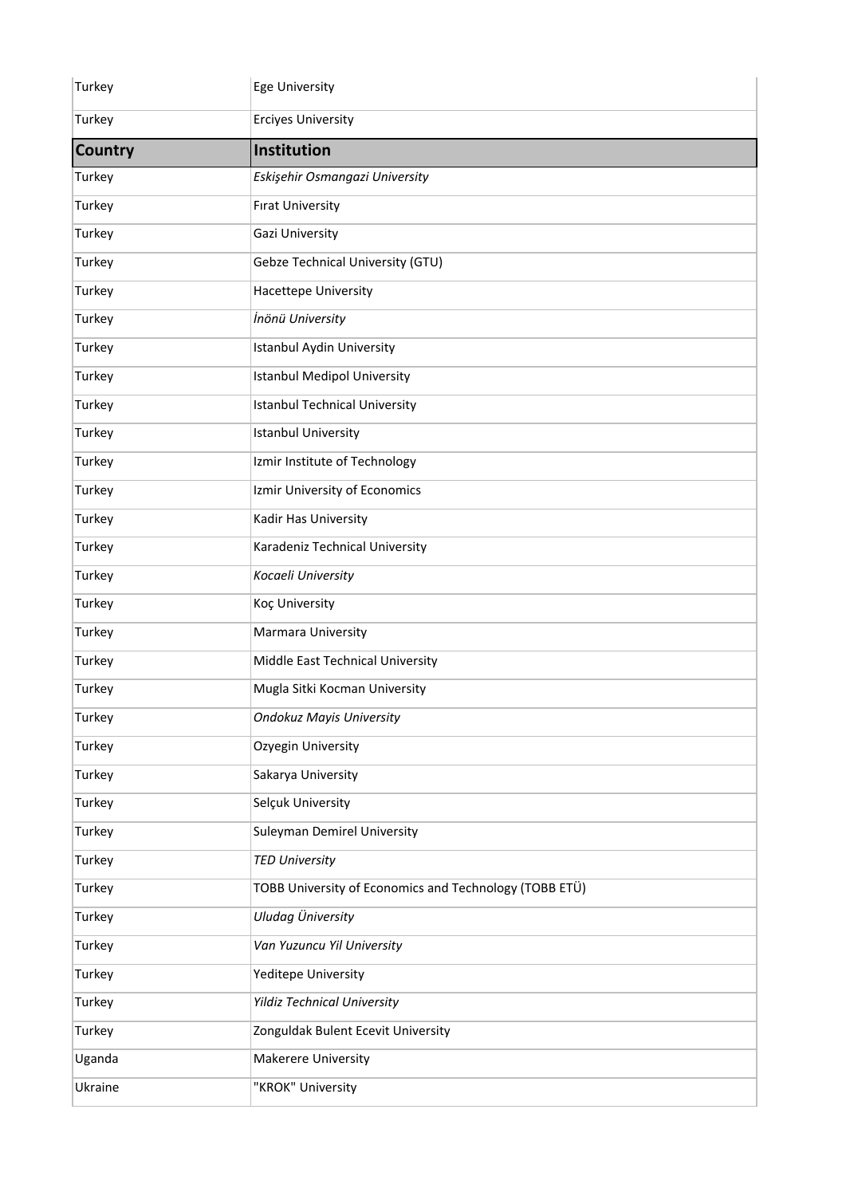| Country | Institution |
|---|---|
| Turkey | Ege University |
| Turkey | Erciyes University |
| Turkey | *Eskişehir Osmangazi University* |
| Turkey | Fırat University |
| Turkey | Gazi University |
| Turkey | Gebze Technical University (GTU) |
| Turkey | Hacettepe University |
| Turkey | *İnönü University* |
| Turkey | Istanbul Aydin University |
| Turkey | Istanbul Medipol University |
| Turkey | Istanbul Technical University |
| Turkey | Istanbul University |
| Turkey | Izmir Institute of Technology |
| Turkey | Izmir University of Economics |
| Turkey | Kadir Has University |
| Turkey | Karadeniz Technical University |
| Turkey | *Kocaeli University* |
| Turkey | Koç University |
| Turkey | Marmara University |
| Turkey | Middle East Technical University |
| Turkey | Mugla Sitki Kocman University |
| Turkey | *Ondokuz Mayis University* |
| Turkey | Ozyegin University |
| Turkey | Sakarya University |
| Turkey | Selçuk University |
| Turkey | Suleyman Demirel University |
| Turkey | *TED University* |
| Turkey | TOBB University of Economics and Technology (TOBB ETÜ) |
| Turkey | *Uludag Üniversity* |
| Turkey | *Van Yuzuncu Yil University* |
| Turkey | Yeditepe University |
| Turkey | *Yildiz Technical University* |
| Turkey | Zonguldak Bulent Ecevit University |
| Uganda | Makerere University |
| Ukraine | "KROK" University |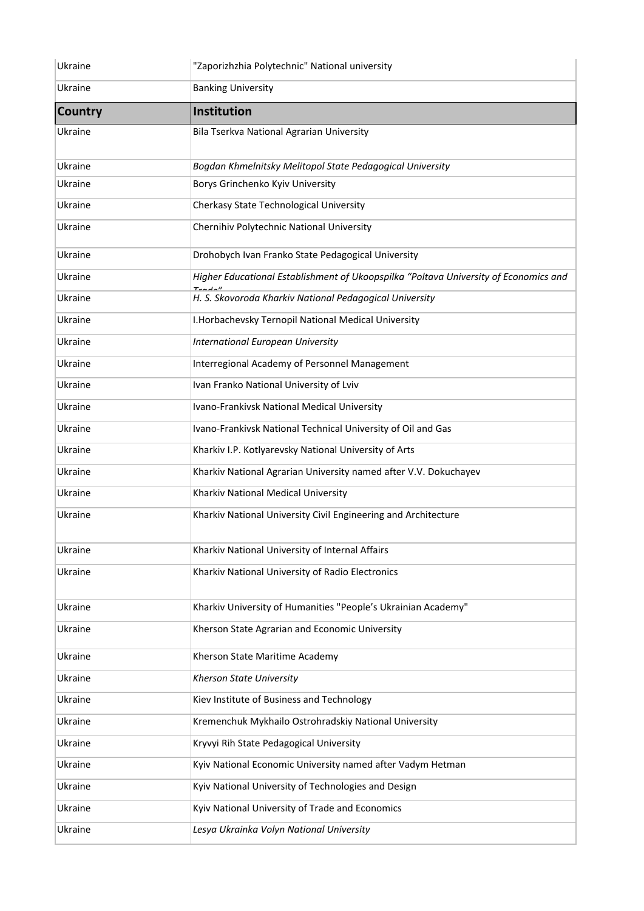| Country | Institution |
|---|---|
| Ukraine | "Zaporizhzhia Polytechnic" National university |
| Ukraine | Banking University |
| **Country** | **Institution** |
| Ukraine | Bila Tserkva National Agrarian University |
| Ukraine | *Bogdan Khmelnitsky Melitopol State Pedagogical University* |
| Ukraine | Borys Grinchenko Kyiv University |
| Ukraine | Cherkasy State Technological University |
| Ukraine | Chernihiv Polytechnic National University |
| Ukraine | Drohobych Ivan Franko State Pedagogical University |
| Ukraine | *Higher Educational Establishment of Ukoopspilka "Poltava University of Economics and Trade"* |
| Ukraine | *H. S. Skovoroda Kharkiv National Pedagogical University* |
| Ukraine | I.Horbachevsky Ternopil National Medical University |
| Ukraine | *International European University* |
| Ukraine | Interregional Academy of Personnel Management |
| Ukraine | Ivan Franko National University of Lviv |
| Ukraine | Ivano-Frankivsk National Medical University |
| Ukraine | Ivano-Frankivsk National Technical University of Oil and Gas |
| Ukraine | Kharkiv I.P. Kotlyarevsky National University of Arts |
| Ukraine | Kharkiv National Agrarian University named after V.V. Dokuchayev |
| Ukraine | Kharkiv National Medical University |
| Ukraine | Kharkiv National University Civil Engineering and Architecture |
| Ukraine | Kharkiv National University of Internal Affairs |
| Ukraine | Kharkiv National University of Radio Electronics |
| Ukraine | Kharkiv University of Humanities "People's Ukrainian Academy" |
| Ukraine | Kherson State Agrarian and Economic University |
| Ukraine | Kherson State Maritime Academy |
| Ukraine | *Kherson State University* |
| Ukraine | Kiev Institute of Business and Technology |
| Ukraine | Kremenchuk Mykhailo Ostrohradskiy National University |
| Ukraine | Kryvyi Rih State Pedagogical University |
| Ukraine | Kyiv National Economic University named after Vadym Hetman |
| Ukraine | Kyiv National University of Technologies and Design |
| Ukraine | Kyiv National University of Trade and Economics |
| Ukraine | *Lesya Ukrainka Volyn National University* |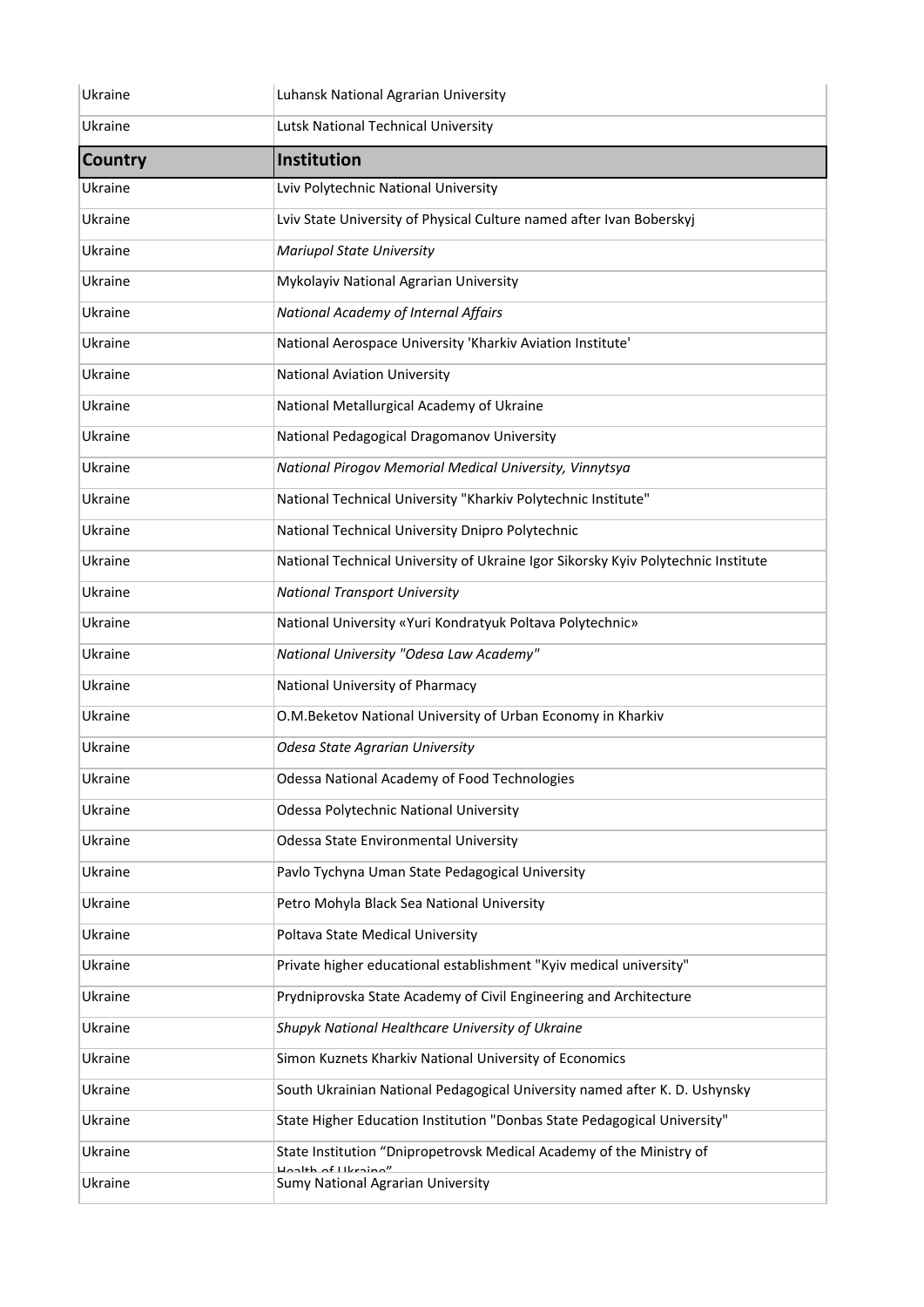| Country | Institution |
|---|---|
| Ukraine | Luhansk National Agrarian University |
| Ukraine | Lutsk National Technical University |
| Ukraine | Lviv Polytechnic National University |
| Ukraine | Lviv State University of Physical Culture named after Ivan Boberskyj |
| Ukraine | *Mariupol State University* |
| Ukraine | Mykolayiv National Agrarian University |
| Ukraine | *National Academy of Internal Affairs* |
| Ukraine | National Aerospace University 'Kharkiv Aviation Institute' |
| Ukraine | National Aviation University |
| Ukraine | National Metallurgical Academy of Ukraine |
| Ukraine | National Pedagogical Dragomanov University |
| Ukraine | *National Pirogov Memorial Medical University, Vinnytsya* |
| Ukraine | National Technical University "Kharkiv Polytechnic Institute" |
| Ukraine | National Technical University Dnipro Polytechnic |
| Ukraine | National Technical University of Ukraine Igor Sikorsky Kyiv Polytechnic Institute |
| Ukraine | *National Transport University* |
| Ukraine | National University «Yuri Kondratyuk Poltava Polytechnic» |
| Ukraine | *National University "Odesa Law Academy"* |
| Ukraine | National University of Pharmacy |
| Ukraine | O.M.Beketov National University of Urban Economy in Kharkiv |
| Ukraine | *Odesa State Agrarian University* |
| Ukraine | Odessa National Academy of Food Technologies |
| Ukraine | Odessa Polytechnic National University |
| Ukraine | Odessa State Environmental University |
| Ukraine | Pavlo Tychyna Uman State Pedagogical University |
| Ukraine | Petro Mohyla Black Sea National University |
| Ukraine | Poltava State Medical University |
| Ukraine | Private higher educational establishment "Kyiv medical university" |
| Ukraine | Prydniprovska State Academy of Civil Engineering and Architecture |
| Ukraine | *Shupyk National Healthcare University of Ukraine* |
| Ukraine | Simon Kuznets Kharkiv National University of Economics |
| Ukraine | South Ukrainian National Pedagogical University named after K. D. Ushynsky |
| Ukraine | State Higher Education Institution "Donbas State Pedagogical University" |
| Ukraine | State Institution "Dnipropetrovsk Medical Academy of the Ministry of Health of Ukraine" |
| Ukraine | Sumy National Agrarian University |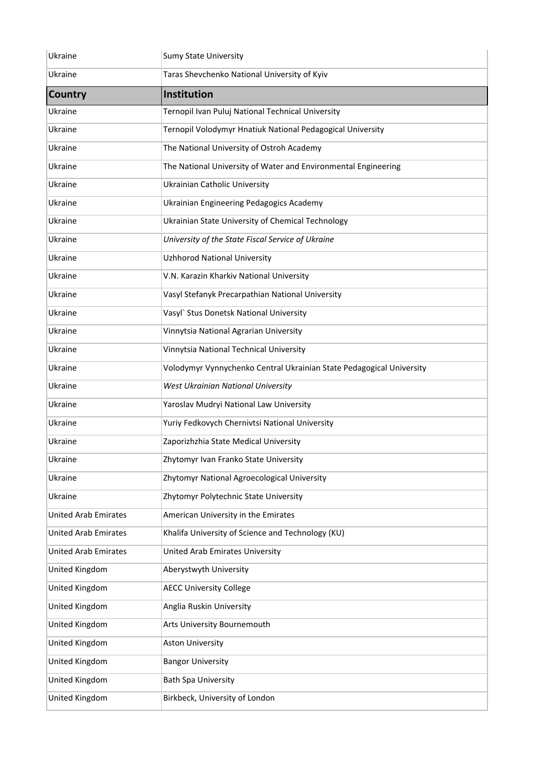| Ukraine | Sumy State University |
|---|---|
| Ukraine | Taras Shevchenko National University of Kyiv |
| **Country** | **Institution** |
| Ukraine | Ternopil Ivan Puluj National Technical University |
| Ukraine | Ternopil Volodymyr Hnatiuk National Pedagogical University |
| Ukraine | The National University of Ostroh Academy |
| Ukraine | The National University of Water and Environmental Engineering |
| Ukraine | Ukrainian Catholic University |
| Ukraine | Ukrainian Engineering Pedagogics Academy |
| Ukraine | Ukrainian State University of Chemical Technology |
| Ukraine | *University of the State Fiscal Service of Ukraine* |
| Ukraine | Uzhhorod National University |
| Ukraine | V.N. Karazin Kharkiv National University |
| Ukraine | Vasyl Stefanyk Precarpathian National University |
| Ukraine | Vasyl` Stus Donetsk National University |
| Ukraine | Vinnytsia National Agrarian University |
| Ukraine | Vinnytsia National Technical University |
| Ukraine | Volodymyr Vynnychenko Central Ukrainian State Pedagogical University |
| Ukraine | *West Ukrainian National University* |
| Ukraine | Yaroslav Mudryi National Law University |
| Ukraine | Yuriy Fedkovych Chernivtsi National University |
| Ukraine | Zaporizhzhia State Medical University |
| Ukraine | Zhytomyr Ivan Franko State University |
| Ukraine | Zhytomyr National Agroecological University |
| Ukraine | Zhytomyr Polytechnic State University |
| United Arab Emirates | American University in the Emirates |
| United Arab Emirates | Khalifa University of Science and Technology (KU) |
| United Arab Emirates | United Arab Emirates University |
| United Kingdom | Aberystwyth University |
| United Kingdom | AECC University College |
| United Kingdom | Anglia Ruskin University |
| United Kingdom | Arts University Bournemouth |
| United Kingdom | Aston University |
| United Kingdom | Bangor University |
| United Kingdom | Bath Spa University |
| United Kingdom | Birkbeck, University of London |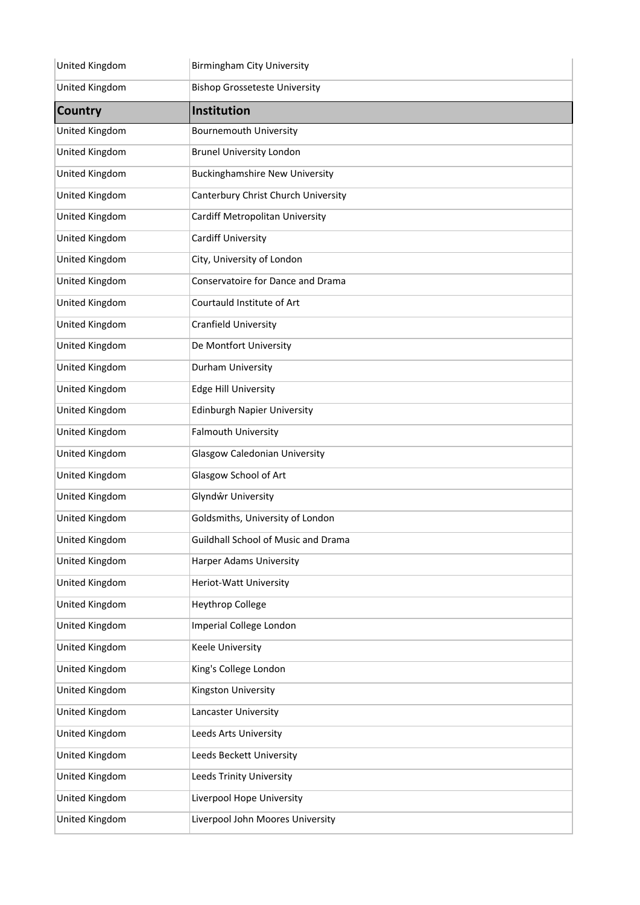| United Kingdom | Birmingham City University |
|---|---|
| United Kingdom | Bishop Grosseteste University |
| **Country** | **Institution** |
| United Kingdom | Bournemouth University |
| United Kingdom | Brunel University London |
| United Kingdom | Buckinghamshire New University |
| United Kingdom | Canterbury Christ Church University |
| United Kingdom | Cardiff Metropolitan University |
| United Kingdom | Cardiff University |
| United Kingdom | City, University of London |
| United Kingdom | Conservatoire for Dance and Drama |
| United Kingdom | Courtauld Institute of Art |
| United Kingdom | Cranfield University |
| United Kingdom | De Montfort University |
| United Kingdom | Durham University |
| United Kingdom | Edge Hill University |
| United Kingdom | Edinburgh Napier University |
| United Kingdom | Falmouth University |
| United Kingdom | Glasgow Caledonian University |
| United Kingdom | Glasgow School of Art |
| United Kingdom | Glyndŵr University |
| United Kingdom | Goldsmiths, University of London |
| United Kingdom | Guildhall School of Music and Drama |
| United Kingdom | Harper Adams University |
| United Kingdom | Heriot-Watt University |
| United Kingdom | Heythrop College |
| United Kingdom | Imperial College London |
| United Kingdom | Keele University |
| United Kingdom | King's College London |
| United Kingdom | Kingston University |
| United Kingdom | Lancaster University |
| United Kingdom | Leeds Arts University |
| United Kingdom | Leeds Beckett University |
| United Kingdom | Leeds Trinity University |
| United Kingdom | Liverpool Hope University |
| United Kingdom | Liverpool John Moores University |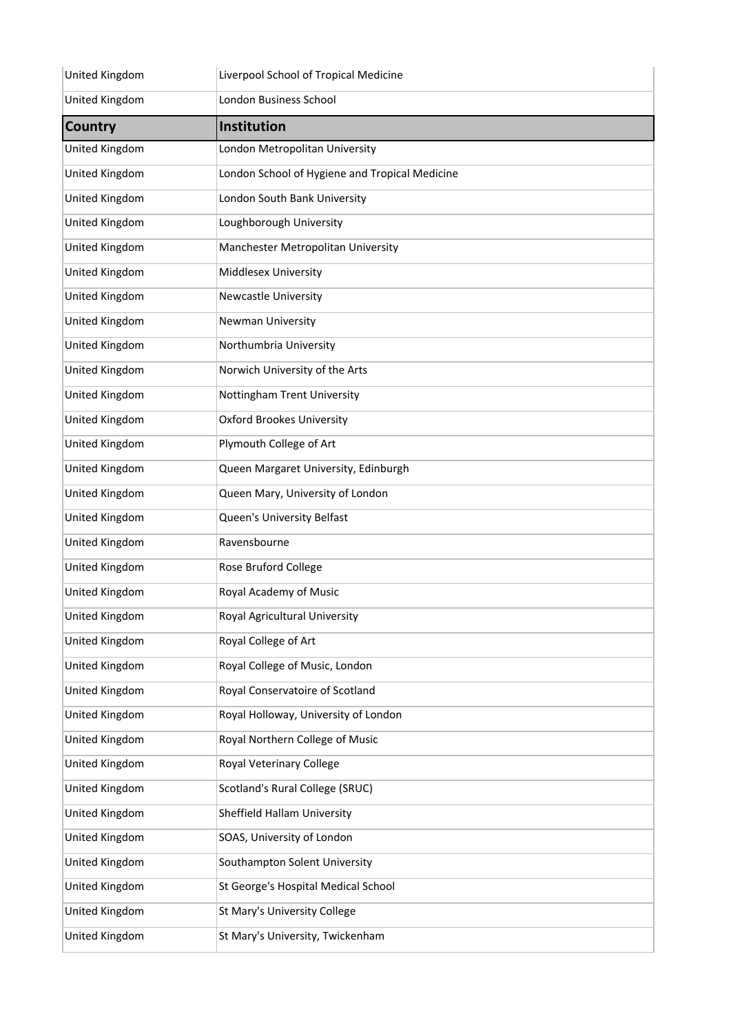| Country | Institution |
| --- | --- |
| United Kingdom | Liverpool School of Tropical Medicine |
| United Kingdom | London Business School |
| United Kingdom | London Metropolitan University |
| United Kingdom | London School of Hygiene and Tropical Medicine |
| United Kingdom | London South Bank University |
| United Kingdom | Loughborough University |
| United Kingdom | Manchester Metropolitan University |
| United Kingdom | Middlesex University |
| United Kingdom | Newcastle University |
| United Kingdom | Newman University |
| United Kingdom | Northumbria University |
| United Kingdom | Norwich University of the Arts |
| United Kingdom | Nottingham Trent University |
| United Kingdom | Oxford Brookes University |
| United Kingdom | Plymouth College of Art |
| United Kingdom | Queen Margaret University, Edinburgh |
| United Kingdom | Queen Mary, University of London |
| United Kingdom | Queen's University Belfast |
| United Kingdom | Ravensbourne |
| United Kingdom | Rose Bruford College |
| United Kingdom | Royal Academy of Music |
| United Kingdom | Royal Agricultural University |
| United Kingdom | Royal College of Art |
| United Kingdom | Royal College of Music, London |
| United Kingdom | Royal Conservatoire of Scotland |
| United Kingdom | Royal Holloway, University of London |
| United Kingdom | Royal Northern College of Music |
| United Kingdom | Royal Veterinary College |
| United Kingdom | Scotland's Rural College (SRUC) |
| United Kingdom | Sheffield Hallam University |
| United Kingdom | SOAS, University of London |
| United Kingdom | Southampton Solent University |
| United Kingdom | St George's Hospital Medical School |
| United Kingdom | St Mary's University College |
| United Kingdom | St Mary's University, Twickenham |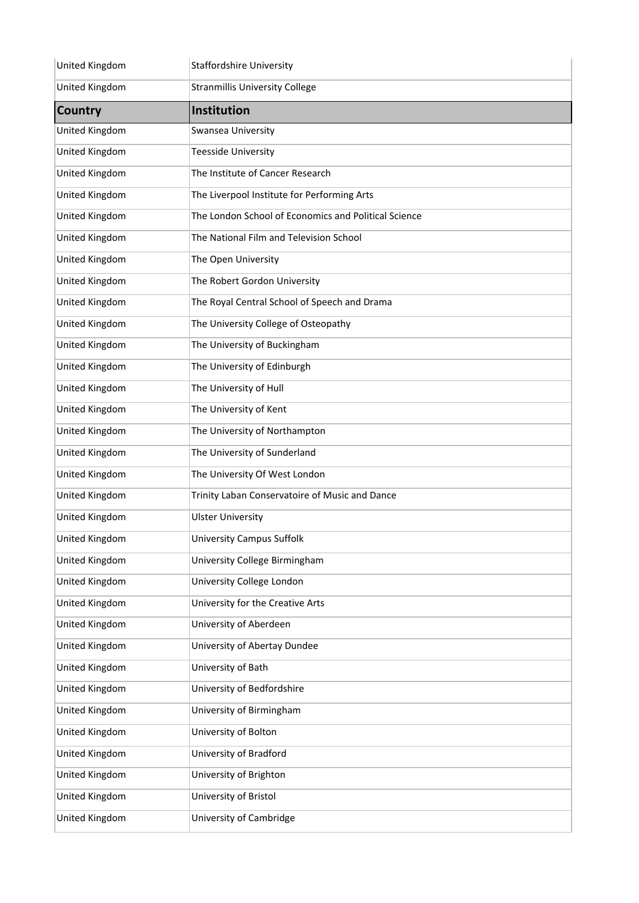| Country | Institution |
|---|---|
| United Kingdom | Staffordshire University |
| United Kingdom | Stranmillis University College |
| **Country** | **Institution** |
| United Kingdom | Swansea University |
| United Kingdom | Teesside University |
| United Kingdom | The Institute of Cancer Research |
| United Kingdom | The Liverpool Institute for Performing Arts |
| United Kingdom | The London School of Economics and Political Science |
| United Kingdom | The National Film and Television School |
| United Kingdom | The Open University |
| United Kingdom | The Robert Gordon University |
| United Kingdom | The Royal Central School of Speech and Drama |
| United Kingdom | The University College of Osteopathy |
| United Kingdom | The University of Buckingham |
| United Kingdom | The University of Edinburgh |
| United Kingdom | The University of Hull |
| United Kingdom | The University of Kent |
| United Kingdom | The University of Northampton |
| United Kingdom | The University of Sunderland |
| United Kingdom | The University Of West London |
| United Kingdom | Trinity Laban Conservatoire of Music and Dance |
| United Kingdom | Ulster University |
| United Kingdom | University Campus Suffolk |
| United Kingdom | University College Birmingham |
| United Kingdom | University College London |
| United Kingdom | University for the Creative Arts |
| United Kingdom | University of Aberdeen |
| United Kingdom | University of Abertay Dundee |
| United Kingdom | University of Bath |
| United Kingdom | University of Bedfordshire |
| United Kingdom | University of Birmingham |
| United Kingdom | University of Bolton |
| United Kingdom | University of Bradford |
| United Kingdom | University of Brighton |
| United Kingdom | University of Bristol |
| United Kingdom | University of Cambridge |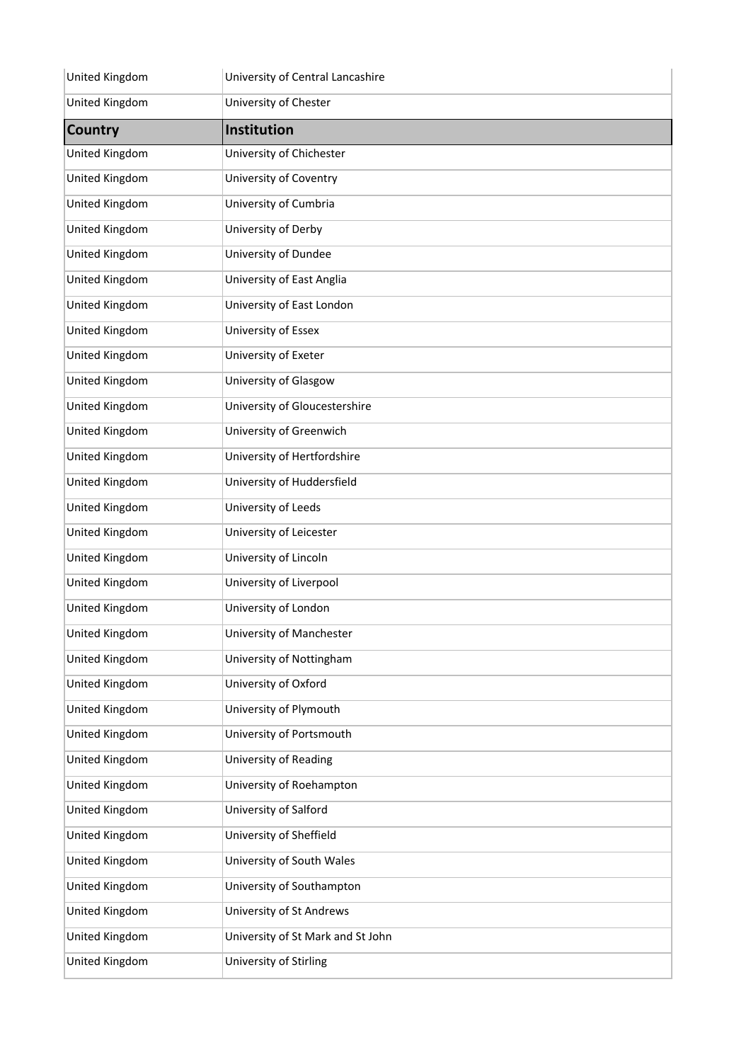| Country | Institution |
| --- | --- |
| United Kingdom | University of Central Lancashire |
| United Kingdom | University of Chester |
| United Kingdom | University of Chichester |
| United Kingdom | University of Coventry |
| United Kingdom | University of Cumbria |
| United Kingdom | University of Derby |
| United Kingdom | University of Dundee |
| United Kingdom | University of East Anglia |
| United Kingdom | University of East London |
| United Kingdom | University of Essex |
| United Kingdom | University of Exeter |
| United Kingdom | University of Glasgow |
| United Kingdom | University of Gloucestershire |
| United Kingdom | University of Greenwich |
| United Kingdom | University of Hertfordshire |
| United Kingdom | University of Huddersfield |
| United Kingdom | University of Leeds |
| United Kingdom | University of Leicester |
| United Kingdom | University of Lincoln |
| United Kingdom | University of Liverpool |
| United Kingdom | University of London |
| United Kingdom | University of Manchester |
| United Kingdom | University of Nottingham |
| United Kingdom | University of Oxford |
| United Kingdom | University of Plymouth |
| United Kingdom | University of Portsmouth |
| United Kingdom | University of Reading |
| United Kingdom | University of Roehampton |
| United Kingdom | University of Salford |
| United Kingdom | University of Sheffield |
| United Kingdom | University of South Wales |
| United Kingdom | University of Southampton |
| United Kingdom | University of St Andrews |
| United Kingdom | University of St Mark and St John |
| United Kingdom | University of Stirling |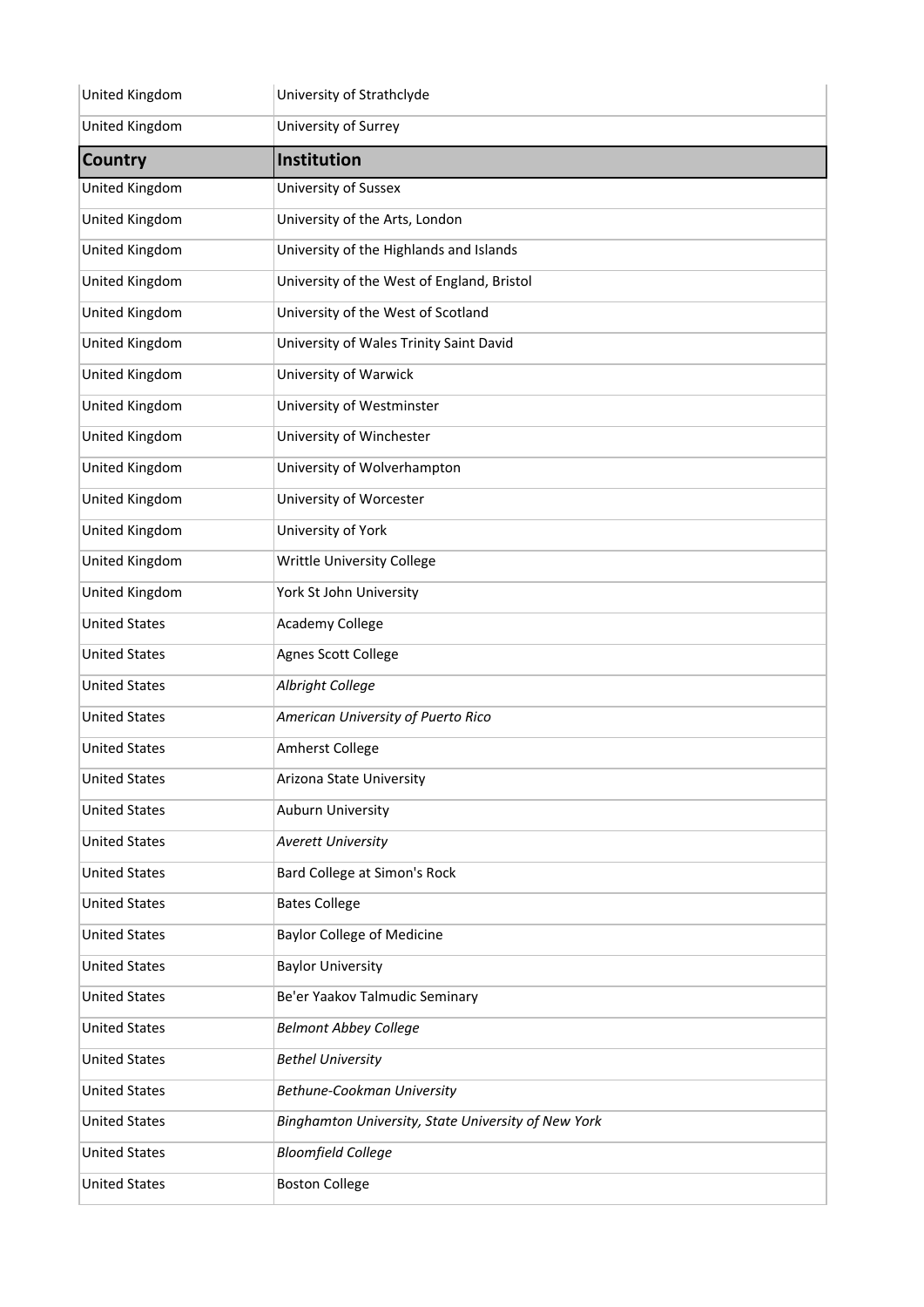| Country | Institution |
| --- | --- |
| United Kingdom | University of Strathclyde |
| United Kingdom | University of Surrey |
| United Kingdom | University of Sussex |
| United Kingdom | University of the Arts, London |
| United Kingdom | University of the Highlands and Islands |
| United Kingdom | University of the West of England, Bristol |
| United Kingdom | University of the West of Scotland |
| United Kingdom | University of Wales Trinity Saint David |
| United Kingdom | University of Warwick |
| United Kingdom | University of Westminster |
| United Kingdom | University of Winchester |
| United Kingdom | University of Wolverhampton |
| United Kingdom | University of Worcester |
| United Kingdom | University of York |
| United Kingdom | Writtle University College |
| United Kingdom | York St John University |
| United States | Academy College |
| United States | Agnes Scott College |
| United States | *Albright College* |
| United States | *American University of Puerto Rico* |
| United States | Amherst College |
| United States | Arizona State University |
| United States | Auburn University |
| United States | *Averett University* |
| United States | Bard College at Simon's Rock |
| United States | Bates College |
| United States | Baylor College of Medicine |
| United States | Baylor University |
| United States | Be'er Yaakov Talmudic Seminary |
| United States | *Belmont Abbey College* |
| United States | *Bethel University* |
| United States | *Bethune-Cookman University* |
| United States | *Binghamton University, State University of New York* |
| United States | *Bloomfield College* |
| United States | Boston College |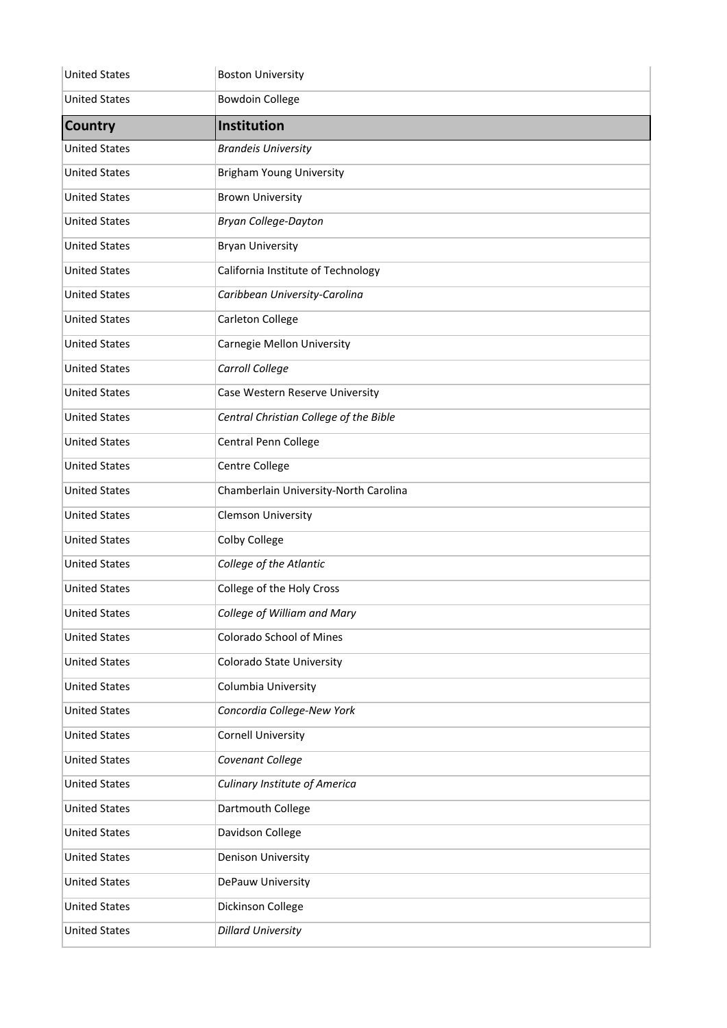| Country | Institution |
|---|---|
| United States | Boston University |
| United States | Bowdoin College |
| **Country** | **Institution** |
| United States | *Brandeis University* |
| United States | Brigham Young University |
| United States | Brown University |
| United States | *Bryan College-Dayton* |
| United States | Bryan University |
| United States | California Institute of Technology |
| United States | *Caribbean University-Carolina* |
| United States | Carleton College |
| United States | Carnegie Mellon University |
| United States | *Carroll College* |
| United States | Case Western Reserve University |
| United States | *Central Christian College of the Bible* |
| United States | Central Penn College |
| United States | Centre College |
| United States | Chamberlain University-North Carolina |
| United States | Clemson University |
| United States | Colby College |
| United States | *College of the Atlantic* |
| United States | College of the Holy Cross |
| United States | *College of William and Mary* |
| United States | Colorado School of Mines |
| United States | Colorado State University |
| United States | Columbia University |
| United States | *Concordia College-New York* |
| United States | Cornell University |
| United States | *Covenant College* |
| United States | *Culinary Institute of America* |
| United States | Dartmouth College |
| United States | Davidson College |
| United States | Denison University |
| United States | DePauw University |
| United States | Dickinson College |
| United States | *Dillard University* |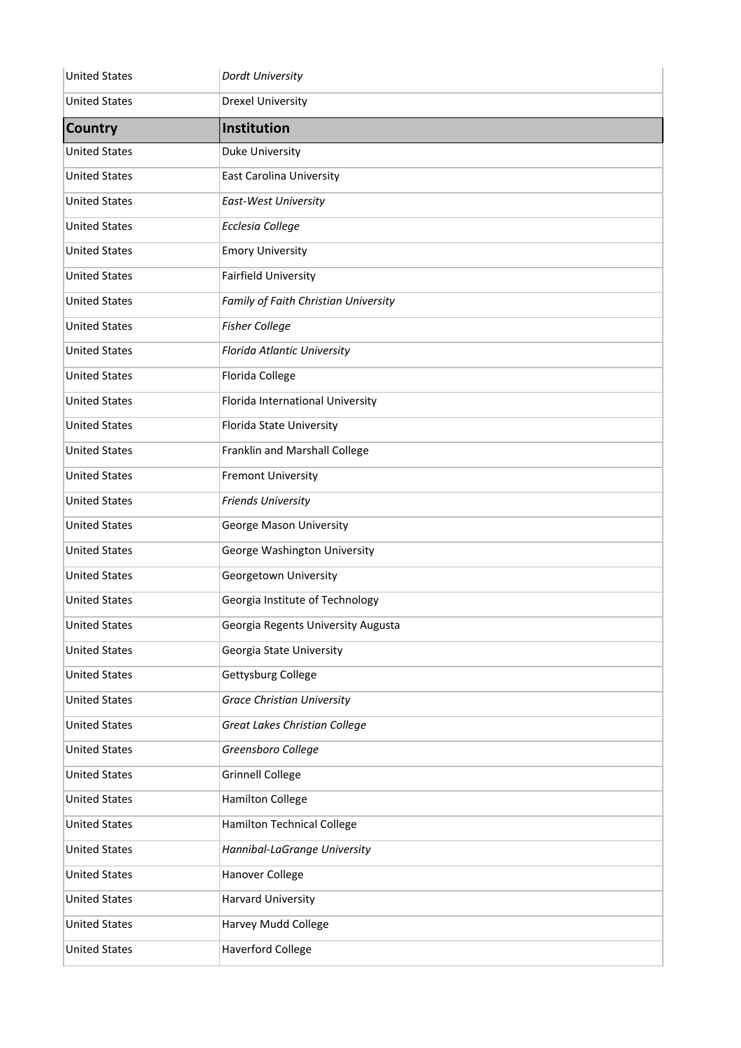| United States | *Dordt University* |
|---|---|
| United States | Drexel University |
| **Country** | **Institution** |
| United States | Duke University |
| United States | East Carolina University |
| United States | *East-West University* |
| United States | *Ecclesia College* |
| United States | Emory University |
| United States | Fairfield University |
| United States | *Family of Faith Christian University* |
| United States | *Fisher College* |
| United States | *Florida Atlantic University* |
| United States | Florida College |
| United States | Florida International University |
| United States | Florida State University |
| United States | Franklin and Marshall College |
| United States | Fremont University |
| United States | *Friends University* |
| United States | George Mason University |
| United States | George Washington University |
| United States | Georgetown University |
| United States | Georgia Institute of Technology |
| United States | Georgia Regents University Augusta |
| United States | Georgia State University |
| United States | Gettysburg College |
| United States | *Grace Christian University* |
| United States | *Great Lakes Christian College* |
| United States | *Greensboro College* |
| United States | Grinnell College |
| United States | Hamilton College |
| United States | Hamilton Technical College |
| United States | *Hannibal-LaGrange University* |
| United States | Hanover College |
| United States | Harvard University |
| United States | Harvey Mudd College |
| United States | Haverford College |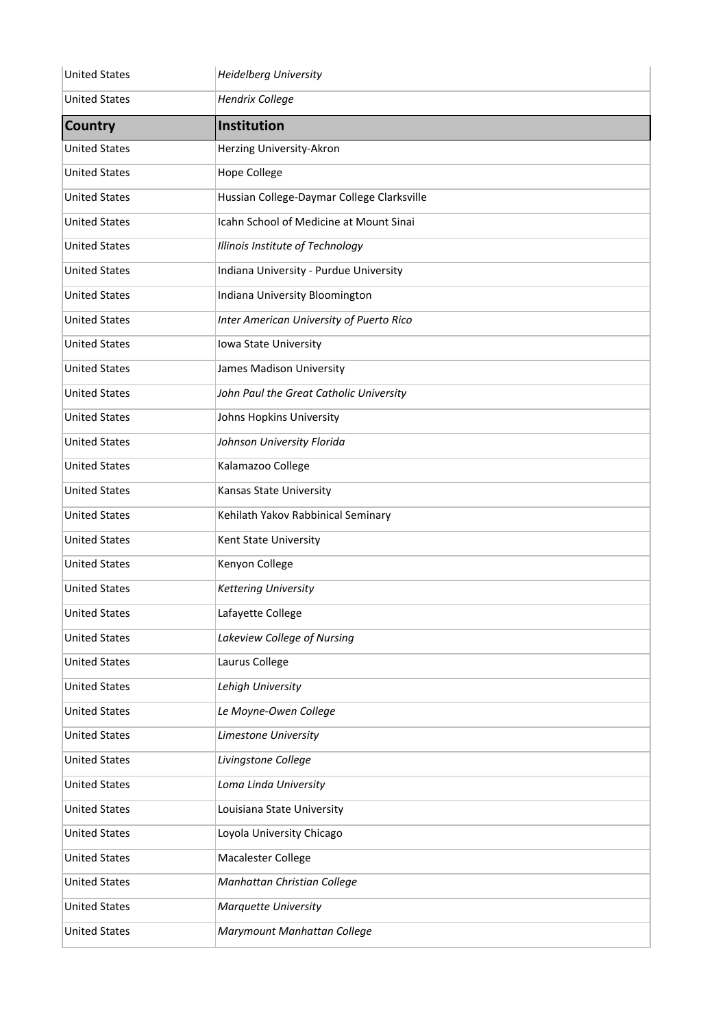| United States | *Heidelberg University* |
|---|---|
| United States | *Hendrix College* |

| **Country** | **Institution** |
|---|---|
| United States | Herzing University-Akron |
| United States | Hope College |
| United States | Hussian College-Daymar College Clarksville |
| United States | Icahn School of Medicine at Mount Sinai |
| United States | *Illinois Institute of Technology* |
| United States | Indiana University - Purdue University |
| United States | Indiana University Bloomington |
| United States | *Inter American University of Puerto Rico* |
| United States | Iowa State University |
| United States | James Madison University |
| United States | *John Paul the Great Catholic University* |
| United States | Johns Hopkins University |
| United States | *Johnson University Florida* |
| United States | Kalamazoo College |
| United States | Kansas State University |
| United States | Kehilath Yakov Rabbinical Seminary |
| United States | Kent State University |
| United States | Kenyon College |
| United States | *Kettering University* |
| United States | Lafayette College |
| United States | *Lakeview College of Nursing* |
| United States | Laurus College |
| United States | *Lehigh University* |
| United States | *Le Moyne-Owen College* |
| United States | *Limestone University* |
| United States | *Livingstone College* |
| United States | *Loma Linda University* |
| United States | Louisiana State University |
| United States | Loyola University Chicago |
| United States | Macalester College |
| United States | *Manhattan Christian College* |
| United States | *Marquette University* |
| United States | *Marymount Manhattan College* |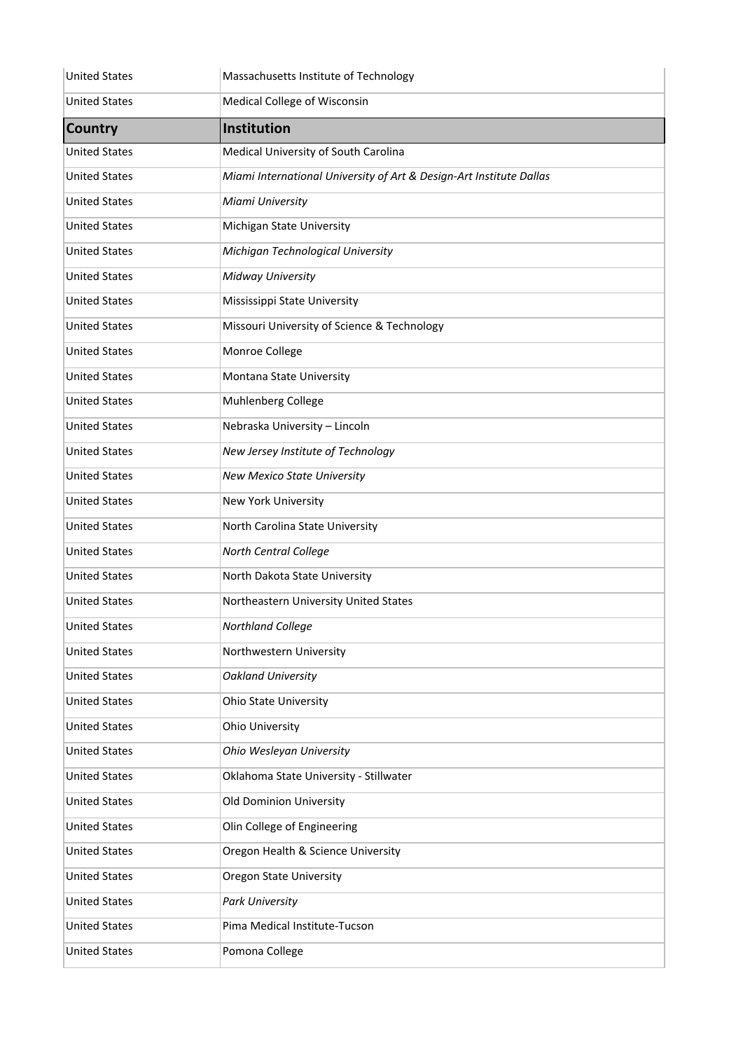| United States | Massachusetts Institute of Technology |
|---|---|
| United States | Medical College of Wisconsin |
| **Country** | **Institution** |
| United States | Medical University of South Carolina |
| United States | *Miami International University of Art & Design-Art Institute Dallas* |
| United States | *Miami University* |
| United States | Michigan State University |
| United States | *Michigan Technological University* |
| United States | *Midway University* |
| United States | Mississippi State University |
| United States | Missouri University of Science & Technology |
| United States | Monroe College |
| United States | Montana State University |
| United States | Muhlenberg College |
| United States | Nebraska University – Lincoln |
| United States | *New Jersey Institute of Technology* |
| United States | *New Mexico State University* |
| United States | New York University |
| United States | North Carolina State University |
| United States | *North Central College* |
| United States | North Dakota State University |
| United States | Northeastern University United States |
| United States | *Northland College* |
| United States | Northwestern University |
| United States | *Oakland University* |
| United States | Ohio State University |
| United States | Ohio University |
| United States | *Ohio Wesleyan University* |
| United States | Oklahoma State University - Stillwater |
| United States | Old Dominion University |
| United States | Olin College of Engineering |
| United States | Oregon Health & Science University |
| United States | Oregon State University |
| United States | *Park University* |
| United States | Pima Medical Institute-Tucson |
| United States | Pomona College |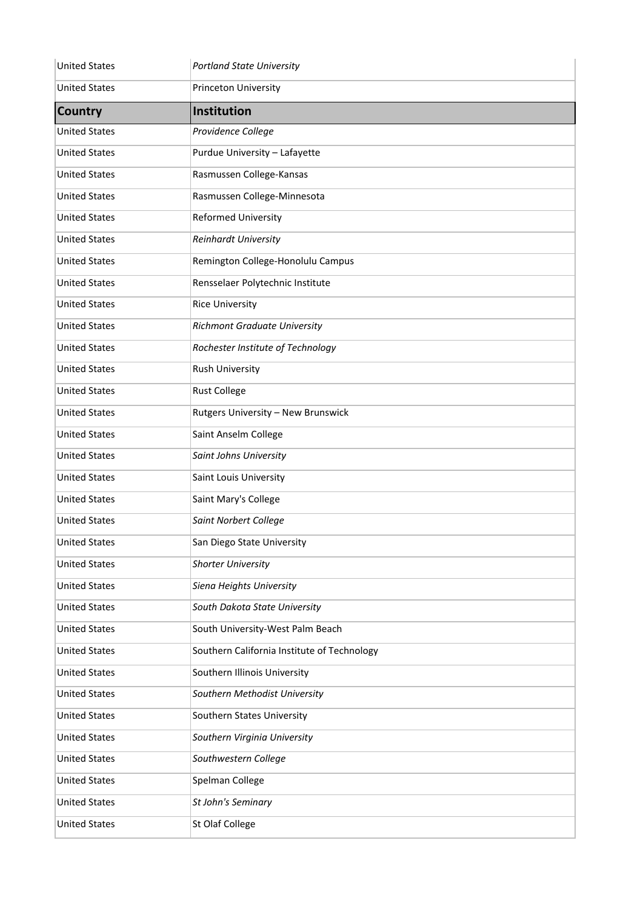| Country | Institution |
|---|---|
| United States | *Portland State University* |
| United States | Princeton University |
| United States | *Providence College* |
| United States | Purdue University – Lafayette |
| United States | Rasmussen College-Kansas |
| United States | Rasmussen College-Minnesota |
| United States | Reformed University |
| United States | *Reinhardt University* |
| United States | Remington College-Honolulu Campus |
| United States | Rensselaer Polytechnic Institute |
| United States | Rice University |
| United States | *Richmont Graduate University* |
| United States | *Rochester Institute of Technology* |
| United States | Rush University |
| United States | Rust College |
| United States | Rutgers University – New Brunswick |
| United States | Saint Anselm College |
| United States | *Saint Johns University* |
| United States | Saint Louis University |
| United States | Saint Mary's College |
| United States | *Saint Norbert College* |
| United States | San Diego State University |
| United States | *Shorter University* |
| United States | *Siena Heights University* |
| United States | *South Dakota State University* |
| United States | South University-West Palm Beach |
| United States | Southern California Institute of Technology |
| United States | Southern Illinois University |
| United States | *Southern Methodist University* |
| United States | Southern States University |
| United States | *Southern Virginia University* |
| United States | *Southwestern College* |
| United States | Spelman College |
| United States | *St John's Seminary* |
| United States | St Olaf College |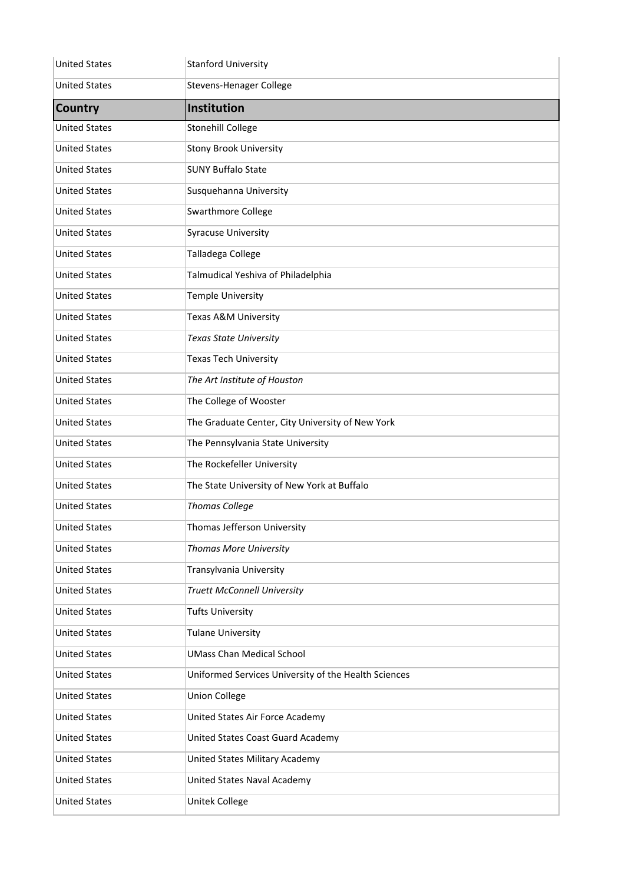| Country | Institution |
| --- | --- |
| United States | Stanford University |
| United States | Stevens-Henager College |
| **Country** | **Institution** |
| United States | Stonehill College |
| United States | Stony Brook University |
| United States | SUNY Buffalo State |
| United States | Susquehanna University |
| United States | Swarthmore College |
| United States | Syracuse University |
| United States | Talladega College |
| United States | Talmudical Yeshiva of Philadelphia |
| United States | Temple University |
| United States | Texas A&M University |
| United States | *Texas State University* |
| United States | Texas Tech University |
| United States | *The Art Institute of Houston* |
| United States | The College of Wooster |
| United States | The Graduate Center, City University of New York |
| United States | The Pennsylvania State University |
| United States | The Rockefeller University |
| United States | The State University of New York at Buffalo |
| United States | *Thomas College* |
| United States | Thomas Jefferson University |
| United States | *Thomas More University* |
| United States | Transylvania University |
| United States | *Truett McConnell University* |
| United States | Tufts University |
| United States | Tulane University |
| United States | UMass Chan Medical School |
| United States | Uniformed Services University of the Health Sciences |
| United States | Union College |
| United States | United States Air Force Academy |
| United States | United States Coast Guard Academy |
| United States | United States Military Academy |
| United States | United States Naval Academy |
| United States | Unitek College |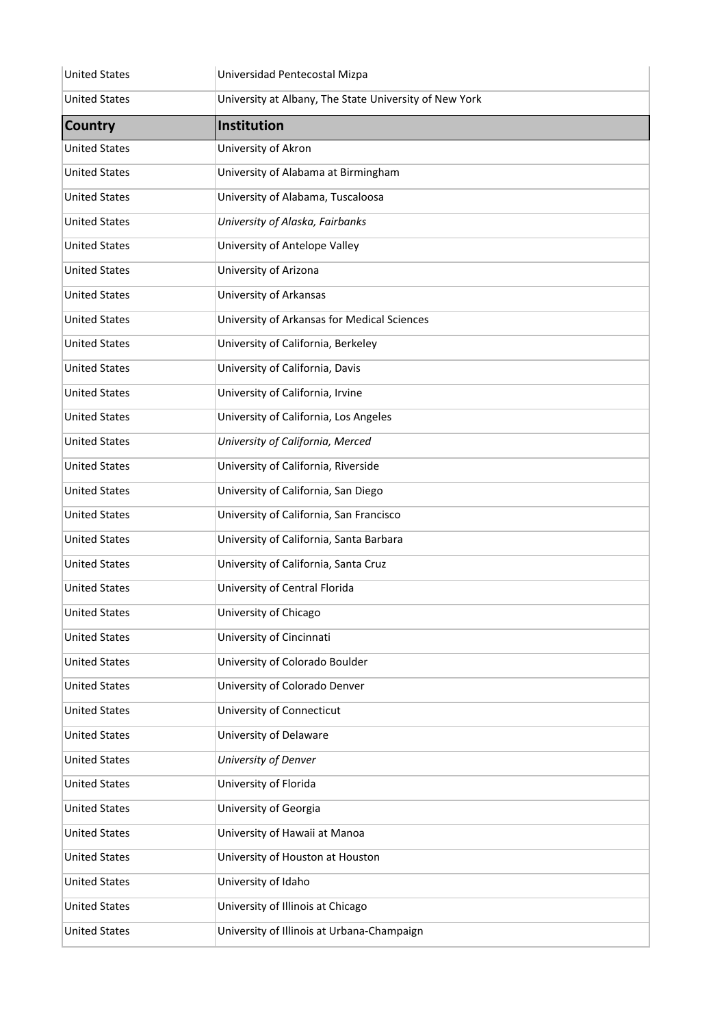| Country | Institution |
| --- | --- |
| United States | Universidad Pentecostal Mizpa |
| United States | University at Albany, The State University of New York |
| **Country** | **Institution** |
| United States | University of Akron |
| United States | University of Alabama at Birmingham |
| United States | University of Alabama, Tuscaloosa |
| United States | *University of Alaska, Fairbanks* |
| United States | University of Antelope Valley |
| United States | University of Arizona |
| United States | University of Arkansas |
| United States | University of Arkansas for Medical Sciences |
| United States | University of California, Berkeley |
| United States | University of California, Davis |
| United States | University of California, Irvine |
| United States | University of California, Los Angeles |
| United States | *University of California, Merced* |
| United States | University of California, Riverside |
| United States | University of California, San Diego |
| United States | University of California, San Francisco |
| United States | University of California, Santa Barbara |
| United States | University of California, Santa Cruz |
| United States | University of Central Florida |
| United States | University of Chicago |
| United States | University of Cincinnati |
| United States | University of Colorado Boulder |
| United States | University of Colorado Denver |
| United States | University of Connecticut |
| United States | University of Delaware |
| United States | *University of Denver* |
| United States | University of Florida |
| United States | University of Georgia |
| United States | University of Hawaii at Manoa |
| United States | University of Houston at Houston |
| United States | University of Idaho |
| United States | University of Illinois at Chicago |
| United States | University of Illinois at Urbana-Champaign |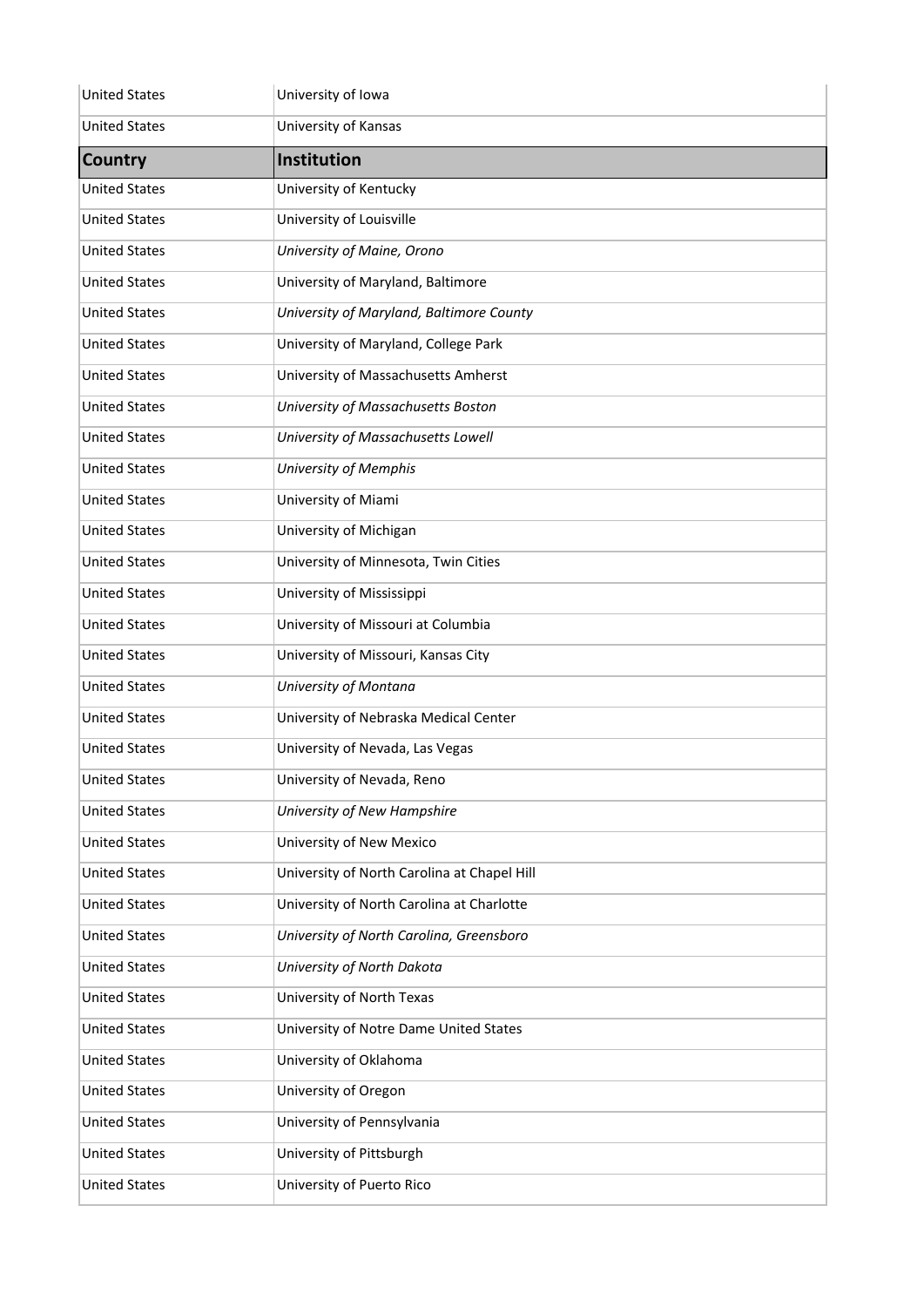| Country | Institution |
| --- | --- |
| United States | University of Iowa |
| United States | University of Kansas |
| United States | University of Kentucky |
| United States | University of Louisville |
| United States | *University of Maine, Orono* |
| United States | University of Maryland, Baltimore |
| United States | *University of Maryland, Baltimore County* |
| United States | University of Maryland, College Park |
| United States | University of Massachusetts Amherst |
| United States | *University of Massachusetts Boston* |
| United States | *University of Massachusetts Lowell* |
| United States | *University of Memphis* |
| United States | University of Miami |
| United States | University of Michigan |
| United States | University of Minnesota, Twin Cities |
| United States | University of Mississippi |
| United States | University of Missouri at Columbia |
| United States | University of Missouri, Kansas City |
| United States | *University of Montana* |
| United States | University of Nebraska Medical Center |
| United States | University of Nevada, Las Vegas |
| United States | University of Nevada, Reno |
| United States | *University of New Hampshire* |
| United States | University of New Mexico |
| United States | University of North Carolina at Chapel Hill |
| United States | University of North Carolina at Charlotte |
| United States | *University of North Carolina, Greensboro* |
| United States | *University of North Dakota* |
| United States | University of North Texas |
| United States | University of Notre Dame United States |
| United States | University of Oklahoma |
| United States | University of Oregon |
| United States | University of Pennsylvania |
| United States | University of Pittsburgh |
| United States | University of Puerto Rico |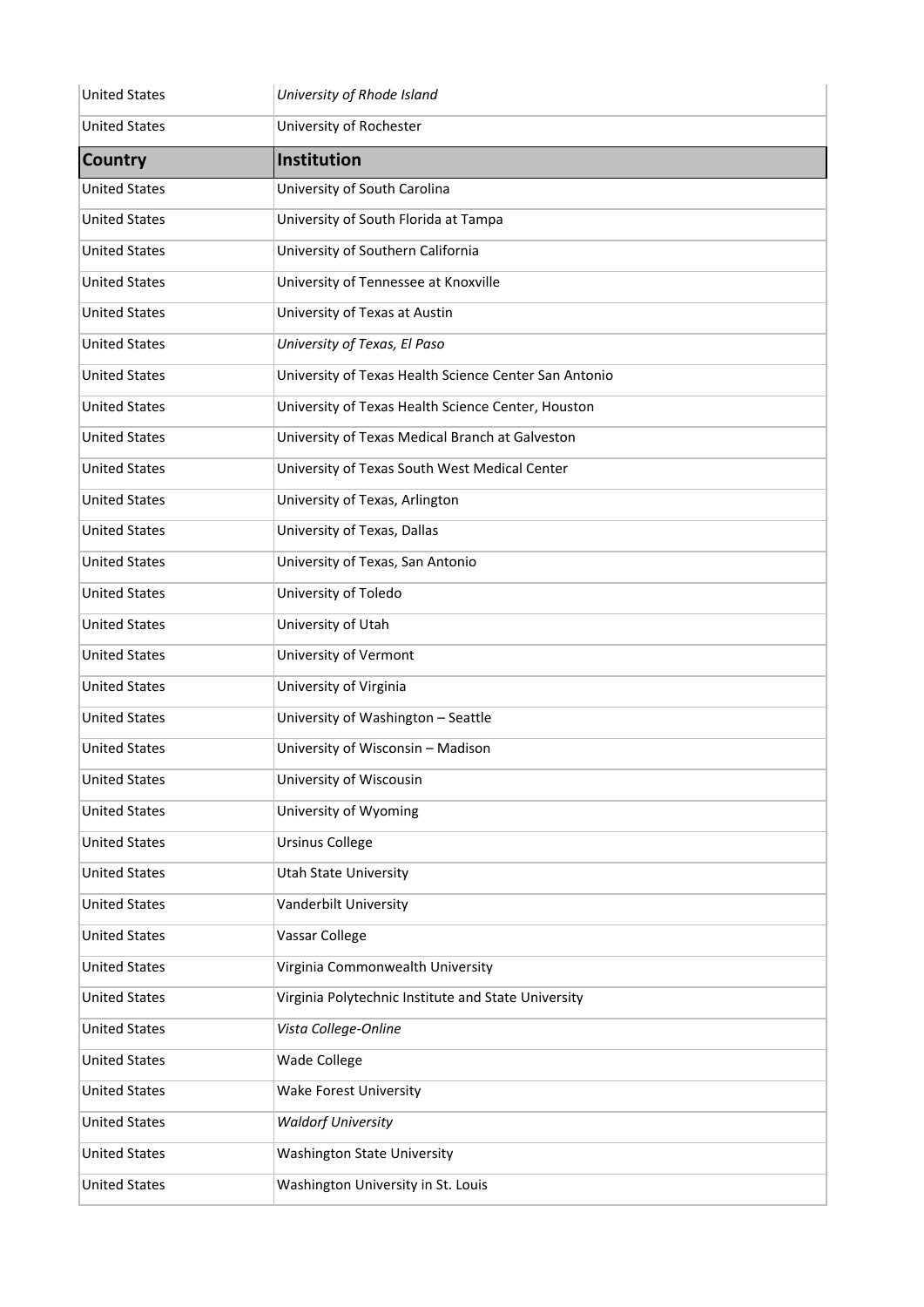| United States | *University of Rhode Island* |
|---|---|
| United States | University of Rochester |
| **Country** | **Institution** |
| United States | University of South Carolina |
| United States | University of South Florida at Tampa |
| United States | University of Southern California |
| United States | University of Tennessee at Knoxville |
| United States | University of Texas at Austin |
| United States | *University of Texas, El Paso* |
| United States | University of Texas Health Science Center San Antonio |
| United States | University of Texas Health Science Center, Houston |
| United States | University of Texas Medical Branch at Galveston |
| United States | University of Texas South West Medical Center |
| United States | University of Texas, Arlington |
| United States | University of Texas, Dallas |
| United States | University of Texas, San Antonio |
| United States | University of Toledo |
| United States | University of Utah |
| United States | University of Vermont |
| United States | University of Virginia |
| United States | University of Washington – Seattle |
| United States | University of Wisconsin – Madison |
| United States | University of Wiscousin |
| United States | University of Wyoming |
| United States | Ursinus College |
| United States | Utah State University |
| United States | Vanderbilt University |
| United States | Vassar College |
| United States | Virginia Commonwealth University |
| United States | Virginia Polytechnic Institute and State University |
| United States | *Vista College-Online* |
| United States | Wade College |
| United States | Wake Forest University |
| United States | *Waldorf University* |
| United States | Washington State University |
| United States | Washington University in St. Louis |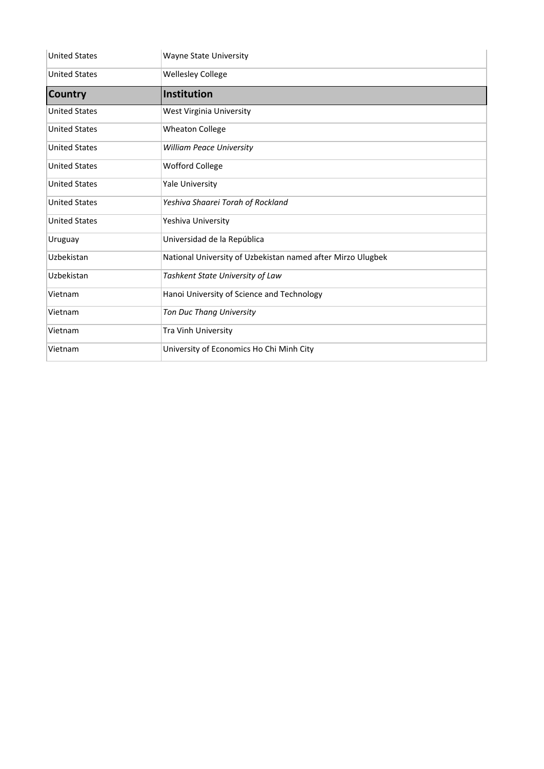| Country | Institution |
| --- | --- |
| United States | Wayne State University |
| United States | Wellesley College |
| United States | West Virginia University |
| United States | Wheaton College |
| United States | *William Peace University* |
| United States | Wofford College |
| United States | Yale University |
| United States | *Yeshiva Shaarei Torah of Rockland* |
| United States | Yeshiva University |
| Uruguay | Universidad de la República |
| Uzbekistan | National University of Uzbekistan named after Mirzo Ulugbek |
| Uzbekistan | *Tashkent State University of Law* |
| Vietnam | Hanoi University of Science and Technology |
| Vietnam | *Ton Duc Thang University* |
| Vietnam | Tra Vinh University |
| Vietnam | University of Economics Ho Chi Minh City |